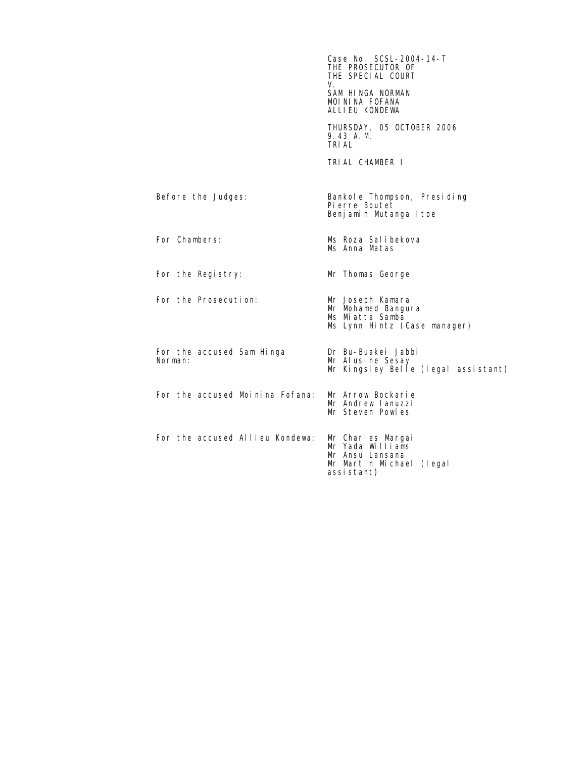Case No. SCSL-2004-14-T
THE PROSECUTOR OF
THE SPECIAL COURT
V.
SAM HINGA NORMAN
MOININA FOFANA
ALLIEU KONDEWA

THURSDAY, 05 OCTOBER 2006
9.43 A.M.
TRIAL

TRIAL CHAMBER I

| | |
|---|---|
| Before the Judges: | Bankole Thompson, Presiding<br>Pierre Boutet<br>Benjamin Mutanga Itoe |
| For Chambers: | Ms Roza Salibekova<br>Ms Anna Matas |
| For the Registry: | Mr Thomas George |
| For the Prosecution: | Mr Joseph Kamara<br>Mr Mohamed Bangura<br>Ms Miatta Samba<br>Ms Lynn Hintz (Case manager) |
| For the accused Sam Hinga Norman: | Dr Bu-Buakei Jabbi<br>Mr Alusine Sesay<br>Mr Kingsley Belle (legal assistant) |
| For the accused Moinina Fofana: | Mr Arrow Bockarie<br>Mr Andrew Ianuzzi<br>Mr Steven Powles |
| For the accused Allieu Kondewa: | Mr Charles Margai<br>Mr Yada Williams<br>Mr Ansu Lansana<br>Mr Martin Michael (legal assistant) |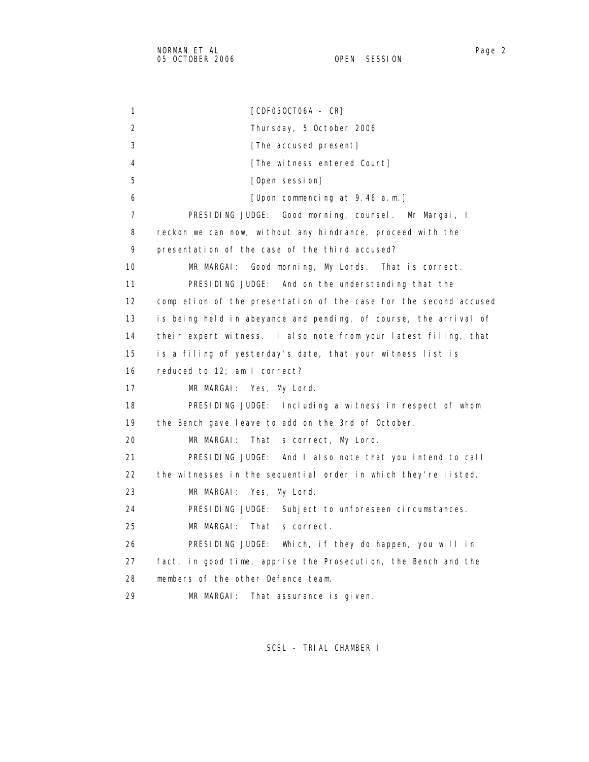1 [CDF05OCT06A - CR]
2 Thursday, 5 October 2006
3 [The accused present]
4 [The witness entered Court]
5 [Open session]
6 [Upon commencing at 9.46 a.m.]
7 PRESIDING JUDGE: Good morning, counsel. Mr Margai, I
8 reckon we can now, without any hindrance, proceed with the
9 presentation of the case of the third accused?
10 MR MARGAI: Good morning, My Lords. That is correct.
11 PRESIDING JUDGE: And on the understanding that the
12 completion of the presentation of the case for the second accused
13 is being held in abeyance and pending, of course, the arrival of
14 their expert witness. I also note from your latest filing, that
15 is a filing of yesterday's date, that your witness list is
16 reduced to 12; am I correct?
17 MR MARGAI: Yes, My Lord.
18 PRESIDING JUDGE: Including a witness in respect of whom
19 the Bench gave leave to add on the 3rd of October.
20 MR MARGAI: That is correct, My Lord.
21 PRESIDING JUDGE: And I also note that you intend to call
22 the witnesses in the sequential order in which they're listed.
23 MR MARGAI: Yes, My Lord.
24 PRESIDING JUDGE: Subject to unforeseen circumstances.
25 MR MARGAI: That is correct.
26 PRESIDING JUDGE: Which, if they do happen, you will in
27 fact, in good time, apprise the Prosecution, the Bench and the
28 members of the other Defence team.
29 MR MARGAI: That assurance is given.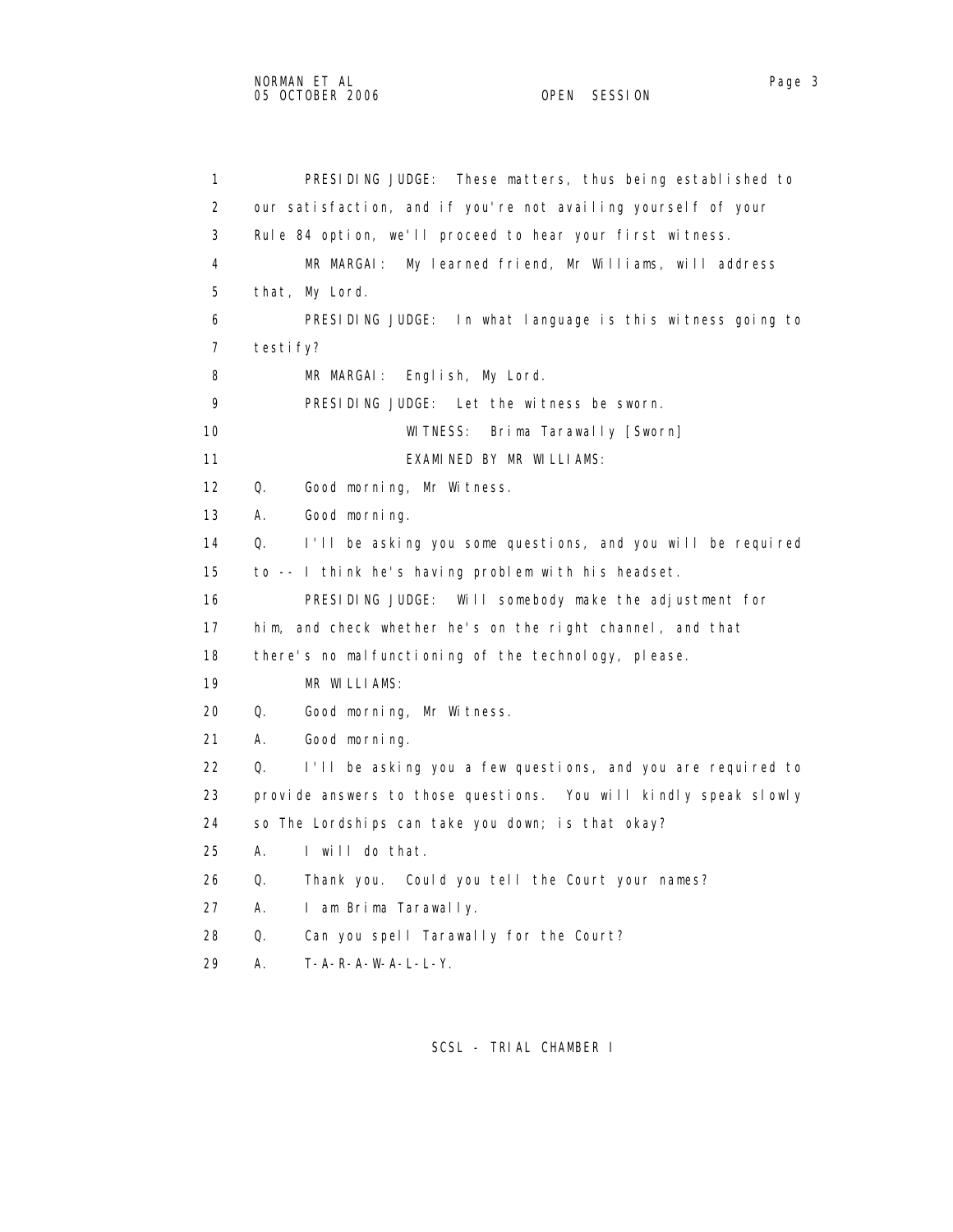1 PRESIDING JUDGE: These matters, thus being established to
2 our satisfaction, and if you're not availing yourself of your
3 Rule 84 option, we'll proceed to hear your first witness.
4 MR MARGAI: My learned friend, Mr Williams, will address
5 that, My Lord.
6 PRESIDING JUDGE: In what language is this witness going to
7 testify?
8 MR MARGAI: English, My Lord.
9 PRESIDING JUDGE: Let the witness be sworn.
10 WITNESS: Brima Tarawally [Sworn]
11 EXAMINED BY MR WILLIAMS:
12 Q. Good morning, Mr Witness.
13 A. Good morning.
14 Q. I'll be asking you some questions, and you will be required
15 to -- I think he's having problem with his headset.
16 PRESIDING JUDGE: Will somebody make the adjustment for
17 him, and check whether he's on the right channel, and that
18 there's no malfunctioning of the technology, please.
19 MR WILLIAMS:
20 Q. Good morning, Mr Witness.
21 A. Good morning.
22 Q. I'll be asking you a few questions, and you are required to
23 provide answers to those questions. You will kindly speak slowly
24 so The Lordships can take you down; is that okay?
25 A. I will do that.
26 Q. Thank you. Could you tell the Court your names?
27 A. I am Brima Tarawally.
28 Q. Can you spell Tarawally for the Court?
29 A. T-A-R-A-W-A-L-L-Y.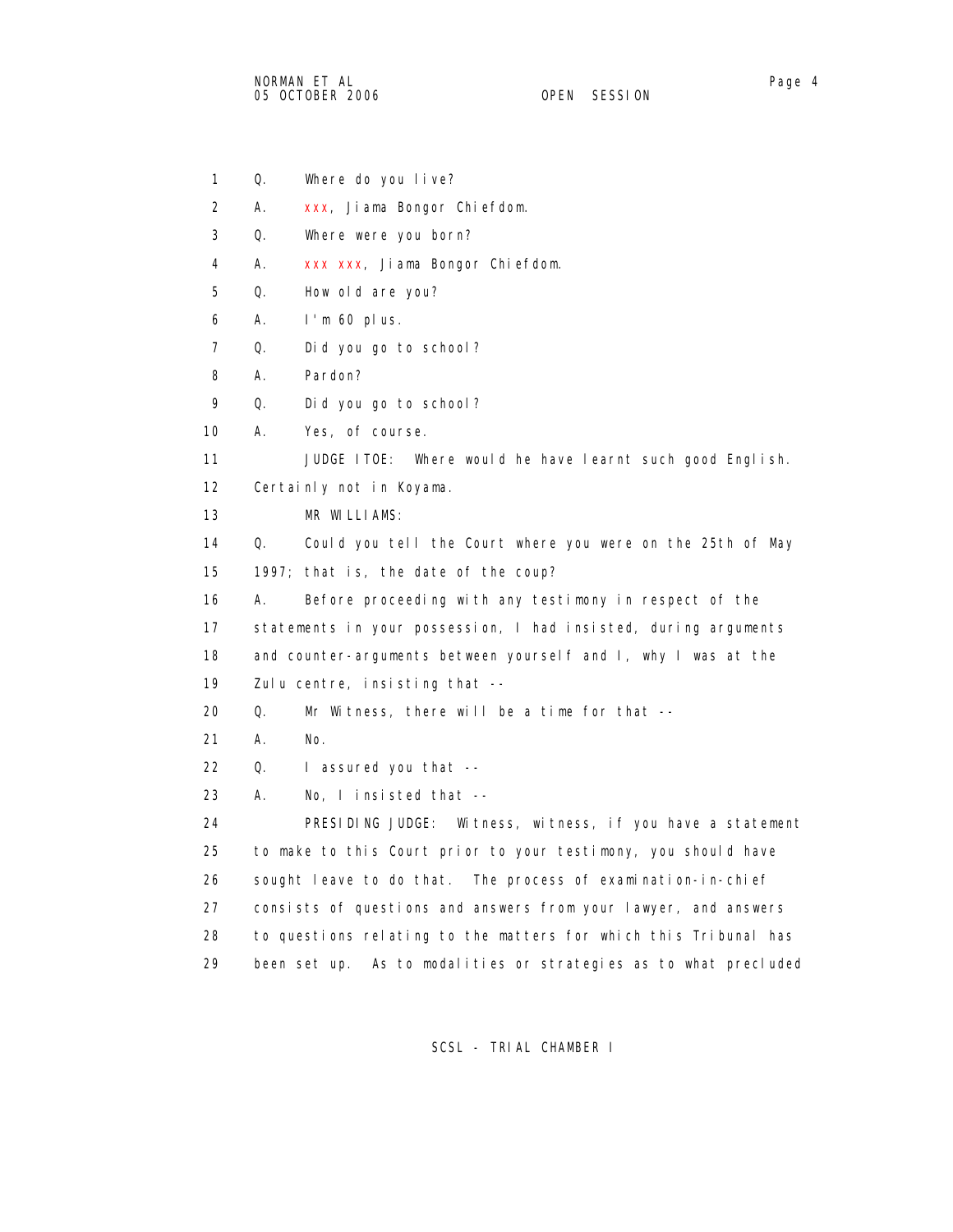1 Q. Where do you live?

2 A. xxx, Jiama Bongor Chiefdom.

3 Q. Where were you born?

4 A. xxx xxx, Jiama Bongor Chiefdom.

5 Q. How old are you?

6 A. I'm 60 plus.

7 Q. Did you go to school?

8 A. Pardon?

9 Q. Did you go to school?

10 A. Yes, of course.

11 JUDGE ITOE: Where would he have learnt such good English.

12 Certainly not in Koyama.

13 MR WILLIAMS:

14 Q. Could you tell the Court where you were on the 25th of May

15 1997; that is, the date of the coup?

16 A. Before proceeding with any testimony in respect of the

17 statements in your possession, I had insisted, during arguments

18 and counter-arguments between yourself and I, why I was at the

19 Zulu centre, insisting that --

20 Q. Mr Witness, there will be a time for that --

21 A. No.

22 Q. I assured you that --

23 A. No, I insisted that --

24 PRESIDING JUDGE: Witness, witness, if you have a statement

25 to make to this Court prior to your testimony, you should have

26 sought leave to do that. The process of examination-in-chief

27 consists of questions and answers from your lawyer, and answers

28 to questions relating to the matters for which this Tribunal has

29 been set up. As to modalities or strategies as to what precluded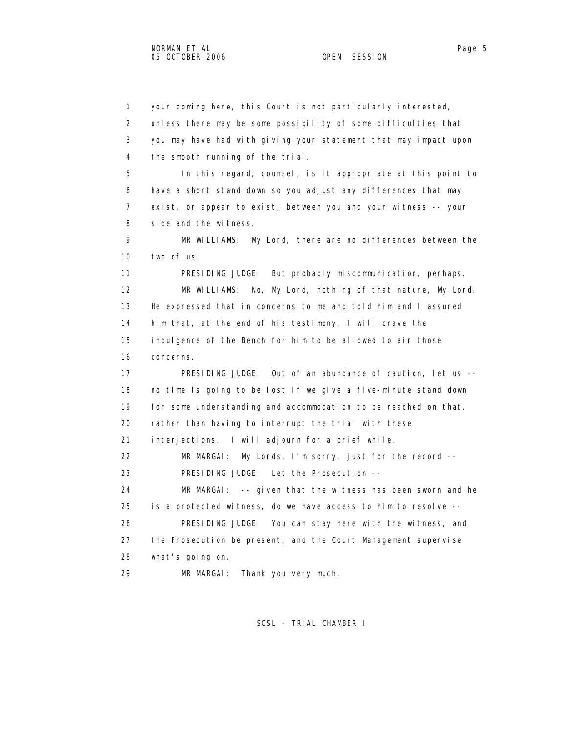1 your coming here, this Court is not particularly interested,
2 unless there may be some possibility of some difficulties that
3 you may have had with giving your statement that may impact upon
4 the smooth running of the trial.

5 In this regard, counsel, is it appropriate at this point to
6 have a short stand down so you adjust any differences that may
7 exist, or appear to exist, between you and your witness -- your
8 side and the witness.

9 MR WILLIAMS: My Lord, there are no differences between the
10 two of us.

11 PRESIDING JUDGE: But probably miscommunication, perhaps.

12 MR WILLIAMS: No, My Lord, nothing of that nature, My Lord.
13 He expressed that in concerns to me and told him and I assured
14 him that, at the end of his testimony, I will crave the
15 indulgence of the Bench for him to be allowed to air those
16 concerns.

17 PRESIDING JUDGE: Out of an abundance of caution, let us --
18 no time is going to be lost if we give a five-minute stand down
19 for some understanding and accommodation to be reached on that,
20 rather than having to interrupt the trial with these
21 interjections. I will adjourn for a brief while.

22 MR MARGAI: My Lords, I'm sorry, just for the record --

23 PRESIDING JUDGE: Let the Prosecution --

24 MR MARGAI: -- given that the witness has been sworn and he
25 is a protected witness, do we have access to him to resolve --

26 PRESIDING JUDGE: You can stay here with the witness, and
27 the Prosecution be present, and the Court Management supervise
28 what's going on.

29 MR MARGAI: Thank you very much.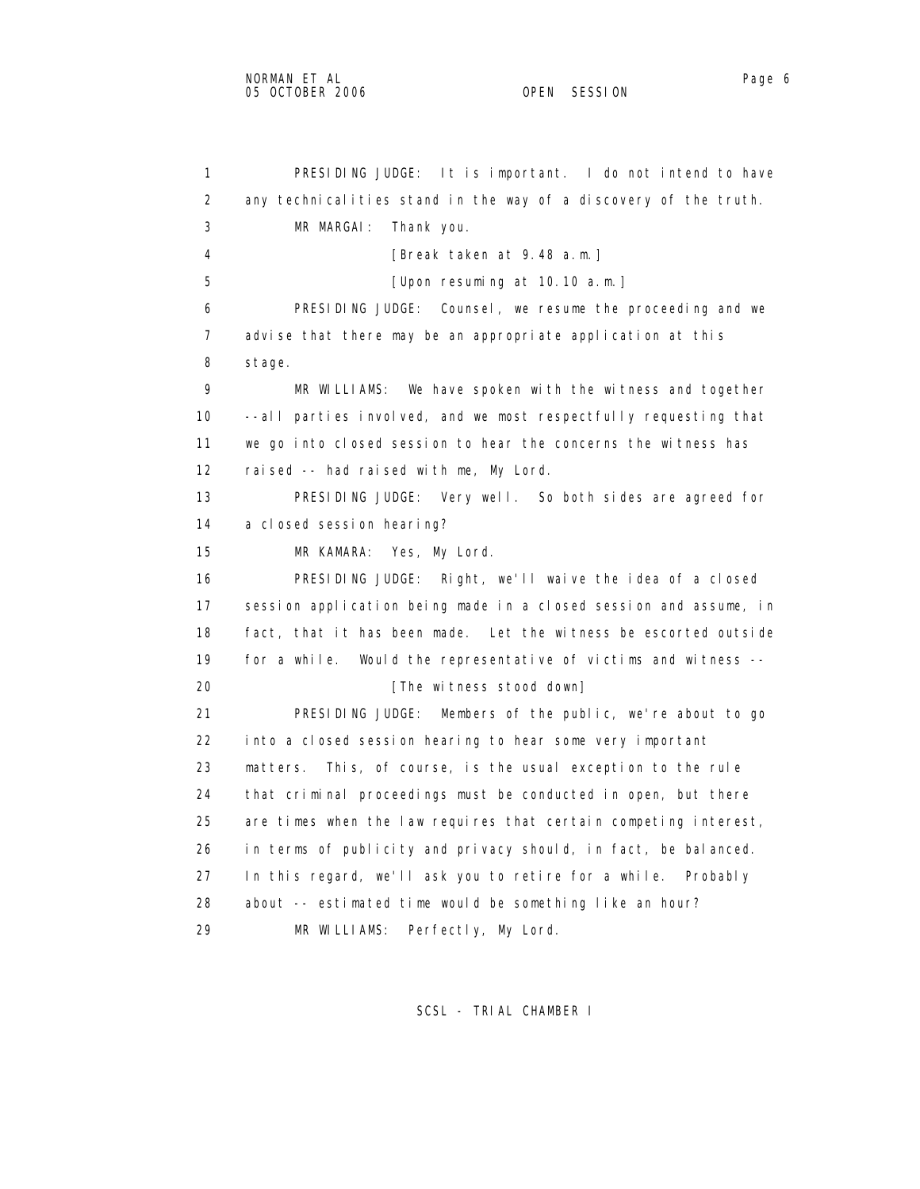1 PRESIDING JUDGE: It is important. I do not intend to have
2 any technicalities stand in the way of a discovery of the truth.
3 MR MARGAI: Thank you.
4 [Break taken at 9.48 a.m.]
5 [Upon resuming at 10.10 a.m.]
6 PRESIDING JUDGE: Counsel, we resume the proceeding and we
7 advise that there may be an appropriate application at this
8 stage.
9 MR WILLIAMS: We have spoken with the witness and together
10 --all parties involved, and we most respectfully requesting that
11 we go into closed session to hear the concerns the witness has
12 raised -- had raised with me, My Lord.
13 PRESIDING JUDGE: Very well. So both sides are agreed for
14 a closed session hearing?
15 MR KAMARA: Yes, My Lord.
16 PRESIDING JUDGE: Right, we'll waive the idea of a closed
17 session application being made in a closed session and assume, in
18 fact, that it has been made. Let the witness be escorted outside
19 for a while. Would the representative of victims and witness --
20 [The witness stood down]
21 PRESIDING JUDGE: Members of the public, we're about to go
22 into a closed session hearing to hear some very important
23 matters. This, of course, is the usual exception to the rule
24 that criminal proceedings must be conducted in open, but there
25 are times when the law requires that certain competing interest,
26 in terms of publicity and privacy should, in fact, be balanced.
27 In this regard, we'll ask you to retire for a while. Probably
28 about -- estimated time would be something like an hour?
29 MR WILLIAMS: Perfectly, My Lord.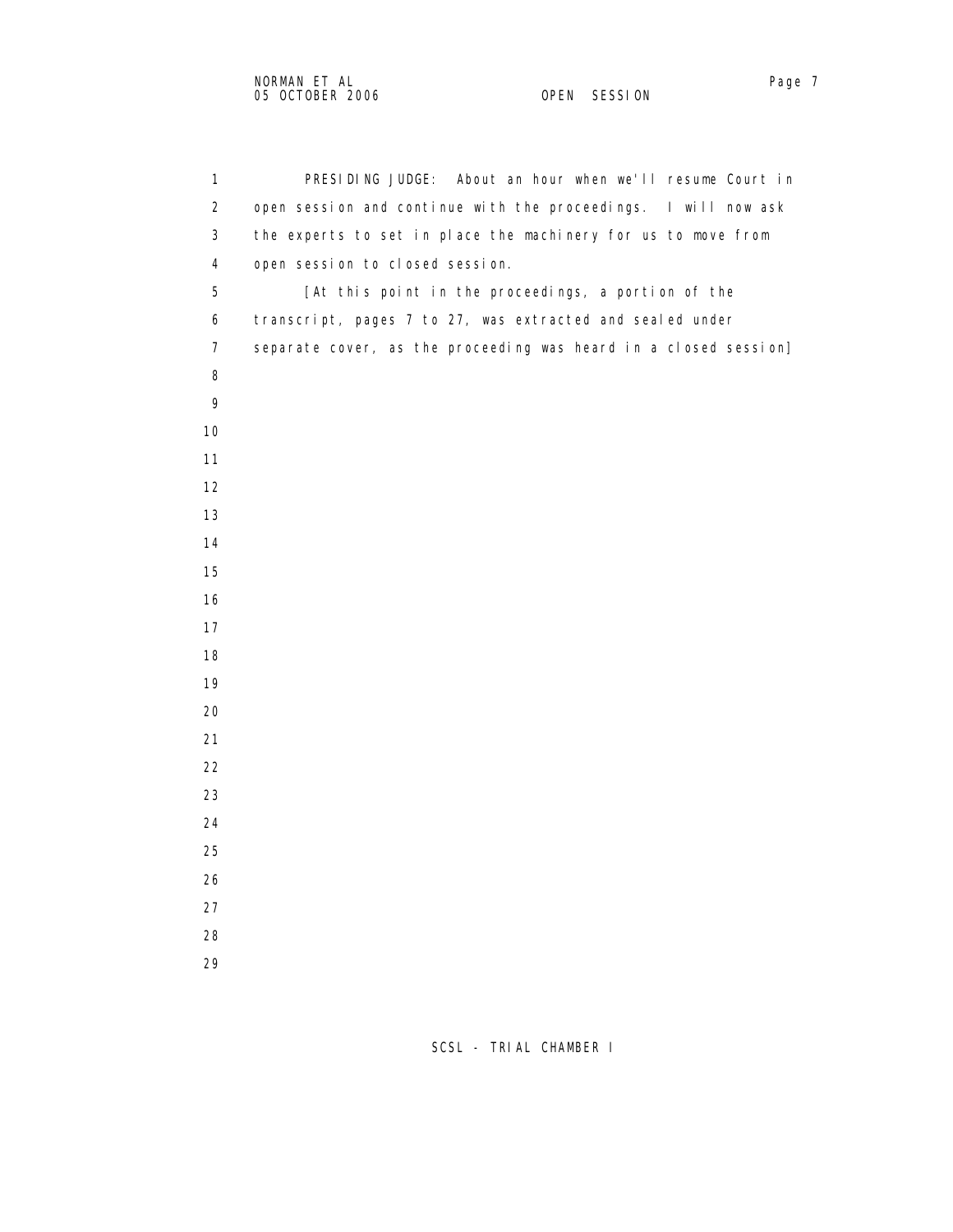PRESIDING JUDGE: About an hour when we'll resume Court in open session and continue with the proceedings. I will now ask the experts to set in place the machinery for us to move from open session to closed session.

[At this point in the proceedings, a portion of the transcript, pages 7 to 27, was extracted and sealed under separate cover, as the proceeding was heard in a closed session]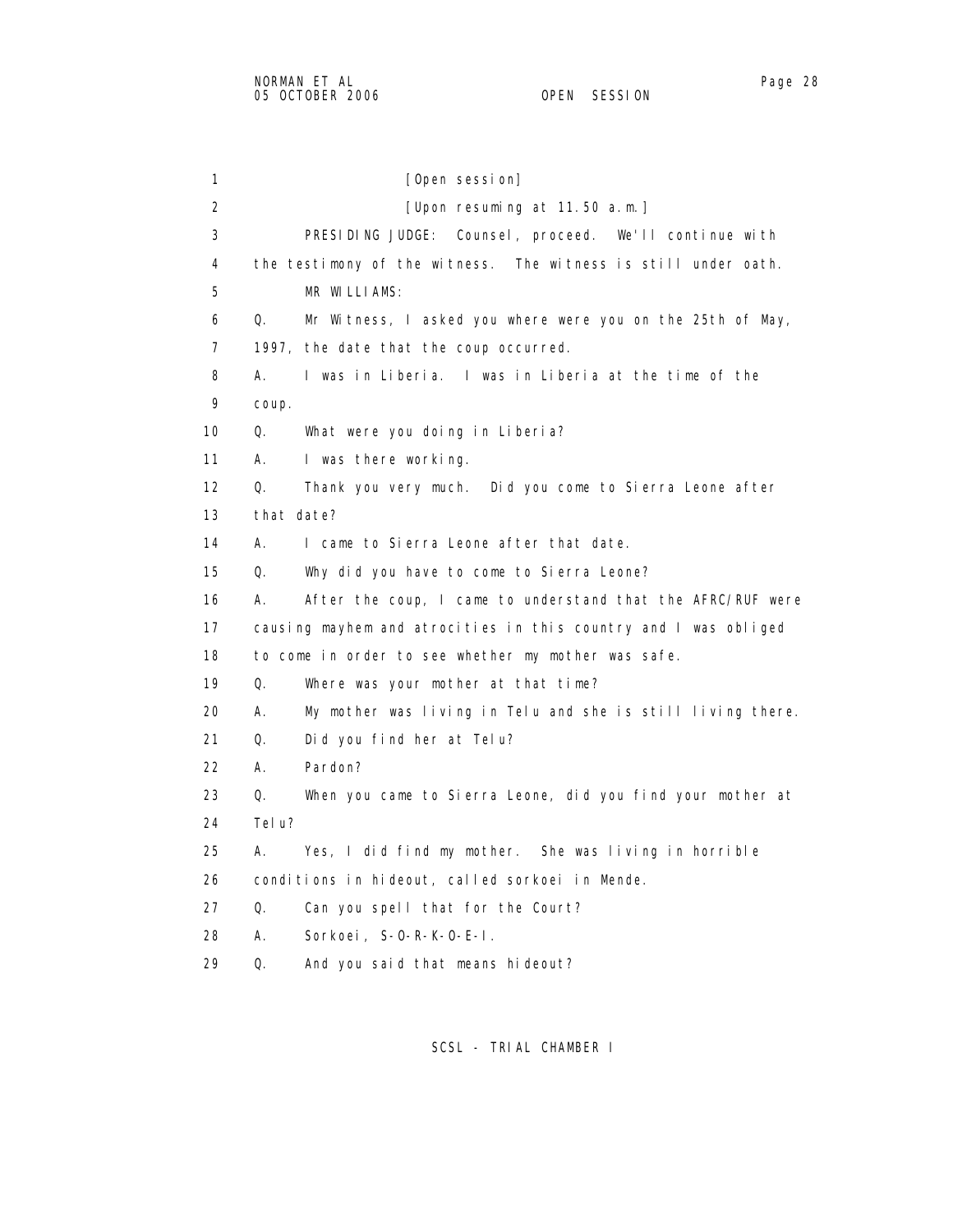[Open session]

[Upon resuming at 11.50 a.m.]

PRESIDING JUDGE: Counsel, proceed. We'll continue with the testimony of the witness. The witness is still under oath.

MR WILLIAMS:

Q. Mr Witness, I asked you where were you on the 25th of May, 1997, the date that the coup occurred.

A. I was in Liberia. I was in Liberia at the time of the coup.

Q. What were you doing in Liberia?

A. I was there working.

Q. Thank you very much. Did you come to Sierra Leone after that date?

A. I came to Sierra Leone after that date.

Q. Why did you have to come to Sierra Leone?

A. After the coup, I came to understand that the AFRC/RUF were causing mayhem and atrocities in this country and I was obliged to come in order to see whether my mother was safe.

Q. Where was your mother at that time?

A. My mother was living in Telu and she is still living there.

Q. Did you find her at Telu?

A. Pardon?

Q. When you came to Sierra Leone, did you find your mother at Telu?

A. Yes, I did find my mother. She was living in horrible conditions in hideout, called sorkoei in Mende.

Q. Can you spell that for the Court?

A. Sorkoei, S-O-R-K-O-E-I.

Q. And you said that means hideout?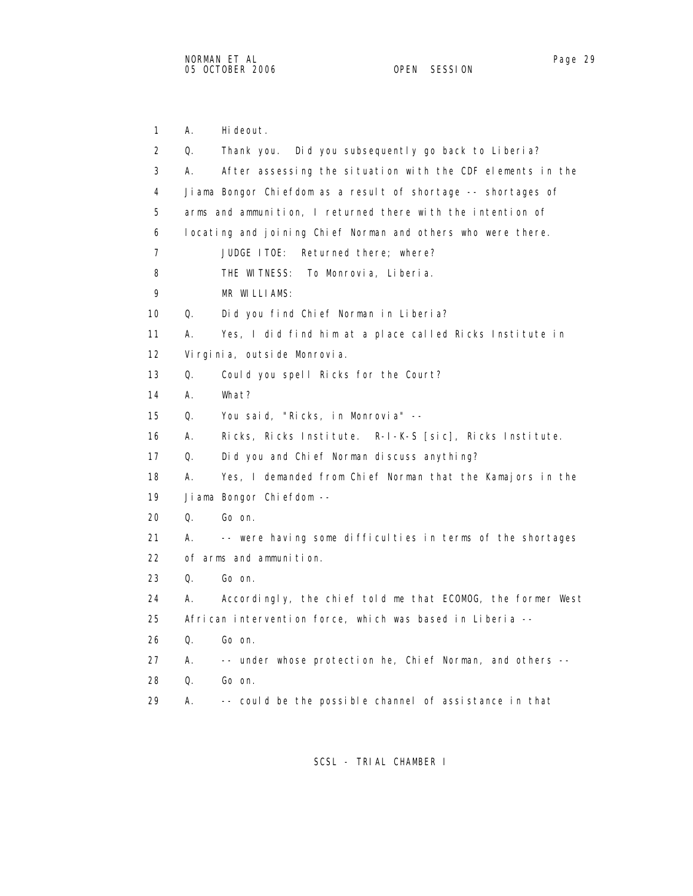1 A. Hideout.

2 Q. Thank you. Did you subsequently go back to Liberia?

3 A. After assessing the situation with the CDF elements in the

4 Jiama Bongor Chiefdom as a result of shortage -- shortages of

5 arms and ammunition, I returned there with the intention of

6 locating and joining Chief Norman and others who were there.

7 JUDGE ITOE: Returned there; where?

8 THE WITNESS: To Monrovia, Liberia.

9 MR WILLIAMS:

10 Q. Did you find Chief Norman in Liberia?

11 A. Yes, I did find him at a place called Ricks Institute in

12 Virginia, outside Monrovia.

13 Q. Could you spell Ricks for the Court?

14 A. What?

15 Q. You said, "Ricks, in Monrovia" --

16 A. Ricks, Ricks Institute. R-I-K-S [sic], Ricks Institute.

17 Q. Did you and Chief Norman discuss anything?

18 A. Yes, I demanded from Chief Norman that the Kamajors in the

19 Jiama Bongor Chiefdom --

20 Q. Go on.

21 A. -- were having some difficulties in terms of the shortages

22 of arms and ammunition.

23 Q. Go on.

24 A. Accordingly, the chief told me that ECOMOG, the former West

25 African intervention force, which was based in Liberia --

26 Q. Go on.

27 A. -- under whose protection he, Chief Norman, and others --

28 Q. Go on.

29 A. -- could be the possible channel of assistance in that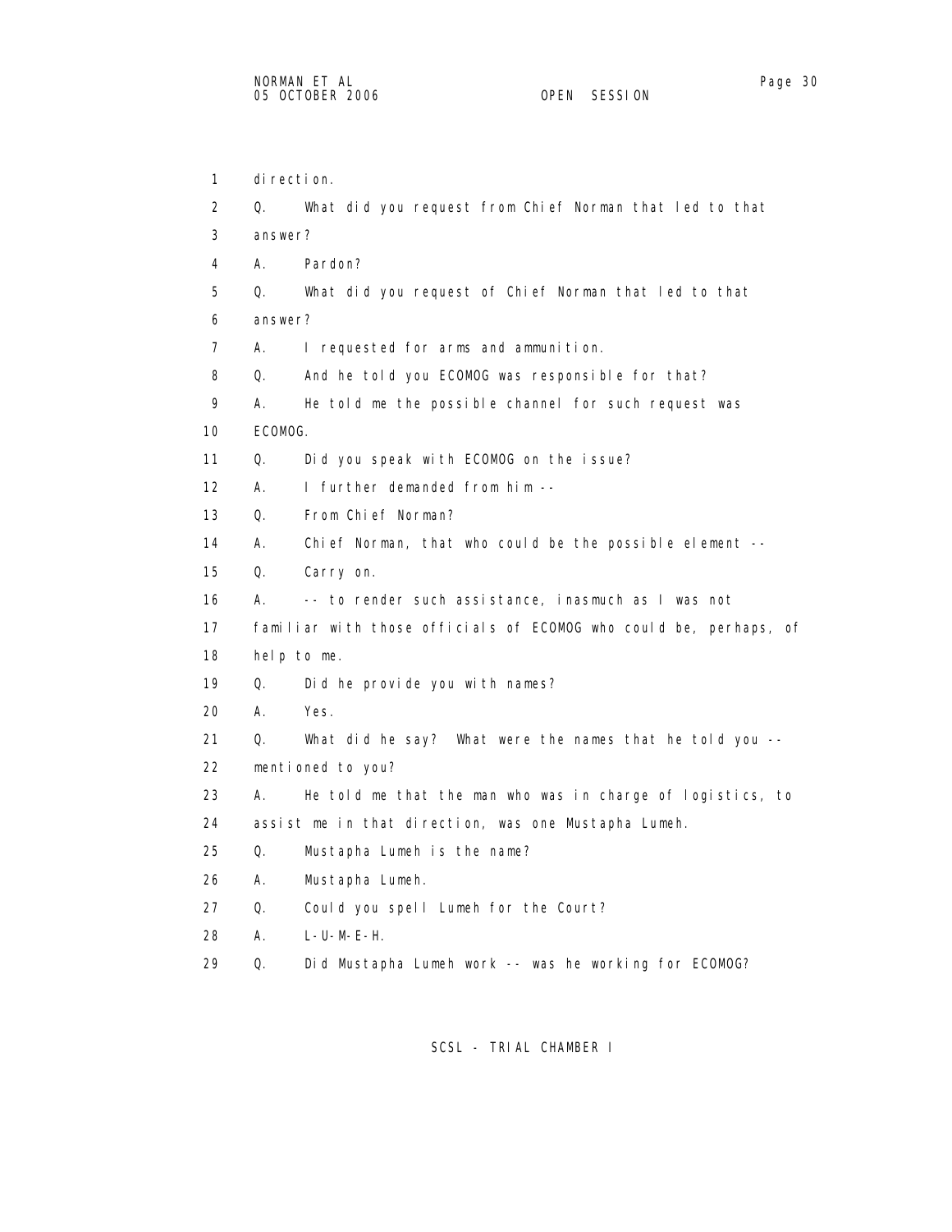direction.

Q. What did you request from Chief Norman that led to that answer?

A. Pardon?

Q. What did you request of Chief Norman that led to that answer?

A. I requested for arms and ammunition.

Q. And he told you ECOMOG was responsible for that?

A. He told me the possible channel for such request was ECOMOG.

Q. Did you speak with ECOMOG on the issue?

A. I further demanded from him --

Q. From Chief Norman?

A. Chief Norman, that who could be the possible element --

Q. Carry on.

A. -- to render such assistance, inasmuch as I was not familiar with those officials of ECOMOG who could be, perhaps, of help to me.

Q. Did he provide you with names?

A. Yes.

Q. What did he say? What were the names that he told you -- mentioned to you?

A. He told me that the man who was in charge of logistics, to assist me in that direction, was one Mustapha Lumeh.

Q. Mustapha Lumeh is the name?

A. Mustapha Lumeh.

Q. Could you spell Lumeh for the Court?

A. L-U-M-E-H.

Q. Did Mustapha Lumeh work -- was he working for ECOMOG?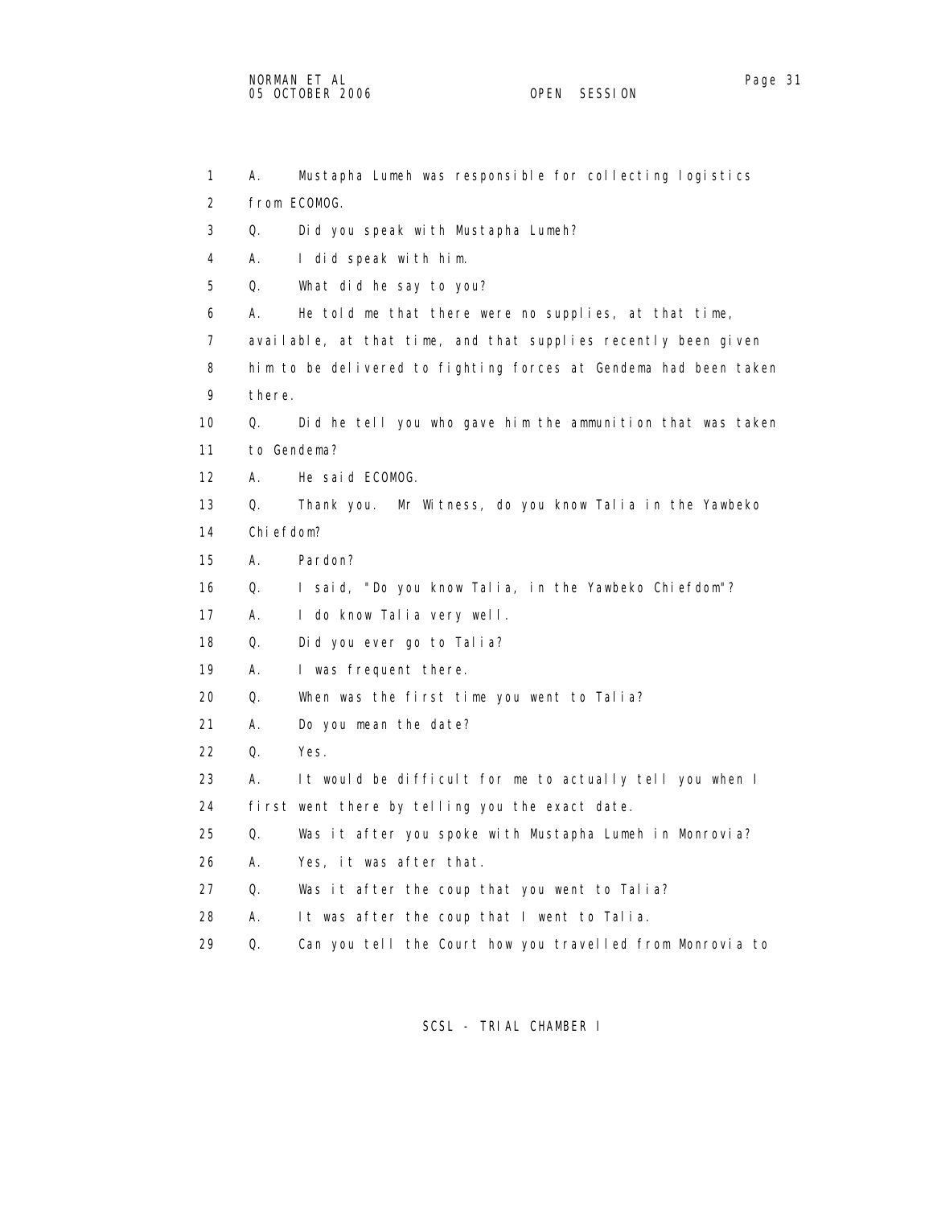1 A. Mustapha Lumeh was responsible for collecting logistics
2 from ECOMOG.
3 Q. Did you speak with Mustapha Lumeh?
4 A. I did speak with him.
5 Q. What did he say to you?
6 A. He told me that there were no supplies, at that time,
7 available, at that time, and that supplies recently been given
8 him to be delivered to fighting forces at Gendema had been taken
9 there.
10 Q. Did he tell you who gave him the ammunition that was taken
11 to Gendema?
12 A. He said ECOMOG.
13 Q. Thank you. Mr Witness, do you know Talia in the Yawbeko
14 Chiefdom?
15 A. Pardon?
16 Q. I said, "Do you know Talia, in the Yawbeko Chiefdom"?
17 A. I do know Talia very well.
18 Q. Did you ever go to Talia?
19 A. I was frequent there.
20 Q. When was the first time you went to Talia?
21 A. Do you mean the date?
22 Q. Yes.
23 A. It would be difficult for me to actually tell you when I
24 first went there by telling you the exact date.
25 Q. Was it after you spoke with Mustapha Lumeh in Monrovia?
26 A. Yes, it was after that.
27 Q. Was it after the coup that you went to Talia?
28 A. It was after the coup that I went to Talia.
29 Q. Can you tell the Court how you travelled from Monrovia to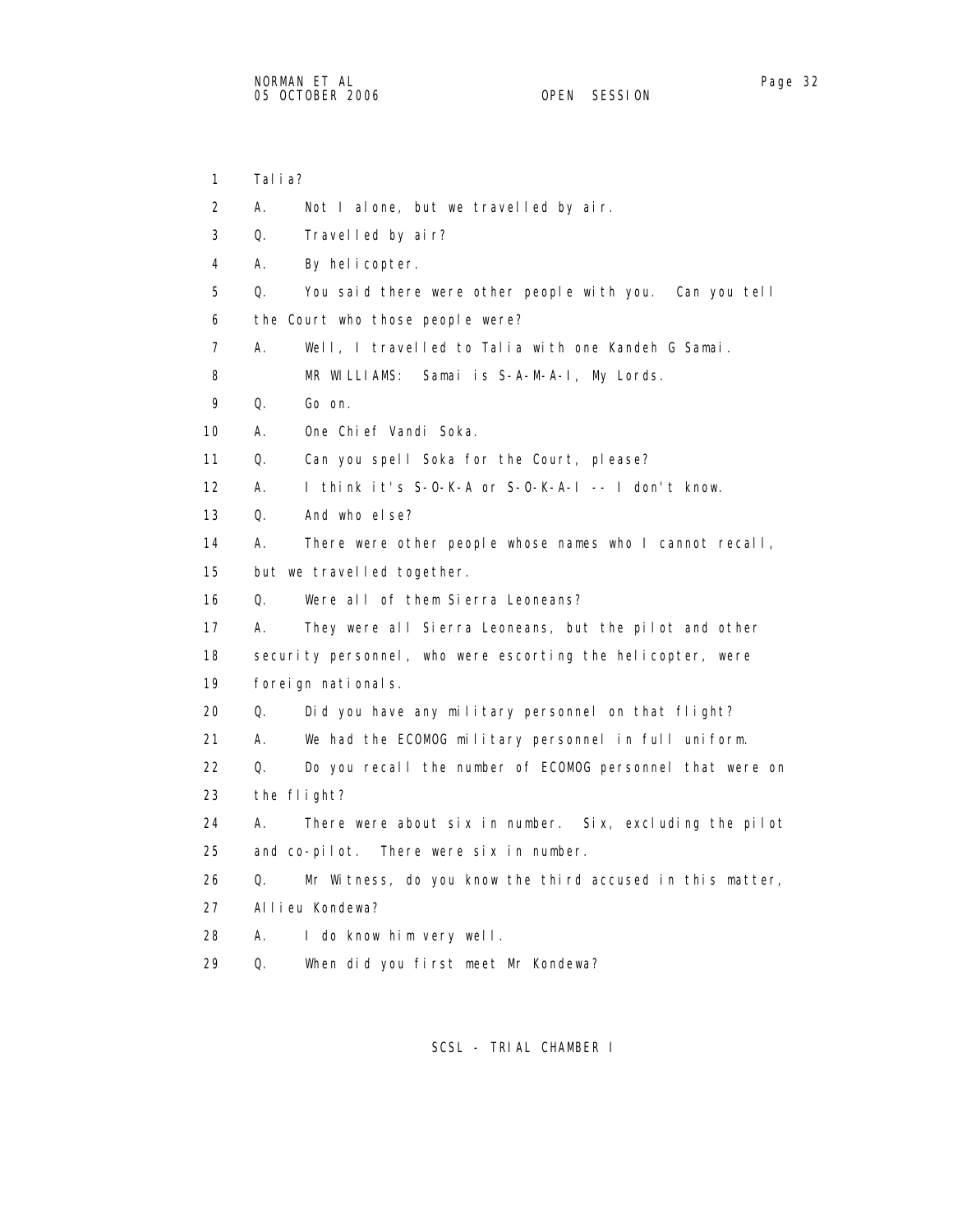1 Talia?

2 A. Not I alone, but we travelled by air.

3 Q. Travelled by air?

4 A. By helicopter.

5 Q. You said there were other people with you. Can you tell

6 the Court who those people were?

7 A. Well, I travelled to Talia with one Kandeh G Samai.

8 MR WILLIAMS: Samai is S-A-M-A-I, My Lords.

9 Q. Go on.

10 A. One Chief Vandi Soka.

11 Q. Can you spell Soka for the Court, please?

12 A. I think it's S-O-K-A or S-O-K-A-I -- I don't know.

13 Q. And who else?

14 A. There were other people whose names who I cannot recall,

15 but we travelled together.

16 Q. Were all of them Sierra Leoneans?

17 A. They were all Sierra Leoneans, but the pilot and other

18 security personnel, who were escorting the helicopter, were

19 foreign nationals.

20 Q. Did you have any military personnel on that flight?

21 A. We had the ECOMOG military personnel in full uniform.

22 Q. Do you recall the number of ECOMOG personnel that were on

23 the flight?

24 A. There were about six in number. Six, excluding the pilot

25 and co-pilot. There were six in number.

26 Q. Mr Witness, do you know the third accused in this matter,

27 Allieu Kondewa?

28 A. I do know him very well.

29 Q. When did you first meet Mr Kondewa?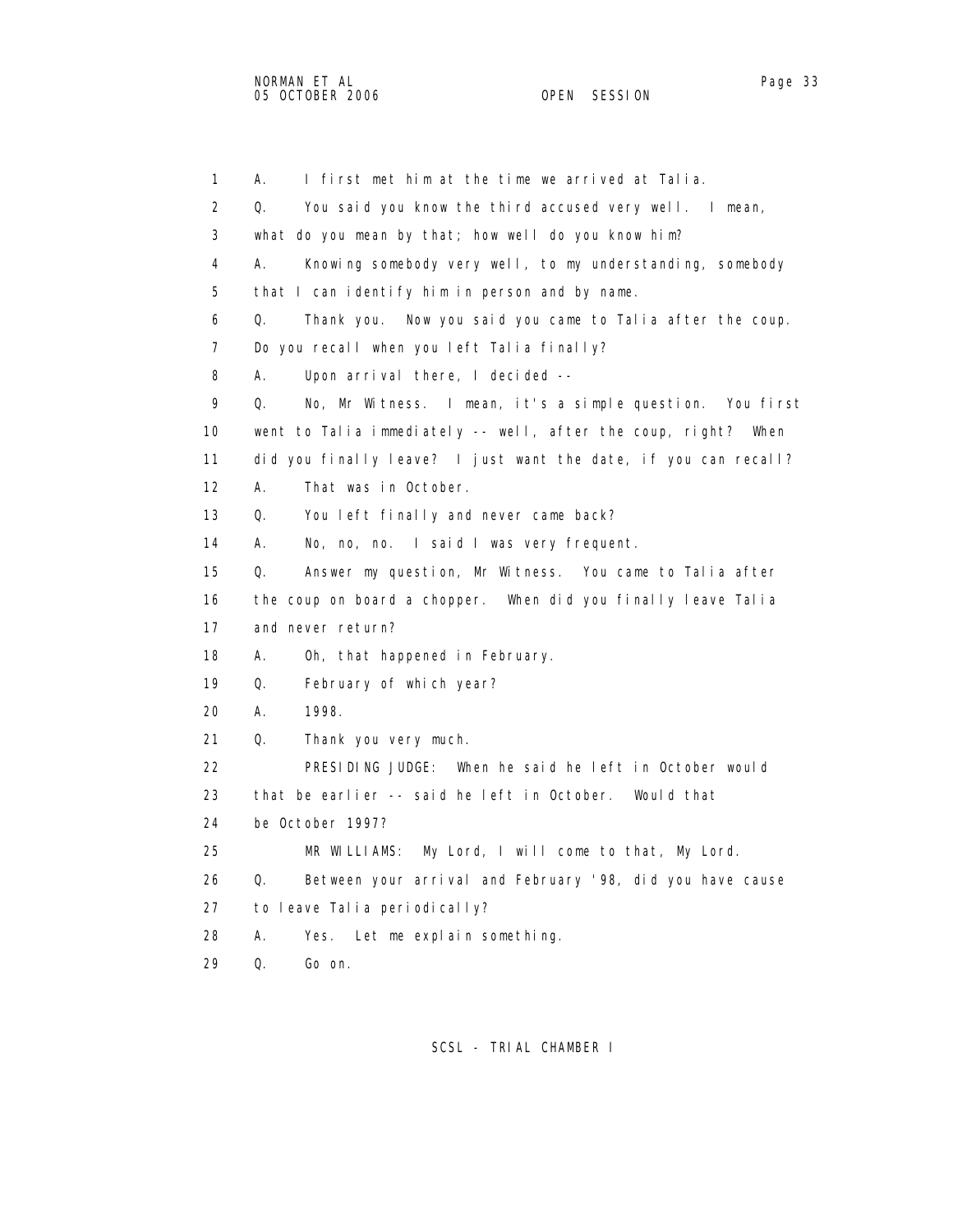1 A. I first met him at the time we arrived at Talia.

2 Q. You said you know the third accused very well. I mean,

3 what do you mean by that; how well do you know him?

4 A. Knowing somebody very well, to my understanding, somebody

5 that I can identify him in person and by name.

6 Q. Thank you. Now you said you came to Talia after the coup.

7 Do you recall when you left Talia finally?

8 A. Upon arrival there, I decided --

9 Q. No, Mr Witness. I mean, it's a simple question. You first

10 went to Talia immediately -- well, after the coup, right? When

11 did you finally leave? I just want the date, if you can recall?

12 A. That was in October.

13 Q. You left finally and never came back?

14 A. No, no, no. I said I was very frequent.

15 Q. Answer my question, Mr Witness. You came to Talia after

16 the coup on board a chopper. When did you finally leave Talia

17 and never return?

18 A. Oh, that happened in February.

19 Q. February of which year?

20 A. 1998.

21 Q. Thank you very much.

22 PRESIDING JUDGE: When he said he left in October would

23 that be earlier -- said he left in October. Would that

24 be October 1997?

25 MR WILLIAMS: My Lord, I will come to that, My Lord.

26 Q. Between your arrival and February '98, did you have cause

27 to leave Talia periodically?

28 A. Yes. Let me explain something.

29 Q. Go on.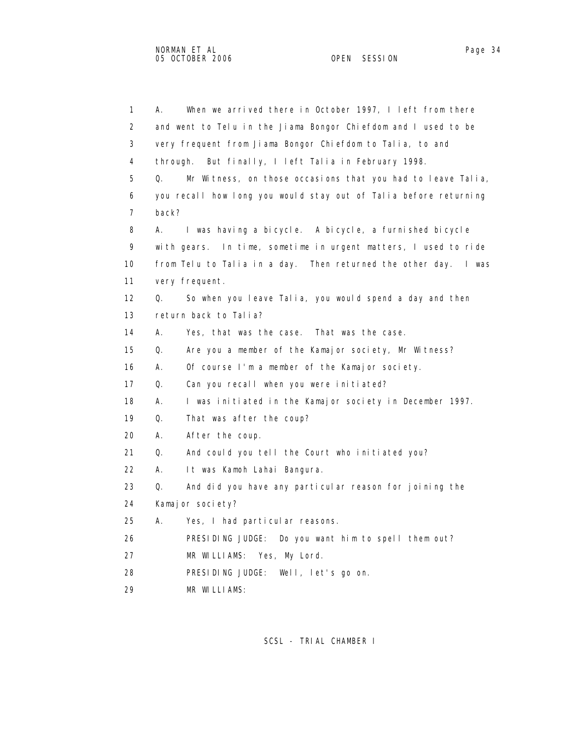1 A. When we arrived there in October 1997, I left from there
2 and went to Telu in the Jiama Bongor Chiefdom and I used to be
3 very frequent from Jiama Bongor Chiefdom to Talia, to and
4 through. But finally, I left Talia in February 1998.
5 Q. Mr Witness, on those occasions that you had to leave Talia,
6 you recall how long you would stay out of Talia before returning
7 back?
8 A. I was having a bicycle. A bicycle, a furnished bicycle
9 with gears. In time, sometime in urgent matters, I used to ride
10 from Telu to Talia in a day. Then returned the other day. I was
11 very frequent.
12 Q. So when you leave Talia, you would spend a day and then
13 return back to Talia?
14 A. Yes, that was the case. That was the case.
15 Q. Are you a member of the Kamajor society, Mr Witness?
16 A. Of course I'm a member of the Kamajor society.
17 Q. Can you recall when you were initiated?
18 A. I was initiated in the Kamajor society in December 1997.
19 Q. That was after the coup?
20 A. After the coup.
21 Q. And could you tell the Court who initiated you?
22 A. It was Kamoh Lahai Bangura.
23 Q. And did you have any particular reason for joining the
24 Kamajor society?
25 A. Yes, I had particular reasons.
26 PRESIDING JUDGE: Do you want him to spell them out?
27 MR WILLIAMS: Yes, My Lord.
28 PRESIDING JUDGE: Well, let's go on.
29 MR WILLIAMS: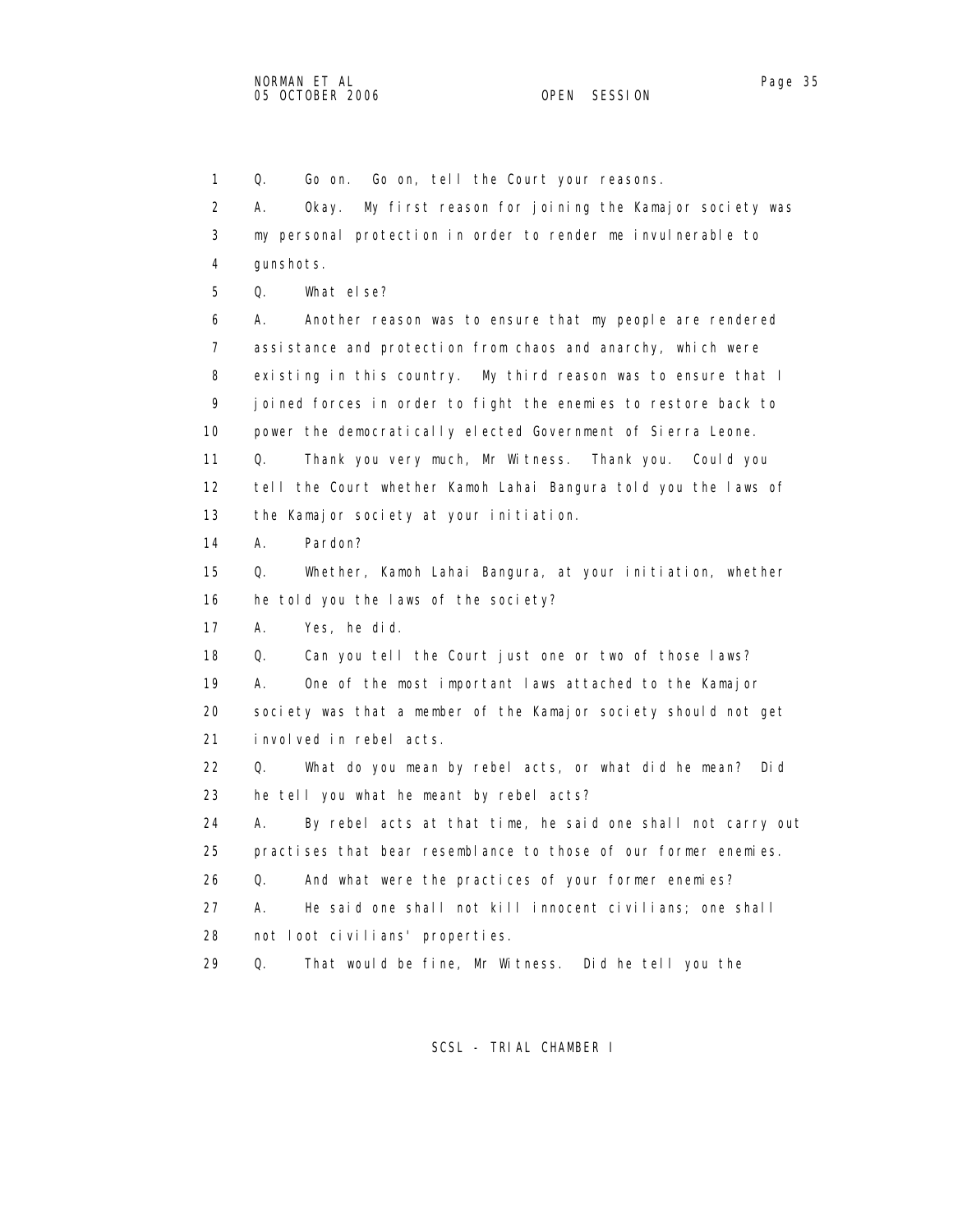Q. Go on. Go on, tell the Court your reasons.

A. Okay. My first reason for joining the Kamajor society was my personal protection in order to render me invulnerable to gunshots.

Q. What else?

A. Another reason was to ensure that my people are rendered assistance and protection from chaos and anarchy, which were existing in this country. My third reason was to ensure that I joined forces in order to fight the enemies to restore back to power the democratically elected Government of Sierra Leone.

Q. Thank you very much, Mr Witness. Thank you. Could you tell the Court whether Kamoh Lahai Bangura told you the laws of the Kamajor society at your initiation.

A. Pardon?

Q. Whether, Kamoh Lahai Bangura, at your initiation, whether he told you the laws of the society?

A. Yes, he did.

Q. Can you tell the Court just one or two of those laws?

A. One of the most important laws attached to the Kamajor society was that a member of the Kamajor society should not get involved in rebel acts.

Q. What do you mean by rebel acts, or what did he mean? Did he tell you what he meant by rebel acts?

A. By rebel acts at that time, he said one shall not carry out practises that bear resemblance to those of our former enemies.

Q. And what were the practices of your former enemies?

A. He said one shall not kill innocent civilians; one shall not loot civilians' properties.

Q. That would be fine, Mr Witness. Did he tell you the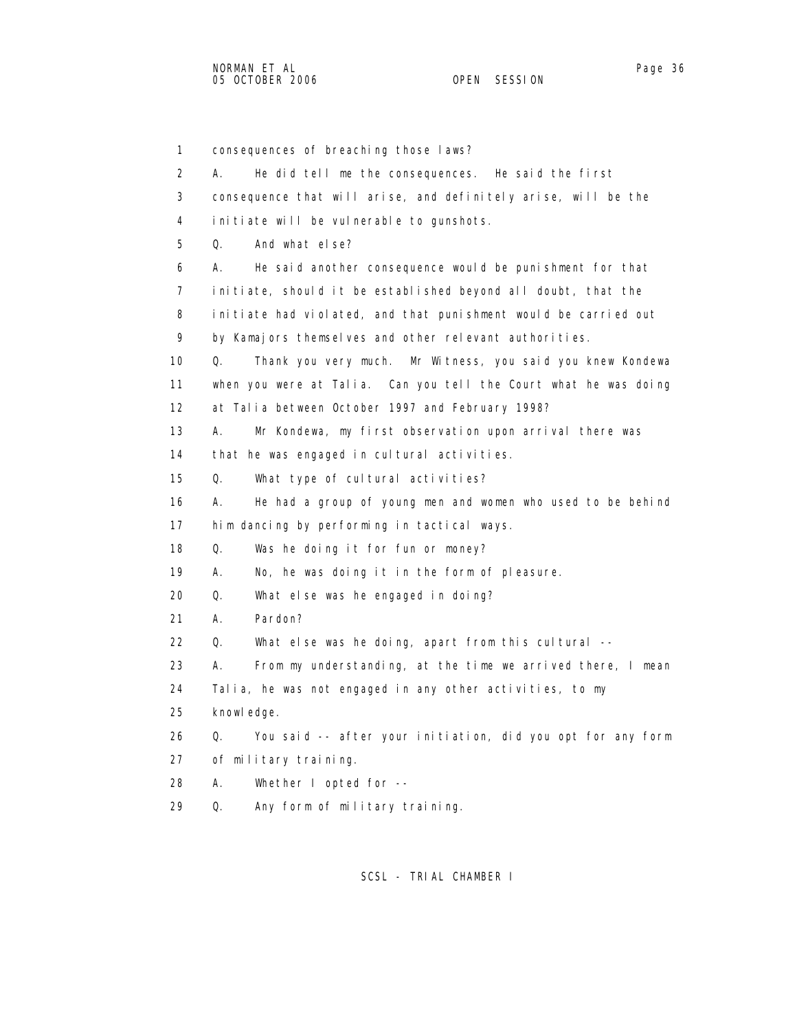1 consequences of breaching those laws?

2 A. He did tell me the consequences. He said the first

3 consequence that will arise, and definitely arise, will be the

4 initiate will be vulnerable to gunshots.

5 Q. And what else?

6 A. He said another consequence would be punishment for that

7 initiate, should it be established beyond all doubt, that the

8 initiate had violated, and that punishment would be carried out

9 by Kamajors themselves and other relevant authorities.

10 Q. Thank you very much. Mr Witness, you said you knew Kondewa

11 when you were at Talia. Can you tell the Court what he was doing

12 at Talia between October 1997 and February 1998?

13 A. Mr Kondewa, my first observation upon arrival there was

14 that he was engaged in cultural activities.

15 Q. What type of cultural activities?

16 A. He had a group of young men and women who used to be behind

17 him dancing by performing in tactical ways.

18 Q. Was he doing it for fun or money?

19 A. No, he was doing it in the form of pleasure.

20 Q. What else was he engaged in doing?

21 A. Pardon?

22 Q. What else was he doing, apart from this cultural --

23 A. From my understanding, at the time we arrived there, I mean

24 Talia, he was not engaged in any other activities, to my

25 knowledge.

26 Q. You said -- after your initiation, did you opt for any form

27 of military training.

28 A. Whether I opted for --

29 Q. Any form of military training.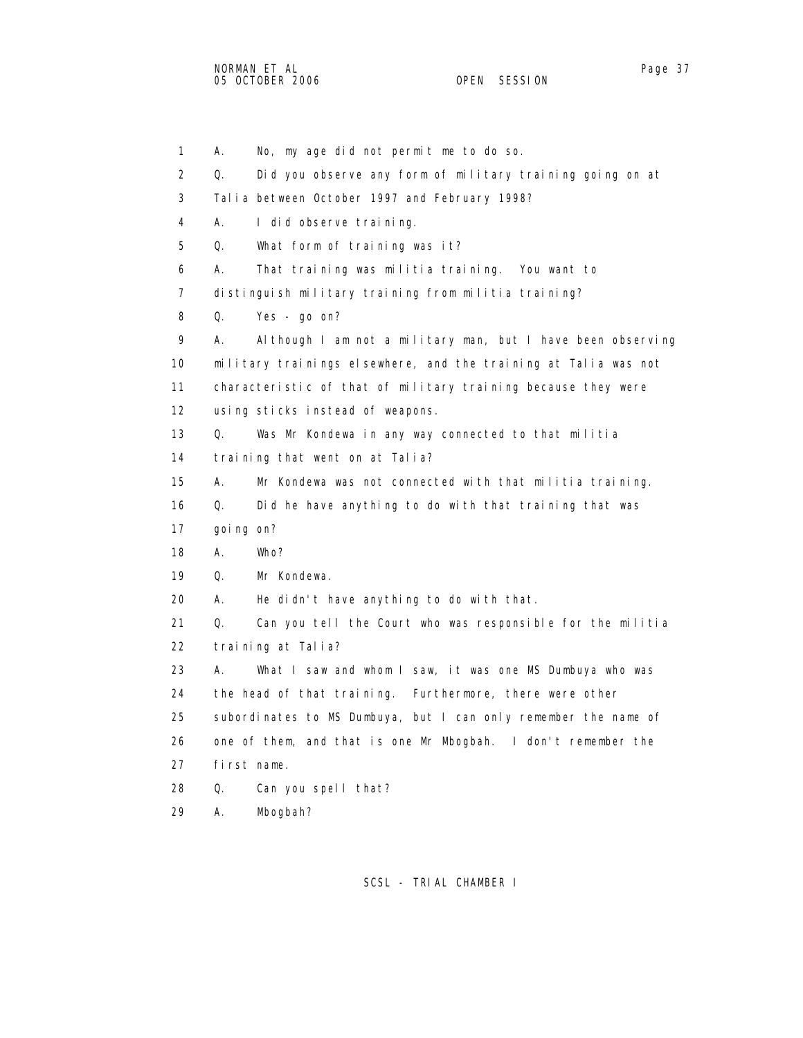1 A. No, my age did not permit me to do so.

2 Q. Did you observe any form of military training going on at

3 Talia between October 1997 and February 1998?

4 A. I did observe training.

5 Q. What form of training was it?

6 A. That training was militia training. You want to

7 distinguish military training from militia training?

8 Q. Yes - go on?

9 A. Although I am not a military man, but I have been observing

10 military trainings elsewhere, and the training at Talia was not

11 characteristic of that of military training because they were

12 using sticks instead of weapons.

13 Q. Was Mr Kondewa in any way connected to that militia

14 training that went on at Talia?

15 A. Mr Kondewa was not connected with that militia training.

16 Q. Did he have anything to do with that training that was

17 going on?

18 A. Who?

19 Q. Mr Kondewa.

20 A. He didn't have anything to do with that.

21 Q. Can you tell the Court who was responsible for the militia

22 training at Talia?

23 A. What I saw and whom I saw, it was one MS Dumbuya who was

24 the head of that training. Furthermore, there were other

25 subordinates to MS Dumbuya, but I can only remember the name of

26 one of them, and that is one Mr Mbogbah. I don't remember the

27 first name.

28 Q. Can you spell that?

29 A. Mbogbah?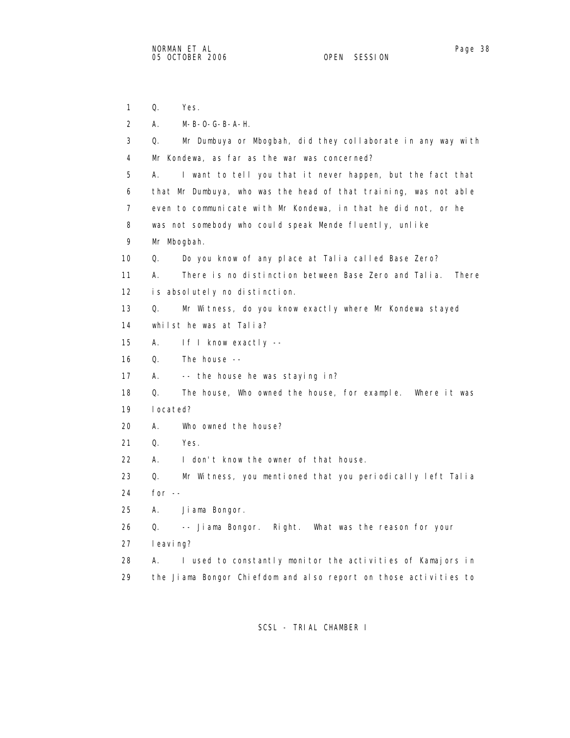1 Q. Yes.

2 A. M-B-O-G-B-A-H.

3 Q. Mr Dumbuya or Mbogbah, did they collaborate in any way with

4 Mr Kondewa, as far as the war was concerned?

5 A. I want to tell you that it never happen, but the fact that

6 that Mr Dumbuya, who was the head of that training, was not able

7 even to communicate with Mr Kondewa, in that he did not, or he

8 was not somebody who could speak Mende fluently, unlike

9 Mr Mbogbah.

10 Q. Do you know of any place at Talia called Base Zero?

11 A. There is no distinction between Base Zero and Talia. There

12 is absolutely no distinction.

13 Q. Mr Witness, do you know exactly where Mr Kondewa stayed

14 whilst he was at Talia?

15 A. If I know exactly --

16 Q. The house --

17 A. -- the house he was staying in?

18 Q. The house, Who owned the house, for example. Where it was

19 located?

20 A. Who owned the house?

21 Q. Yes.

22 A. I don't know the owner of that house.

23 Q. Mr Witness, you mentioned that you periodically left Talia

24 for --

25 A. Jiama Bongor.

26 Q. -- Jiama Bongor. Right. What was the reason for your

27 leaving?

28 A. I used to constantly monitor the activities of Kamajors in

29 the Jiama Bongor Chiefdom and also report on those activities to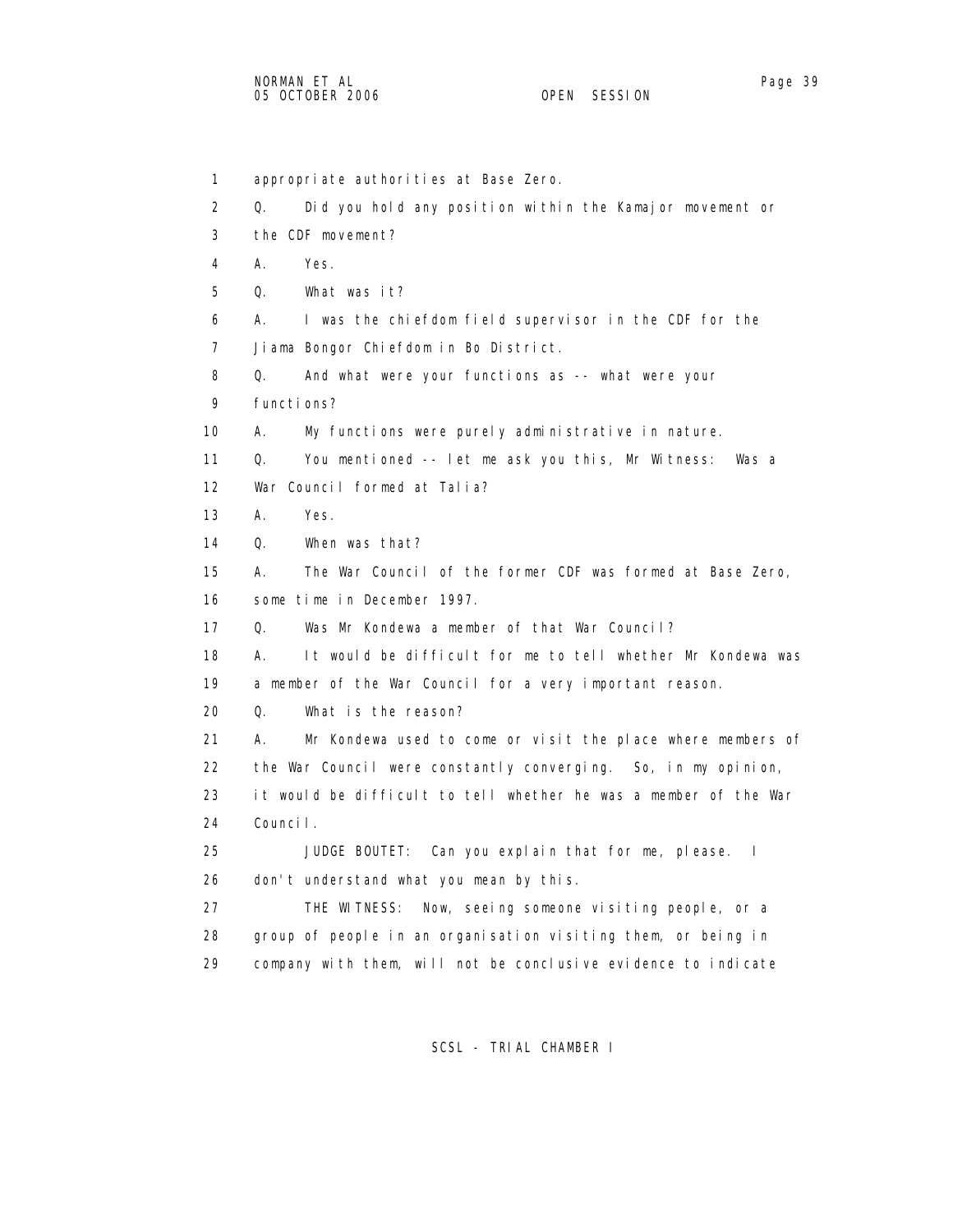appropriate authorities at Base Zero.

Q. Did you hold any position within the Kamajor movement or the CDF movement?

A. Yes.

Q. What was it?

A. I was the chiefdom field supervisor in the CDF for the Jiama Bongor Chiefdom in Bo District.

Q. And what were your functions as -- what were your functions?

A. My functions were purely administrative in nature.

Q. You mentioned -- let me ask you this, Mr Witness: Was a War Council formed at Talia?

A. Yes.

Q. When was that?

A. The War Council of the former CDF was formed at Base Zero, some time in December 1997.

Q. Was Mr Kondewa a member of that War Council?

A. It would be difficult for me to tell whether Mr Kondewa was a member of the War Council for a very important reason.

Q. What is the reason?

A. Mr Kondewa used to come or visit the place where members of the War Council were constantly converging. So, in my opinion, it would be difficult to tell whether he was a member of the War Council.

JUDGE BOUTET: Can you explain that for me, please. I don't understand what you mean by this.

THE WITNESS: Now, seeing someone visiting people, or a group of people in an organisation visiting them, or being in company with them, will not be conclusive evidence to indicate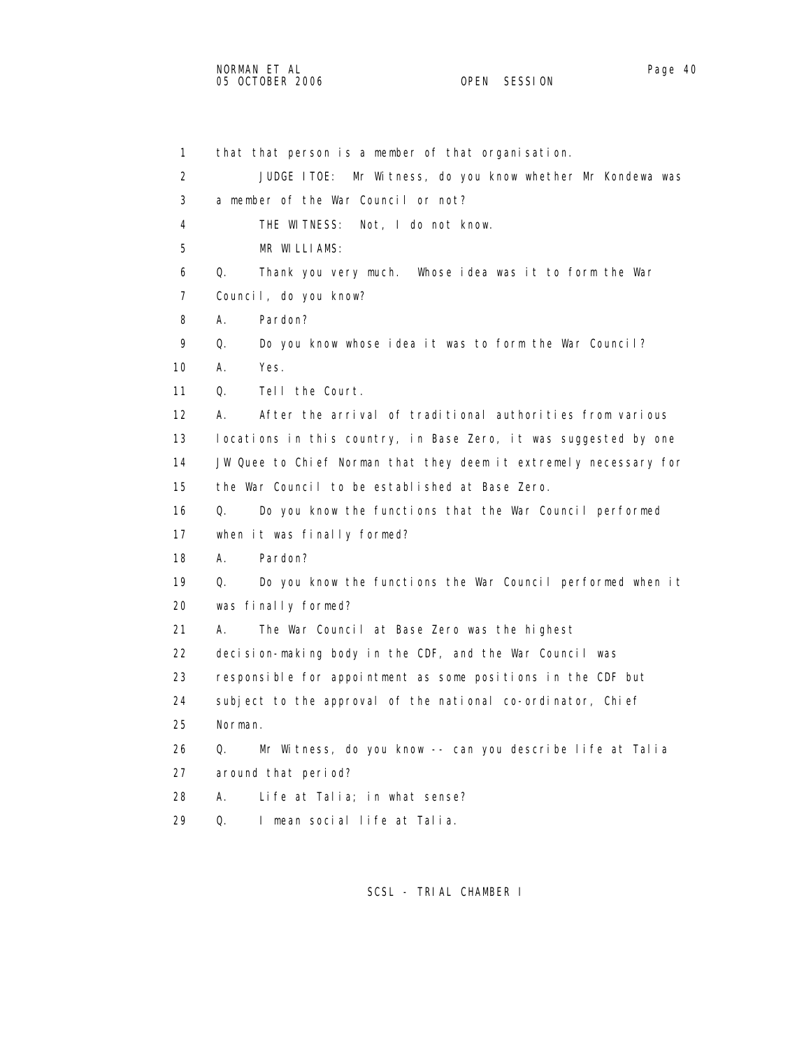1 that that person is a member of that organisation.

2 JUDGE ITOE: Mr Witness, do you know whether Mr Kondewa was

3 a member of the War Council or not?

4 THE WITNESS: Not, I do not know.

5 MR WILLIAMS:

6 Q. Thank you very much. Whose idea was it to form the War

7 Council, do you know?

8 A. Pardon?

9 Q. Do you know whose idea it was to form the War Council?

10 A. Yes.

11 Q. Tell the Court.

12 A. After the arrival of traditional authorities from various

13 locations in this country, in Base Zero, it was suggested by one

14 JW Quee to Chief Norman that they deem it extremely necessary for

15 the War Council to be established at Base Zero.

16 Q. Do you know the functions that the War Council performed

17 when it was finally formed?

18 A. Pardon?

19 Q. Do you know the functions the War Council performed when it

20 was finally formed?

21 A. The War Council at Base Zero was the highest

22 decision-making body in the CDF, and the War Council was

23 responsible for appointment as some positions in the CDF but

24 subject to the approval of the national co-ordinator, Chief

25 Norman.

26 Q. Mr Witness, do you know -- can you describe life at Talia

27 around that period?

28 A. Life at Talia; in what sense?

29 Q. I mean social life at Talia.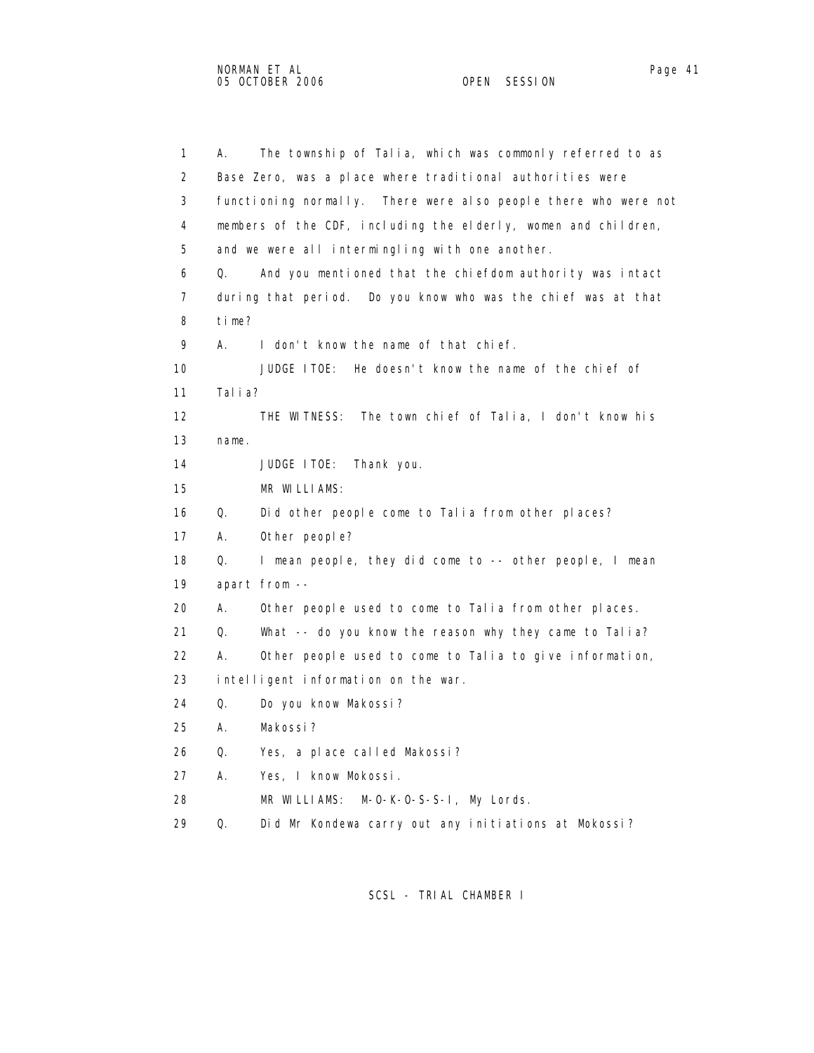1 A. The township of Talia, which was commonly referred to as
2 Base Zero, was a place where traditional authorities were
3 functioning normally. There were also people there who were not
4 members of the CDF, including the elderly, women and children,
5 and we were all intermingling with one another.
6 Q. And you mentioned that the chiefdom authority was intact
7 during that period. Do you know who was the chief was at that
8 time?
9 A. I don't know the name of that chief.
10 JUDGE ITOE: He doesn't know the name of the chief of
11 Talia?
12 THE WITNESS: The town chief of Talia, I don't know his
13 name.
14 JUDGE ITOE: Thank you.
15 MR WILLIAMS:
16 Q. Did other people come to Talia from other places?
17 A. Other people?
18 Q. I mean people, they did come to -- other people, I mean
19 apart from --
20 A. Other people used to come to Talia from other places.
21 Q. What -- do you know the reason why they came to Talia?
22 A. Other people used to come to Talia to give information,
23 intelligent information on the war.
24 Q. Do you know Makossi?
25 A. Makossi?
26 Q. Yes, a place called Makossi?
27 A. Yes, I know Mokossi.
28 MR WILLIAMS: M-O-K-O-S-S-I, My Lords.
29 Q. Did Mr Kondewa carry out any initiations at Mokossi?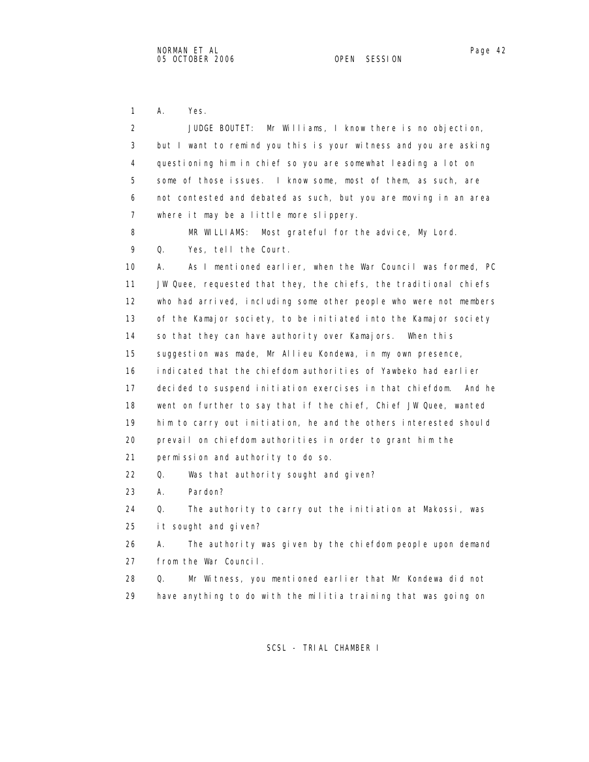1 A. Yes.

2 JUDGE BOUTET: Mr Williams, I know there is no objection,
3 but I want to remind you this is your witness and you are asking
4 questioning him in chief so you are somewhat leading a lot on
5 some of those issues. I know some, most of them, as such, are
6 not contested and debated as such, but you are moving in an area
7 where it may be a little more slippery.

8 MR WILLIAMS: Most grateful for the advice, My Lord.

9 Q. Yes, tell the Court.

10 A. As I mentioned earlier, when the War Council was formed, PC
11 JW Quee, requested that they, the chiefs, the traditional chiefs
12 who had arrived, including some other people who were not members
13 of the Kamajor society, to be initiated into the Kamajor society
14 so that they can have authority over Kamajors. When this
15 suggestion was made, Mr Allieu Kondewa, in my own presence,
16 indicated that the chiefdom authorities of Yawbeko had earlier
17 decided to suspend initiation exercises in that chiefdom. And he
18 went on further to say that if the chief, Chief JW Quee, wanted
19 him to carry out initiation, he and the others interested should
20 prevail on chiefdom authorities in order to grant him the
21 permission and authority to do so.

22 Q. Was that authority sought and given?

23 A. Pardon?

24 Q. The authority to carry out the initiation at Makossi, was
25 it sought and given?

26 A. The authority was given by the chiefdom people upon demand
27 from the War Council.

28 Q. Mr Witness, you mentioned earlier that Mr Kondewa did not
29 have anything to do with the militia training that was going on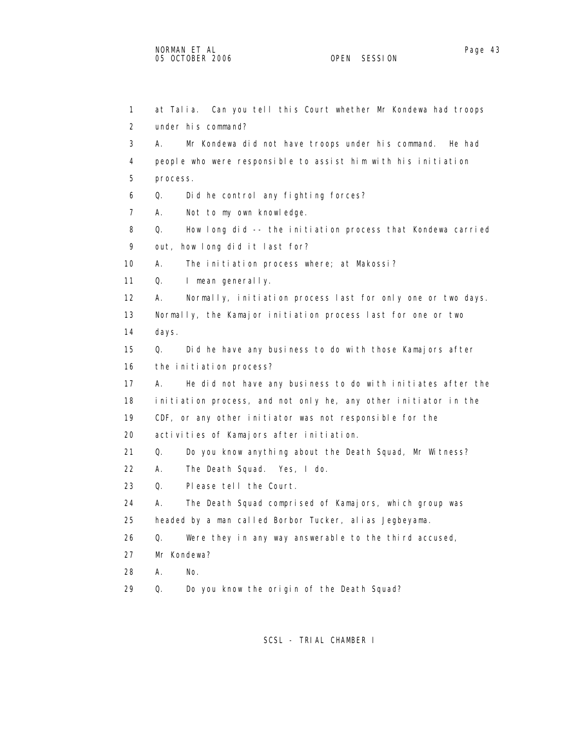at Talia. Can you tell this Court whether Mr Kondewa had troops under his command?

A. Mr Kondewa did not have troops under his command. He had people who were responsible to assist him with his initiation process.

Q. Did he control any fighting forces?

A. Not to my own knowledge.

Q. How long did -- the initiation process that Kondewa carried out, how long did it last for?

A. The initiation process where; at Makossi?

Q. I mean generally.

A. Normally, initiation process last for only one or two days. Normally, the Kamajor initiation process last for one or two days.

Q. Did he have any business to do with those Kamajors after the initiation process?

A. He did not have any business to do with initiates after the initiation process, and not only he, any other initiator in the CDF, or any other initiator was not responsible for the activities of Kamajors after initiation.

Q. Do you know anything about the Death Squad, Mr Witness?

A. The Death Squad. Yes, I do.

Q. Please tell the Court.

A. The Death Squad comprised of Kamajors, which group was headed by a man called Borbor Tucker, alias Jegbeyama.

Q. Were they in any way answerable to the third accused, Mr Kondewa?

A. No.

Q. Do you know the origin of the Death Squad?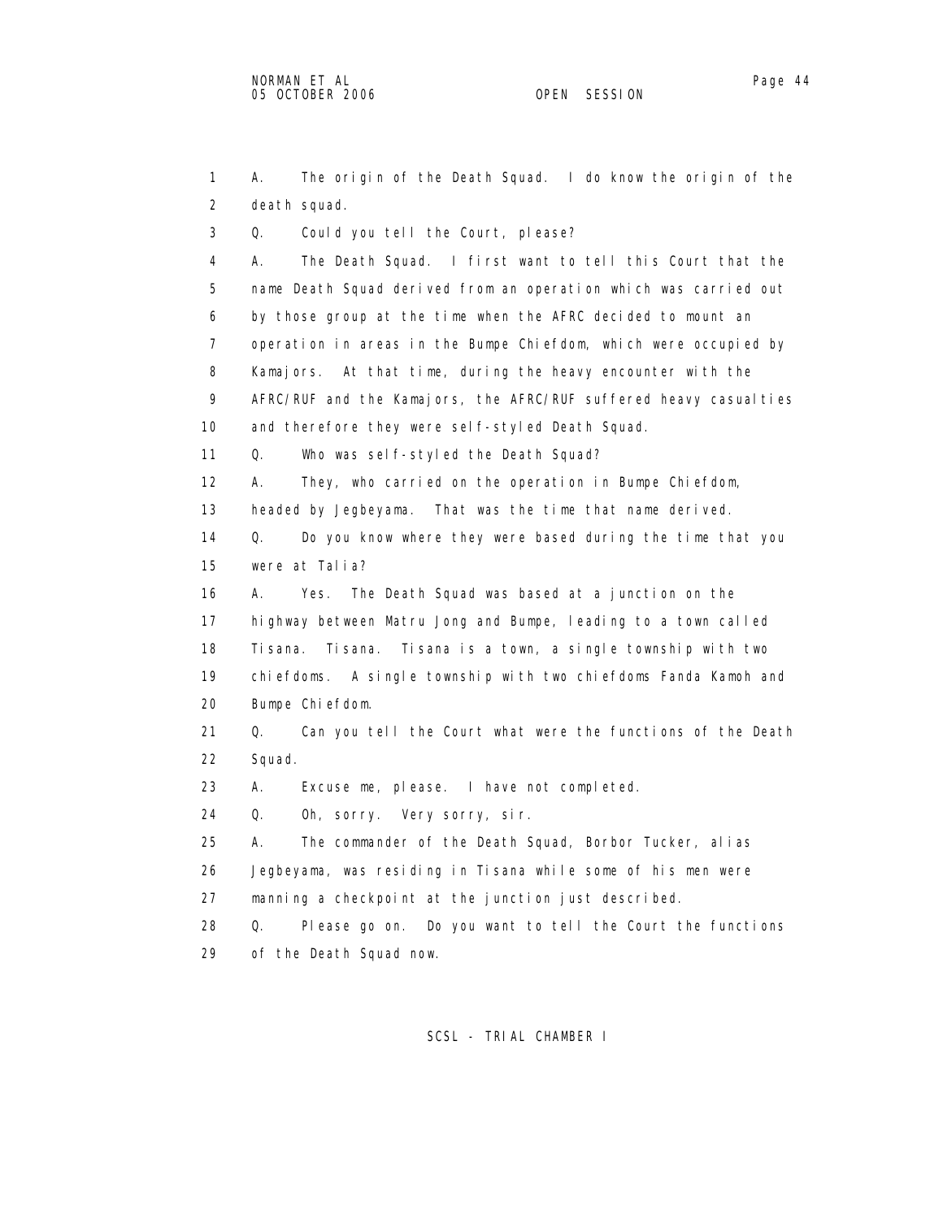1 A. The origin of the Death Squad. I do know the origin of the
2 death squad.
3 Q. Could you tell the Court, please?
4 A. The Death Squad. I first want to tell this Court that the
5 name Death Squad derived from an operation which was carried out
6 by those group at the time when the AFRC decided to mount an
7 operation in areas in the Bumpe Chiefdom, which were occupied by
8 Kamajors. At that time, during the heavy encounter with the
9 AFRC/RUF and the Kamajors, the AFRC/RUF suffered heavy casualties
10 and therefore they were self-styled Death Squad.
11 Q. Who was self-styled the Death Squad?
12 A. They, who carried on the operation in Bumpe Chiefdom,
13 headed by Jegbeyama. That was the time that name derived.
14 Q. Do you know where they were based during the time that you
15 were at Talia?
16 A. Yes. The Death Squad was based at a junction on the
17 highway between Matru Jong and Bumpe, leading to a town called
18 Tisana. Tisana. Tisana is a town, a single township with two
19 chiefdoms. A single township with two chiefdoms Fanda Kamoh and
20 Bumpe Chiefdom.
21 Q. Can you tell the Court what were the functions of the Death
22 Squad.
23 A. Excuse me, please. I have not completed.
24 Q. Oh, sorry. Very sorry, sir.
25 A. The commander of the Death Squad, Borbor Tucker, alias
26 Jegbeyama, was residing in Tisana while some of his men were
27 manning a checkpoint at the junction just described.
28 Q. Please go on. Do you want to tell the Court the functions
29 of the Death Squad now.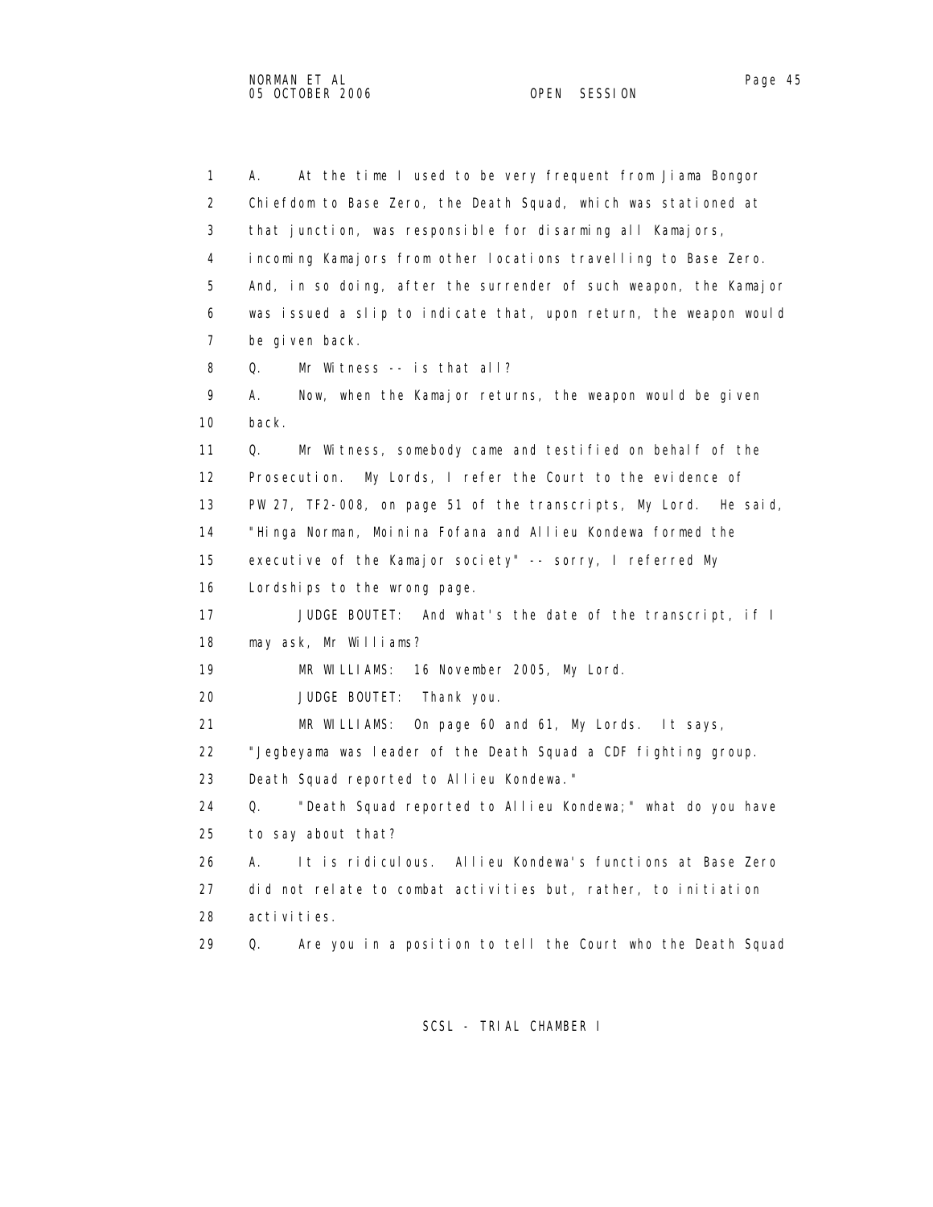1 A. At the time I used to be very frequent from Jiama Bongor
2 Chiefdom to Base Zero, the Death Squad, which was stationed at
3 that junction, was responsible for disarming all Kamajors,
4 incoming Kamajors from other locations travelling to Base Zero.
5 And, in so doing, after the surrender of such weapon, the Kamajor
6 was issued a slip to indicate that, upon return, the weapon would
7 be given back.
8 Q. Mr Witness -- is that all?
9 A. Now, when the Kamajor returns, the weapon would be given
10 back.
11 Q. Mr Witness, somebody came and testified on behalf of the
12 Prosecution. My Lords, I refer the Court to the evidence of
13 PW 27, TF2-008, on page 51 of the transcripts, My Lord. He said,
14 "Hinga Norman, Moinina Fofana and Allieu Kondewa formed the
15 executive of the Kamajor society" -- sorry, I referred My
16 Lordships to the wrong page.
17 JUDGE BOUTET: And what's the date of the transcript, if I
18 may ask, Mr Williams?
19 MR WILLIAMS: 16 November 2005, My Lord.
20 JUDGE BOUTET: Thank you.
21 MR WILLIAMS: On page 60 and 61, My Lords. It says,
22 "Jegbeyama was leader of the Death Squad a CDF fighting group.
23 Death Squad reported to Allieu Kondewa."
24 Q. "Death Squad reported to Allieu Kondewa;" what do you have
25 to say about that?
26 A. It is ridiculous. Allieu Kondewa's functions at Base Zero
27 did not relate to combat activities but, rather, to initiation
28 activities.
29 Q. Are you in a position to tell the Court who the Death Squad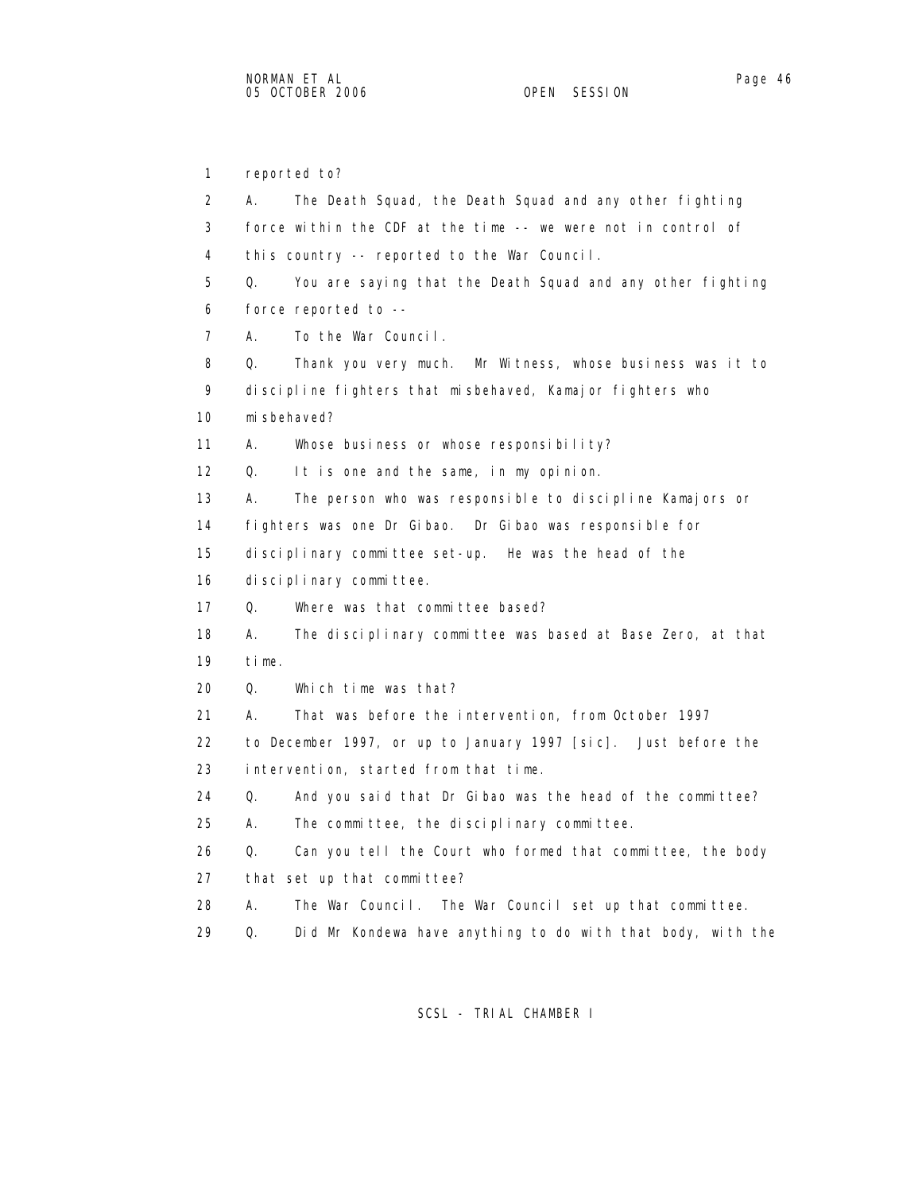1 reported to?

2 A. The Death Squad, the Death Squad and any other fighting

3 force within the CDF at the time -- we were not in control of

4 this country -- reported to the War Council.

5 Q. You are saying that the Death Squad and any other fighting

6 force reported to --

7 A. To the War Council.

8 Q. Thank you very much. Mr Witness, whose business was it to

9 discipline fighters that misbehaved, Kamajor fighters who

10 misbehaved?

11 A. Whose business or whose responsibility?

12 Q. It is one and the same, in my opinion.

13 A. The person who was responsible to discipline Kamajors or

14 fighters was one Dr Gibao. Dr Gibao was responsible for

15 disciplinary committee set-up. He was the head of the

16 disciplinary committee.

17 Q. Where was that committee based?

18 A. The disciplinary committee was based at Base Zero, at that

19 time.

20 Q. Which time was that?

21 A. That was before the intervention, from October 1997

22 to December 1997, or up to January 1997 [sic]. Just before the

23 intervention, started from that time.

24 Q. And you said that Dr Gibao was the head of the committee?

25 A. The committee, the disciplinary committee.

26 Q. Can you tell the Court who formed that committee, the body

27 that set up that committee?

28 A. The War Council. The War Council set up that committee.

29 Q. Did Mr Kondewa have anything to do with that body, with the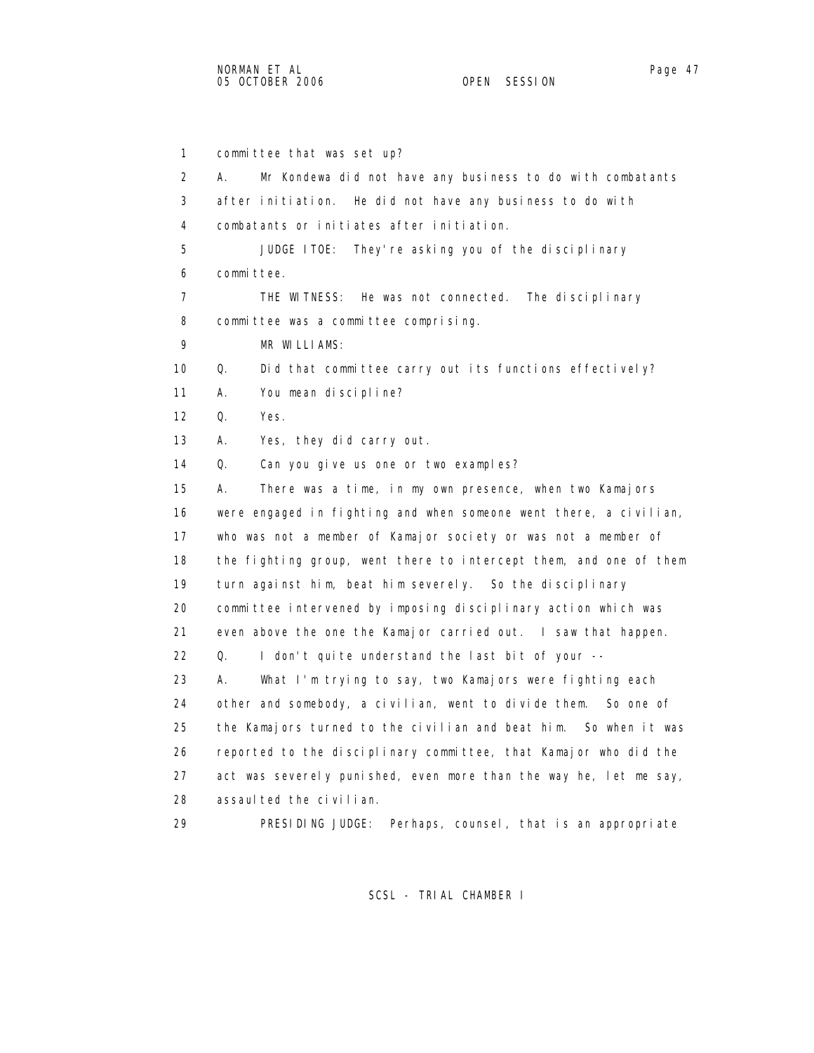committee that was set up?

A. Mr Kondewa did not have any business to do with combatants after initiation. He did not have any business to do with combatants or initiates after initiation.

JUDGE ITOE: They're asking you of the disciplinary committee.

THE WITNESS: He was not connected. The disciplinary committee was a committee comprising.

MR WILLIAMS:

Q. Did that committee carry out its functions effectively?

A. You mean discipline?

Q. Yes.

A. Yes, they did carry out.

Q. Can you give us one or two examples?

A. There was a time, in my own presence, when two Kamajors were engaged in fighting and when someone went there, a civilian, who was not a member of Kamajor society or was not a member of the fighting group, went there to intercept them, and one of them turn against him, beat him severely. So the disciplinary committee intervened by imposing disciplinary action which was even above the one the Kamajor carried out. I saw that happen.

Q. I don't quite understand the last bit of your --

A. What I'm trying to say, two Kamajors were fighting each other and somebody, a civilian, went to divide them. So one of the Kamajors turned to the civilian and beat him. So when it was reported to the disciplinary committee, that Kamajor who did the act was severely punished, even more than the way he, let me say, assaulted the civilian.

PRESIDING JUDGE: Perhaps, counsel, that is an appropriate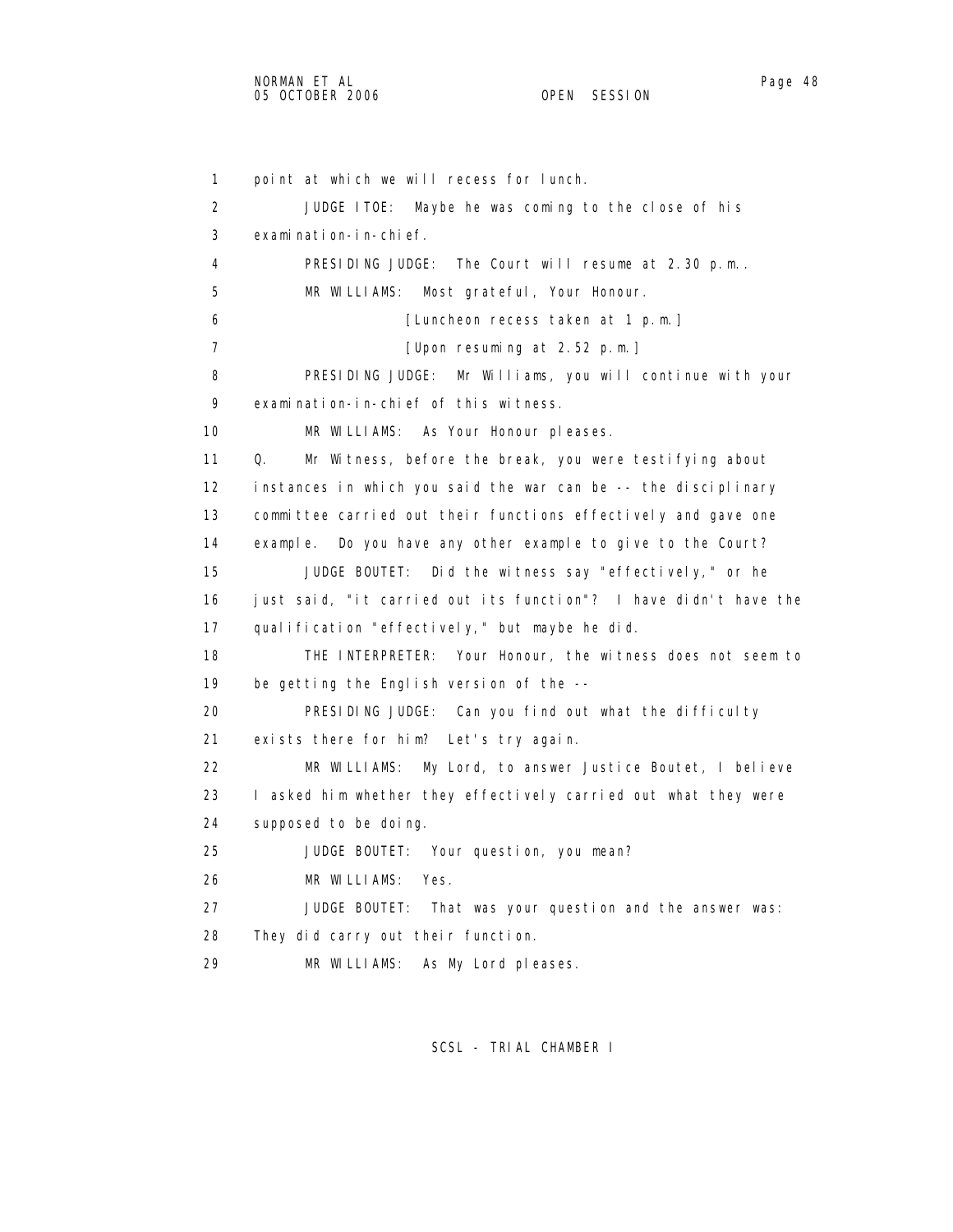1 point at which we will recess for lunch.

2 JUDGE ITOE: Maybe he was coming to the close of his

3 examination-in-chief.

4 PRESIDING JUDGE: The Court will resume at 2.30 p.m..

5 MR WILLIAMS: Most grateful, Your Honour.

6 [Luncheon recess taken at 1 p.m.]

7 [Upon resuming at 2.52 p.m.]

8 PRESIDING JUDGE: Mr Williams, you will continue with your

9 examination-in-chief of this witness.

10 MR WILLIAMS: As Your Honour pleases.

11 Q. Mr Witness, before the break, you were testifying about

12 instances in which you said the war can be -- the disciplinary

13 committee carried out their functions effectively and gave one

14 example. Do you have any other example to give to the Court?

15 JUDGE BOUTET: Did the witness say "effectively," or he

16 just said, "it carried out its function"? I have didn't have the

17 qualification "effectively," but maybe he did.

18 THE INTERPRETER: Your Honour, the witness does not seem to

19 be getting the English version of the --

20 PRESIDING JUDGE: Can you find out what the difficulty

21 exists there for him? Let's try again.

22 MR WILLIAMS: My Lord, to answer Justice Boutet, I believe

23 I asked him whether they effectively carried out what they were

24 supposed to be doing.

25 JUDGE BOUTET: Your question, you mean?

26 MR WILLIAMS: Yes.

27 JUDGE BOUTET: That was your question and the answer was:

28 They did carry out their function.

29 MR WILLIAMS: As My Lord pleases.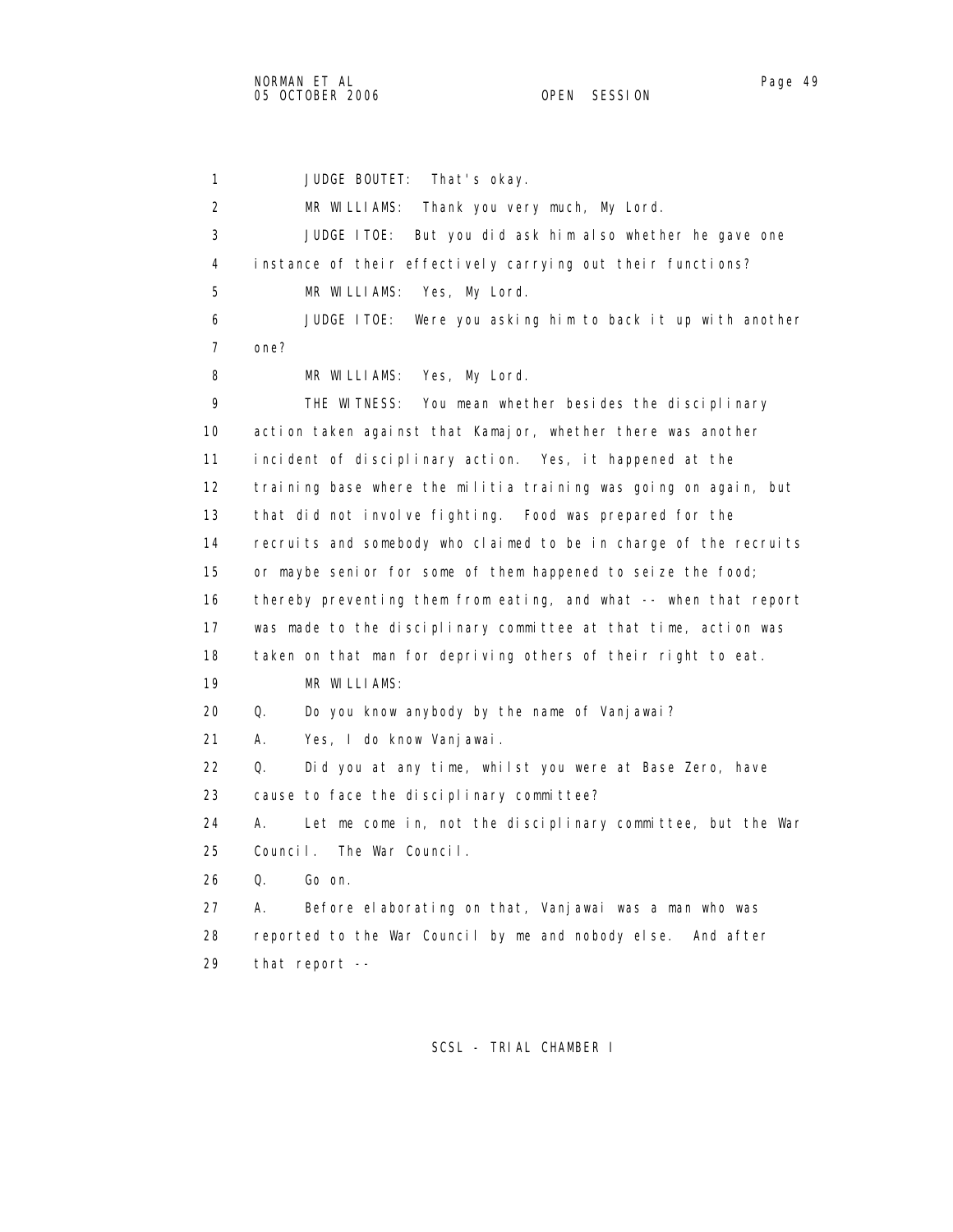JUDGE BOUTET: That's okay.

MR WILLIAMS: Thank you very much, My Lord.

JUDGE ITOE: But you did ask him also whether he gave one instance of their effectively carrying out their functions?

MR WILLIAMS: Yes, My Lord.

JUDGE ITOE: Were you asking him to back it up with another one?

MR WILLIAMS: Yes, My Lord.

THE WITNESS: You mean whether besides the disciplinary action taken against that Kamajor, whether there was another incident of disciplinary action. Yes, it happened at the training base where the militia training was going on again, but that did not involve fighting. Food was prepared for the recruits and somebody who claimed to be in charge of the recruits or maybe senior for some of them happened to seize the food; thereby preventing them from eating, and what -- when that report was made to the disciplinary committee at that time, action was taken on that man for depriving others of their right to eat.

MR WILLIAMS:

Q. Do you know anybody by the name of Vanjawai?

A. Yes, I do know Vanjawai.

Q. Did you at any time, whilst you were at Base Zero, have cause to face the disciplinary committee?

A. Let me come in, not the disciplinary committee, but the War Council. The War Council.

Q. Go on.

A. Before elaborating on that, Vanjawai was a man who was reported to the War Council by me and nobody else. And after that report --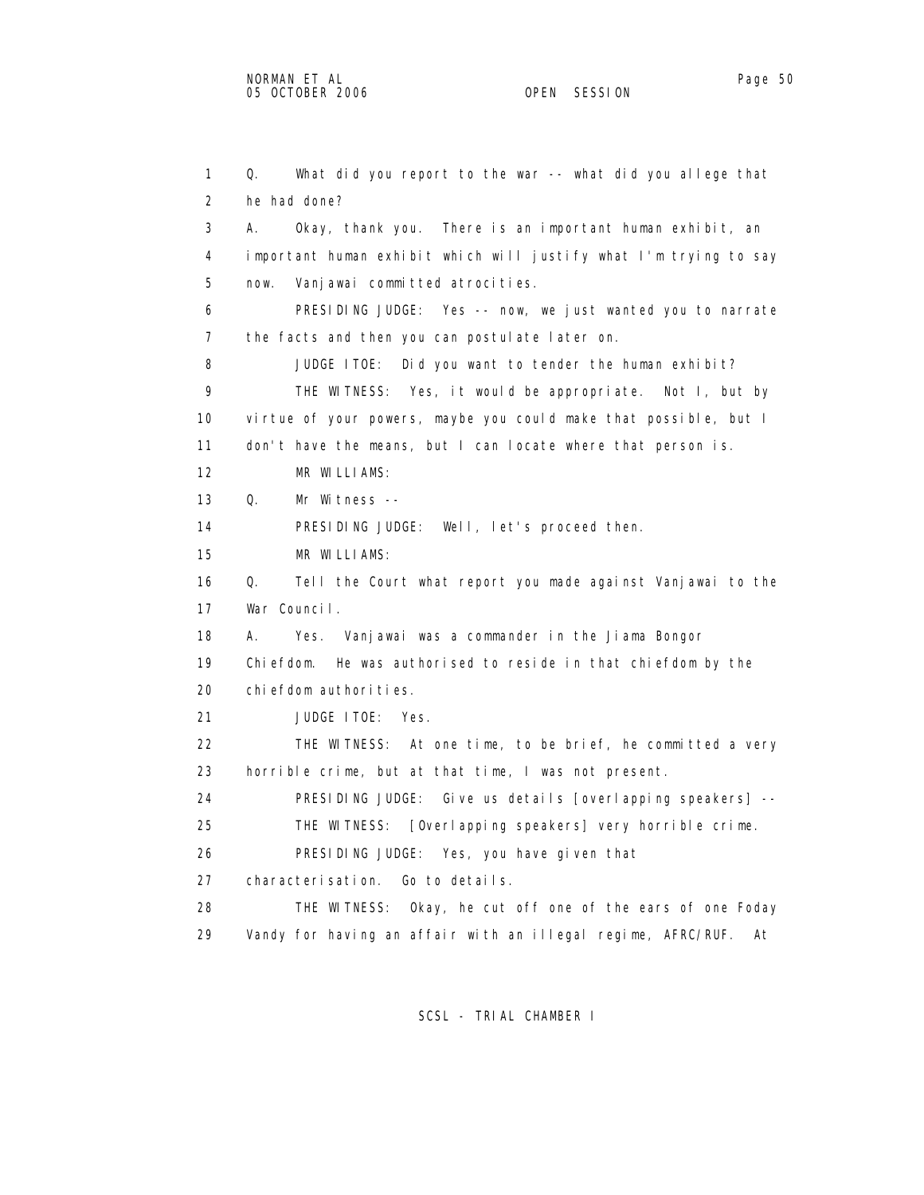1 Q. What did you report to the war -- what did you allege that
2 he had done?
3 A. Okay, thank you. There is an important human exhibit, an
4 important human exhibit which will justify what I'm trying to say
5 now. Vanjawai committed atrocities.
6 PRESIDING JUDGE: Yes -- now, we just wanted you to narrate
7 the facts and then you can postulate later on.
8 JUDGE ITOE: Did you want to tender the human exhibit?
9 THE WITNESS: Yes, it would be appropriate. Not I, but by
10 virtue of your powers, maybe you could make that possible, but I
11 don't have the means, but I can locate where that person is.
12 MR WILLIAMS:
13 Q. Mr Witness --
14 PRESIDING JUDGE: Well, let's proceed then.
15 MR WILLIAMS:
16 Q. Tell the Court what report you made against Vanjawai to the
17 War Council.
18 A. Yes. Vanjawai was a commander in the Jiama Bongor
19 Chiefdom. He was authorised to reside in that chiefdom by the
20 chiefdom authorities.
21 JUDGE ITOE: Yes.
22 THE WITNESS: At one time, to be brief, he committed a very
23 horrible crime, but at that time, I was not present.
24 PRESIDING JUDGE: Give us details [overlapping speakers] --
25 THE WITNESS: [Overlapping speakers] very horrible crime.
26 PRESIDING JUDGE: Yes, you have given that
27 characterisation. Go to details.
28 THE WITNESS: Okay, he cut off one of the ears of one Foday
29 Vandy for having an affair with an illegal regime, AFRC/RUF. At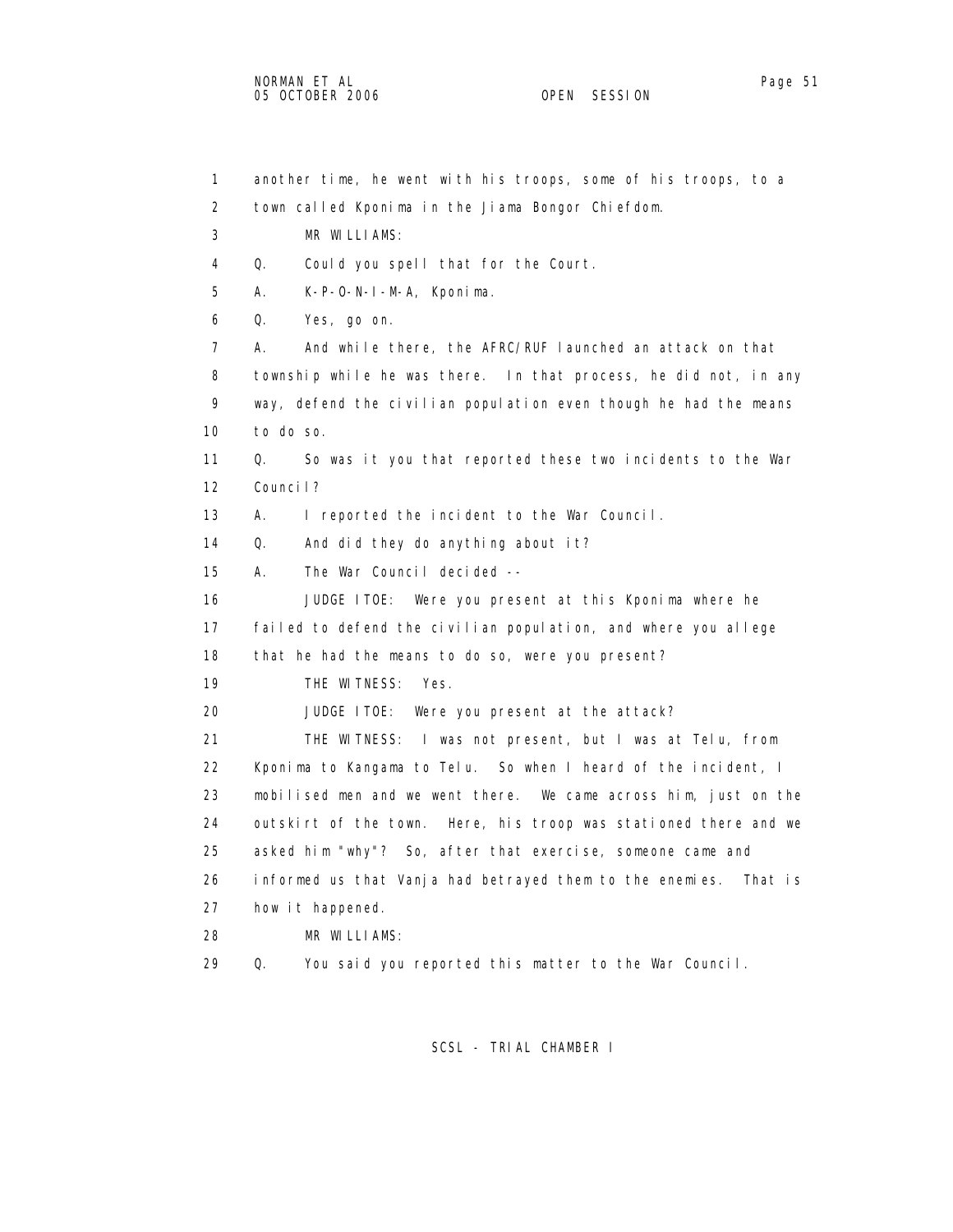another time, he went with his troops, some of his troops, to a town called Kponima in the Jiama Bongor Chiefdom.

MR WILLIAMS:

Q. Could you spell that for the Court.

A. K-P-O-N-I-M-A, Kponima.

Q. Yes, go on.

A. And while there, the AFRC/RUF launched an attack on that township while he was there. In that process, he did not, in any way, defend the civilian population even though he had the means to do so.

Q. So was it you that reported these two incidents to the War Council?

A. I reported the incident to the War Council.

Q. And did they do anything about it?

A. The War Council decided --

JUDGE ITOE: Were you present at this Kponima where he failed to defend the civilian population, and where you allege that he had the means to do so, were you present?

THE WITNESS: Yes.

JUDGE ITOE: Were you present at the attack?

THE WITNESS: I was not present, but I was at Telu, from Kponima to Kangama to Telu. So when I heard of the incident, I mobilised men and we went there. We came across him, just on the outskirt of the town. Here, his troop was stationed there and we asked him "why"? So, after that exercise, someone came and informed us that Vanja had betrayed them to the enemies. That is how it happened.

MR WILLIAMS:

Q. You said you reported this matter to the War Council.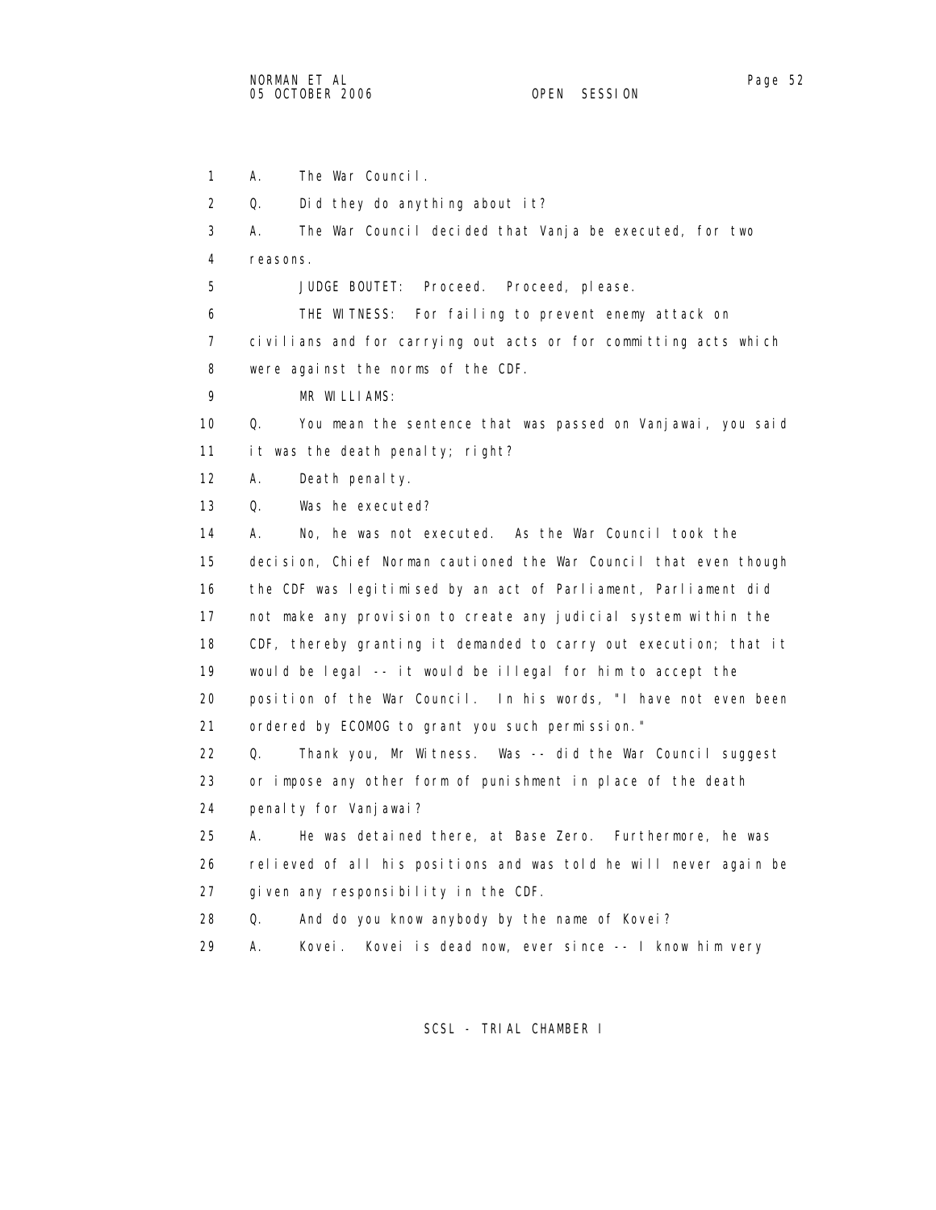1 A. The War Council.

2 Q. Did they do anything about it?

3 A. The War Council decided that Vanja be executed, for two

4 reasons.

5 JUDGE BOUTET: Proceed. Proceed, please.

6 THE WITNESS: For failing to prevent enemy attack on

7 civilians and for carrying out acts or for committing acts which

8 were against the norms of the CDF.

9 MR WILLIAMS:

10 Q. You mean the sentence that was passed on Vanjawai, you said

11 it was the death penalty; right?

12 A. Death penalty.

13 Q. Was he executed?

14 A. No, he was not executed. As the War Council took the

15 decision, Chief Norman cautioned the War Council that even though

16 the CDF was legitimised by an act of Parliament, Parliament did

17 not make any provision to create any judicial system within the

18 CDF, thereby granting it demanded to carry out execution; that it

19 would be legal -- it would be illegal for him to accept the

20 position of the War Council. In his words, "I have not even been

21 ordered by ECOMOG to grant you such permission."

22 Q. Thank you, Mr Witness. Was -- did the War Council suggest

23 or impose any other form of punishment in place of the death

24 penalty for Vanjawai?

25 A. He was detained there, at Base Zero. Furthermore, he was

26 relieved of all his positions and was told he will never again be

27 given any responsibility in the CDF.

28 Q. And do you know anybody by the name of Kovei?

29 A. Kovei. Kovei is dead now, ever since -- I know him very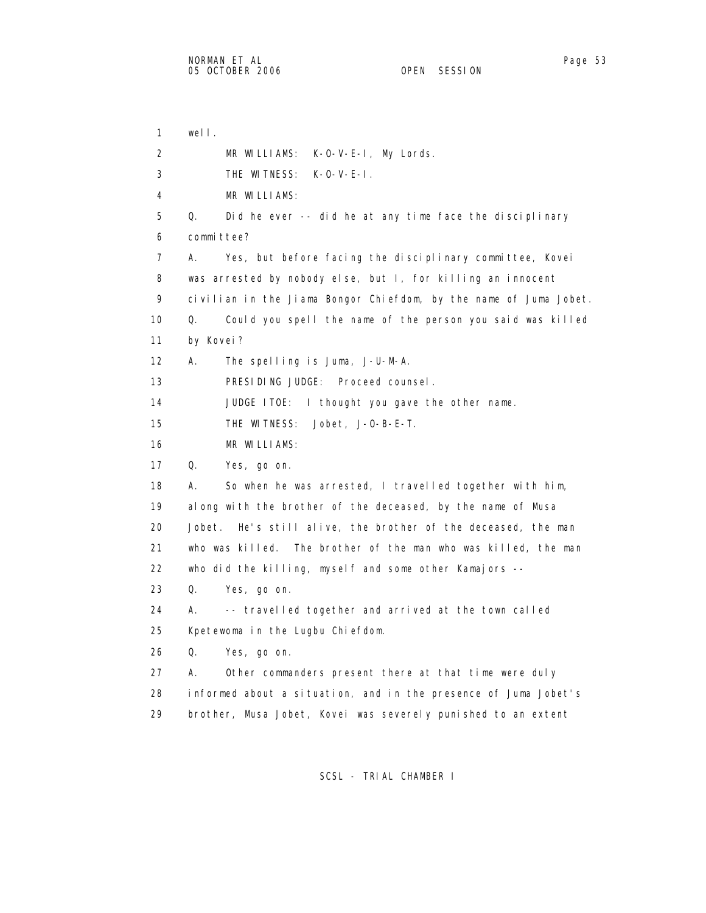1 well.

2 MR WILLIAMS: K-O-V-E-I, My Lords.

3 THE WITNESS: K-O-V-E-I.

4 MR WILLIAMS:

5 Q. Did he ever -- did he at any time face the disciplinary
6 committee?

7 A. Yes, but before facing the disciplinary committee, Kovei
8 was arrested by nobody else, but I, for killing an innocent
9 civilian in the Jiama Bongor Chiefdom, by the name of Juma Jobet.

10 Q. Could you spell the name of the person you said was killed
11 by Kovei?

12 A. The spelling is Juma, J-U-M-A.

13 PRESIDING JUDGE: Proceed counsel.

14 JUDGE ITOE: I thought you gave the other name.

15 THE WITNESS: Jobet, J-O-B-E-T.

16 MR WILLIAMS:

17 Q. Yes, go on.

18 A. So when he was arrested, I travelled together with him,
19 along with the brother of the deceased, by the name of Musa
20 Jobet. He's still alive, the brother of the deceased, the man
21 who was killed. The brother of the man who was killed, the man
22 who did the killing, myself and some other Kamajors --

23 Q. Yes, go on.

24 A. -- travelled together and arrived at the town called
25 Kpetewoma in the Lugbu Chiefdom.

26 Q. Yes, go on.

27 A. Other commanders present there at that time were duly
28 informed about a situation, and in the presence of Juma Jobet's
29 brother, Musa Jobet, Kovei was severely punished to an extent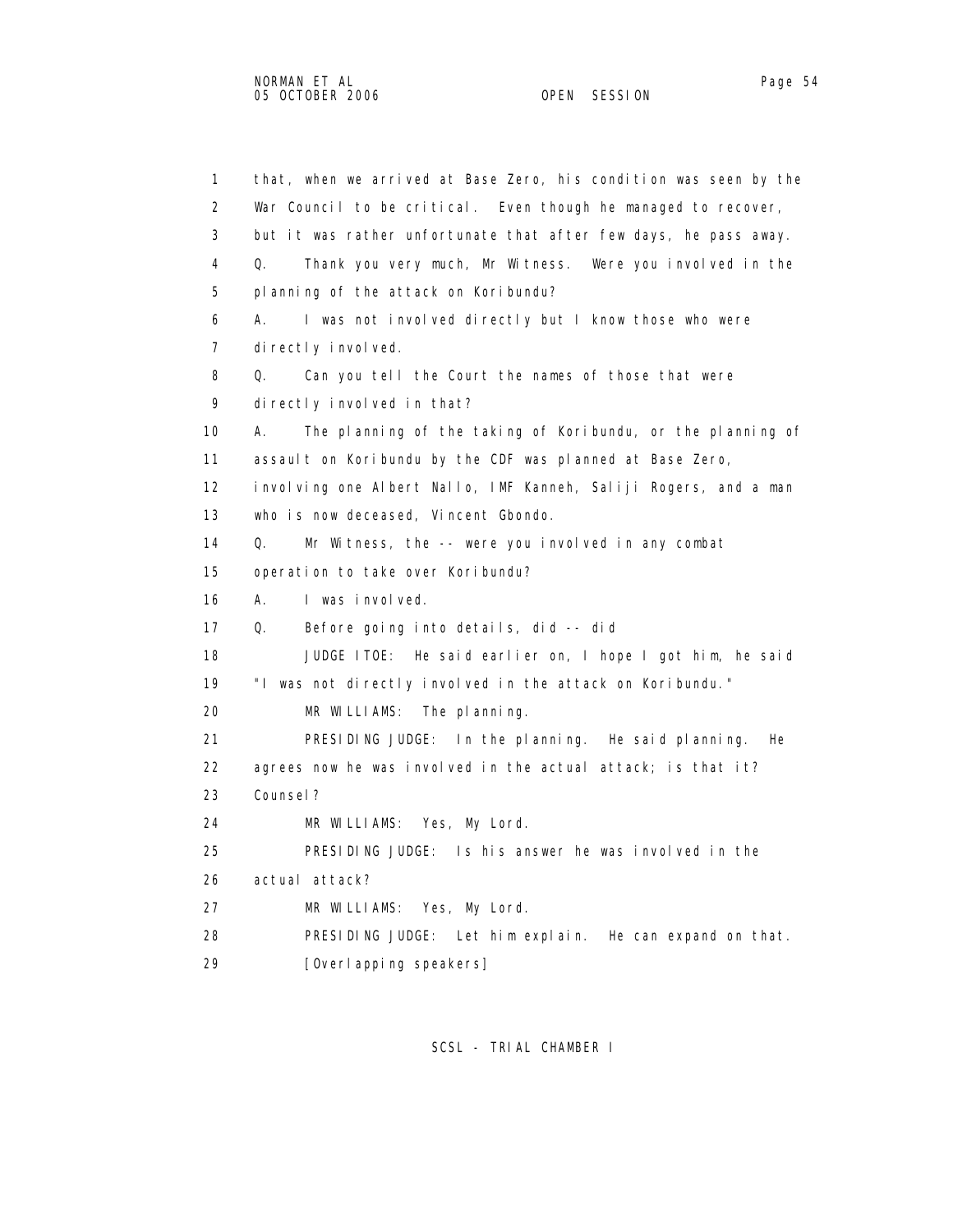1 that, when we arrived at Base Zero, his condition was seen by the
2 War Council to be critical. Even though he managed to recover,
3 but it was rather unfortunate that after few days, he pass away.
4 Q. Thank you very much, Mr Witness. Were you involved in the
5 planning of the attack on Koribundu?
6 A. I was not involved directly but I know those who were
7 directly involved.
8 Q. Can you tell the Court the names of those that were
9 directly involved in that?
10 A. The planning of the taking of Koribundu, or the planning of
11 assault on Koribundu by the CDF was planned at Base Zero,
12 involving one Albert Nallo, IMF Kanneh, Saliji Rogers, and a man
13 who is now deceased, Vincent Gbondo.
14 Q. Mr Witness, the -- were you involved in any combat
15 operation to take over Koribundu?
16 A. I was involved.
17 Q. Before going into details, did -- did
18 JUDGE ITOE: He said earlier on, I hope I got him, he said
19 "I was not directly involved in the attack on Koribundu."
20 MR WILLIAMS: The planning.
21 PRESIDING JUDGE: In the planning. He said planning. He
22 agrees now he was involved in the actual attack; is that it?
23 Counsel?
24 MR WILLIAMS: Yes, My Lord.
25 PRESIDING JUDGE: Is his answer he was involved in the
26 actual attack?
27 MR WILLIAMS: Yes, My Lord.
28 PRESIDING JUDGE: Let him explain. He can expand on that.
29 [Overlapping speakers]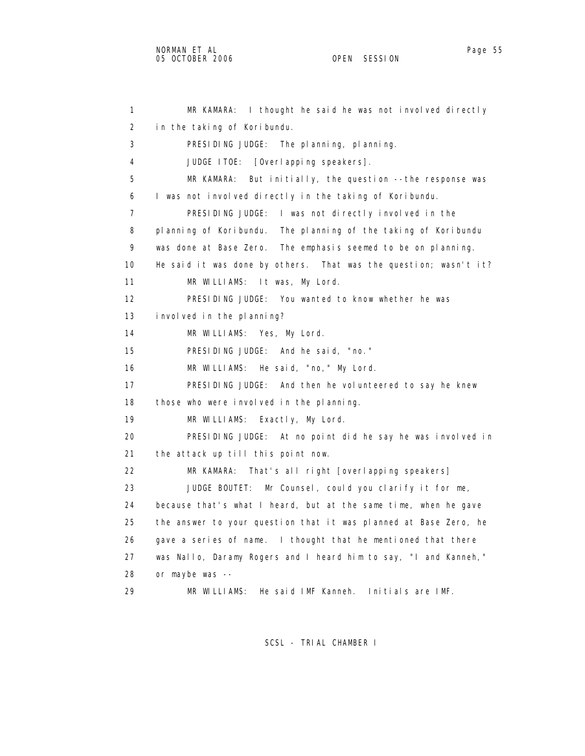MR KAMARA: I thought he said he was not involved directly in the taking of Koribundu.

PRESIDING JUDGE: The planning, planning.

JUDGE ITOE: [Overlapping speakers].

MR KAMARA: But initially, the question --the response was I was not involved directly in the taking of Koribundu.

PRESIDING JUDGE: I was not directly involved in the planning of Koribundu. The planning of the taking of Koribundu was done at Base Zero. The emphasis seemed to be on planning. He said it was done by others. That was the question; wasn't it?

MR WILLIAMS: It was, My Lord.

PRESIDING JUDGE: You wanted to know whether he was involved in the planning?

MR WILLIAMS: Yes, My Lord.

PRESIDING JUDGE: And he said, "no."

MR WILLIAMS: He said, "no," My Lord.

PRESIDING JUDGE: And then he volunteered to say he knew those who were involved in the planning.

MR WILLIAMS: Exactly, My Lord.

PRESIDING JUDGE: At no point did he say he was involved in the attack up till this point now.

MR KAMARA: That's all right [overlapping speakers]

JUDGE BOUTET: Mr Counsel, could you clarify it for me, because that's what I heard, but at the same time, when he gave the answer to your question that it was planned at Base Zero, he gave a series of name. I thought that he mentioned that there was Nallo, Daramy Rogers and I heard him to say, "I and Kanneh," or maybe was --

MR WILLIAMS: He said IMF Kanneh. Initials are IMF.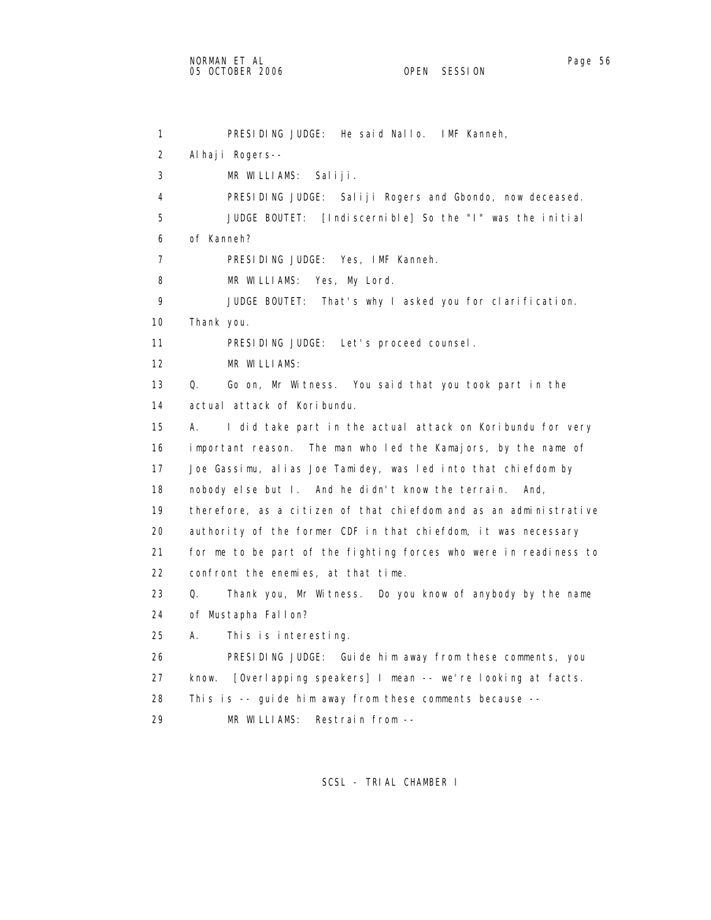1 PRESIDING JUDGE: He said Nallo. IMF Kanneh,
2 Alhaji Rogers--
3 MR WILLIAMS: Saliji.
4 PRESIDING JUDGE: Saliji Rogers and Gbondo, now deceased.
5 JUDGE BOUTET: [Indiscernible] So the "I" was the initial
6 of Kanneh?
7 PRESIDING JUDGE: Yes, IMF Kanneh.
8 MR WILLIAMS: Yes, My Lord.
9 JUDGE BOUTET: That's why I asked you for clarification.
10 Thank you.
11 PRESIDING JUDGE: Let's proceed counsel.
12 MR WILLIAMS:
13 Q. Go on, Mr Witness. You said that you took part in the
14 actual attack of Koribundu.
15 A. I did take part in the actual attack on Koribundu for very
16 important reason. The man who led the Kamajors, by the name of
17 Joe Gassimu, alias Joe Tamidey, was led into that chiefdom by
18 nobody else but I. And he didn't know the terrain. And,
19 therefore, as a citizen of that chiefdom and as an administrative
20 authority of the former CDF in that chiefdom, it was necessary
21 for me to be part of the fighting forces who were in readiness to
22 confront the enemies, at that time.
23 Q. Thank you, Mr Witness. Do you know of anybody by the name
24 of Mustapha Fallon?
25 A. This is interesting.
26 PRESIDING JUDGE: Guide him away from these comments, you
27 know. [Overlapping speakers] I mean -- we're looking at facts.
28 This is -- guide him away from these comments because --
29 MR WILLIAMS: Restrain from --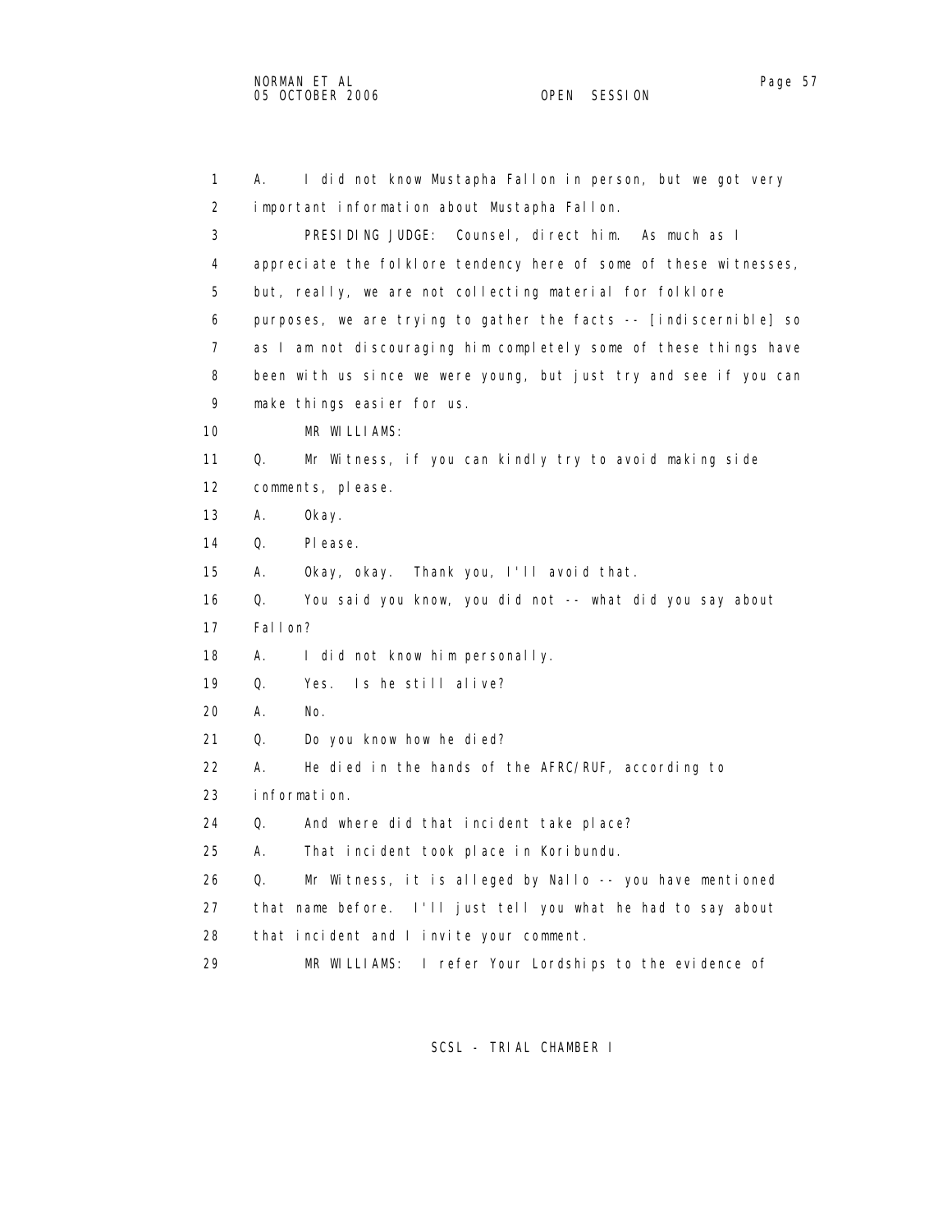A. I did not know Mustapha Fallon in person, but we got very important information about Mustapha Fallon.

PRESIDING JUDGE: Counsel, direct him. As much as I appreciate the folklore tendency here of some of these witnesses, but, really, we are not collecting material for folklore purposes, we are trying to gather the facts -- [indiscernible] so as I am not discouraging him completely some of these things have been with us since we were young, but just try and see if you can make things easier for us.

MR WILLIAMS:

Q. Mr Witness, if you can kindly try to avoid making side comments, please.

A. Okay.

Q. Please.

A. Okay, okay. Thank you, I'll avoid that.

Q. You said you know, you did not -- what did you say about Fallon?

A. I did not know him personally.

Q. Yes. Is he still alive?

A. No.

Q. Do you know how he died?

A. He died in the hands of the AFRC/RUF, according to information.

Q. And where did that incident take place?

A. That incident took place in Koribundu.

Q. Mr Witness, it is alleged by Nallo -- you have mentioned that name before. I'll just tell you what he had to say about that incident and I invite your comment.

MR WILLIAMS: I refer Your Lordships to the evidence of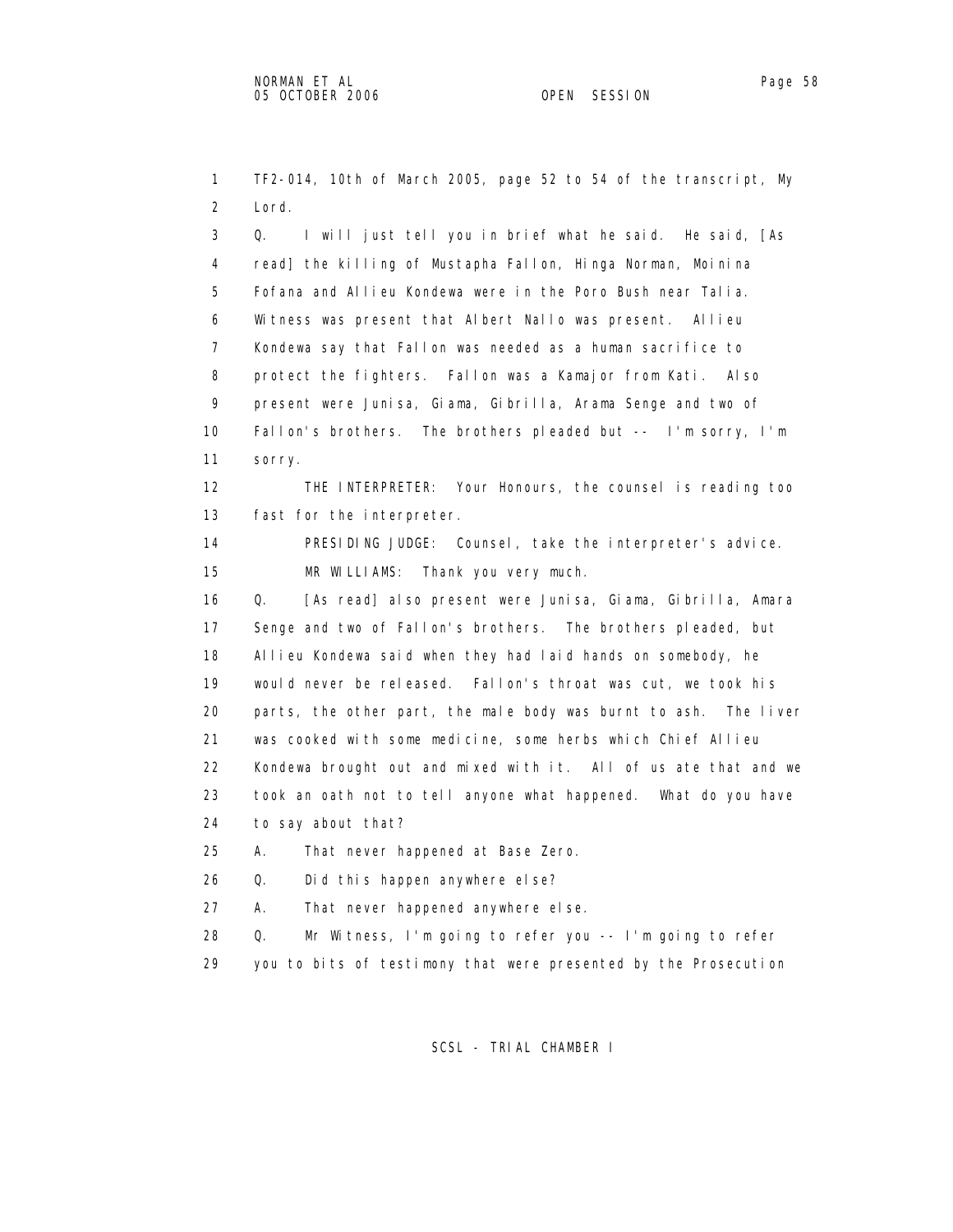TF2-014, 10th of March 2005, page 52 to 54 of the transcript, My Lord.

Q. I will just tell you in brief what he said. He said, [As read] the killing of Mustapha Fallon, Hinga Norman, Moinina Fofana and Allieu Kondewa were in the Poro Bush near Talia. Witness was present that Albert Nallo was present. Allieu Kondewa say that Fallon was needed as a human sacrifice to protect the fighters. Fallon was a Kamajor from Kati. Also present were Junisa, Giama, Gibrilla, Arama Senge and two of Fallon's brothers. The brothers pleaded but -- I'm sorry, I'm sorry.

THE INTERPRETER: Your Honours, the counsel is reading too fast for the interpreter.

PRESIDING JUDGE: Counsel, take the interpreter's advice.

MR WILLIAMS: Thank you very much.

Q. [As read] also present were Junisa, Giama, Gibrilla, Amara Senge and two of Fallon's brothers. The brothers pleaded, but Allieu Kondewa said when they had laid hands on somebody, he would never be released. Fallon's throat was cut, we took his parts, the other part, the male body was burnt to ash. The liver was cooked with some medicine, some herbs which Chief Allieu Kondewa brought out and mixed with it. All of us ate that and we took an oath not to tell anyone what happened. What do you have to say about that?

A. That never happened at Base Zero.

Q. Did this happen anywhere else?

A. That never happened anywhere else.

Q. Mr Witness, I'm going to refer you -- I'm going to refer you to bits of testimony that were presented by the Prosecution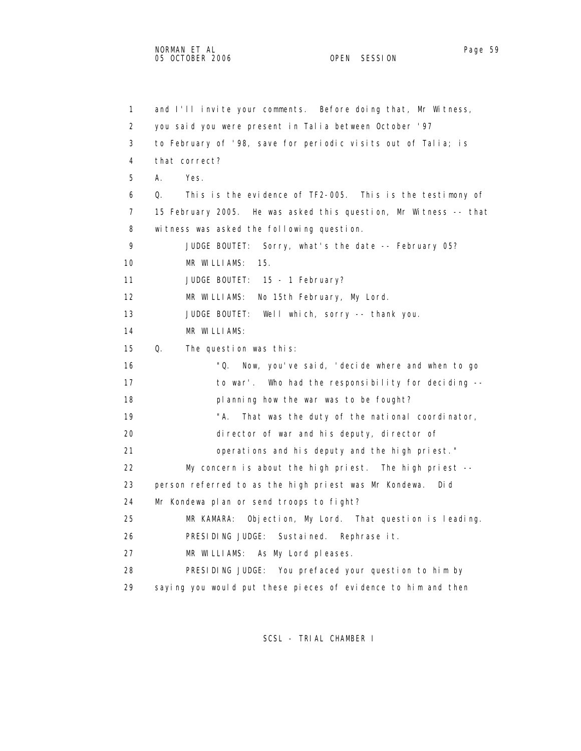1 and I'll invite your comments. Before doing that, Mr Witness,
2 you said you were present in Talia between October '97
3 to February of '98, save for periodic visits out of Talia; is
4 that correct?
5 A. Yes.
6 Q. This is the evidence of TF2-005. This is the testimony of
7 15 February 2005. He was asked this question, Mr Witness -- that
8 witness was asked the following question.
9 JUDGE BOUTET: Sorry, what's the date -- February 05?
10 MR WILLIAMS: 15.
11 JUDGE BOUTET: 15 - 1 February?
12 MR WILLIAMS: No 15th February, My Lord.
13 JUDGE BOUTET: Well which, sorry -- thank you.
14 MR WILLIAMS:
15 Q. The question was this:
16 "Q. Now, you've said, 'decide where and when to go
17 to war'. Who had the responsibility for deciding --
18 planning how the war was to be fought?
19 "A. That was the duty of the national coordinator,
20 director of war and his deputy, director of
21 operations and his deputy and the high priest."
22 My concern is about the high priest. The high priest --
23 person referred to as the high priest was Mr Kondewa. Did
24 Mr Kondewa plan or send troops to fight?
25 MR KAMARA: Objection, My Lord. That question is leading.
26 PRESIDING JUDGE: Sustained. Rephrase it.
27 MR WILLIAMS: As My Lord pleases.
28 PRESIDING JUDGE: You prefaced your question to him by
29 saying you would put these pieces of evidence to him and then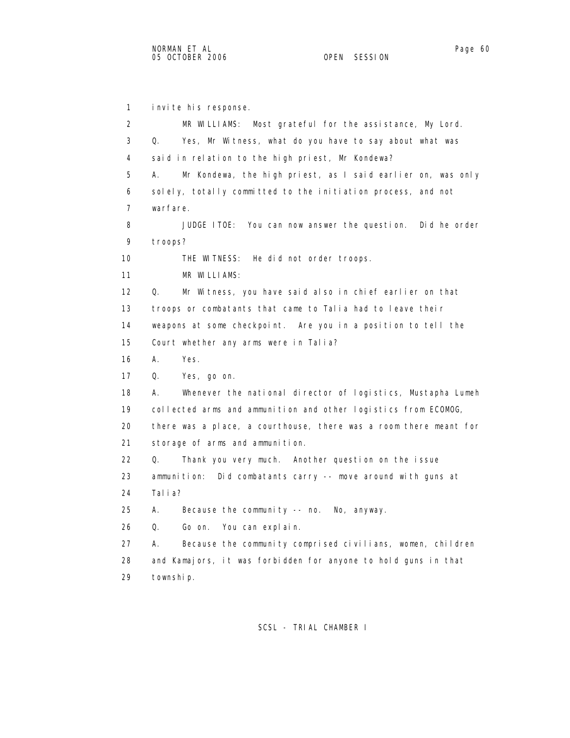1 invite his response.

2 MR WILLIAMS: Most grateful for the assistance, My Lord.

3 Q. Yes, Mr Witness, what do you have to say about what was

4 said in relation to the high priest, Mr Kondewa?

5 A. Mr Kondewa, the high priest, as I said earlier on, was only

6 solely, totally committed to the initiation process, and not

7 warfare.

8 JUDGE ITOE: You can now answer the question. Did he order

9 troops?

10 THE WITNESS: He did not order troops.

11 MR WILLIAMS:

12 Q. Mr Witness, you have said also in chief earlier on that

13 troops or combatants that came to Talia had to leave their

14 weapons at some checkpoint. Are you in a position to tell the

15 Court whether any arms were in Talia?

16 A. Yes.

17 Q. Yes, go on.

18 A. Whenever the national director of logistics, Mustapha Lumeh

19 collected arms and ammunition and other logistics from ECOMOG,

20 there was a place, a courthouse, there was a room there meant for

21 storage of arms and ammunition.

22 Q. Thank you very much. Another question on the issue

23 ammunition: Did combatants carry -- move around with guns at

24 Talia?

25 A. Because the community -- no. No, anyway.

26 Q. Go on. You can explain.

27 A. Because the community comprised civilians, women, children

28 and Kamajors, it was forbidden for anyone to hold guns in that

29 township.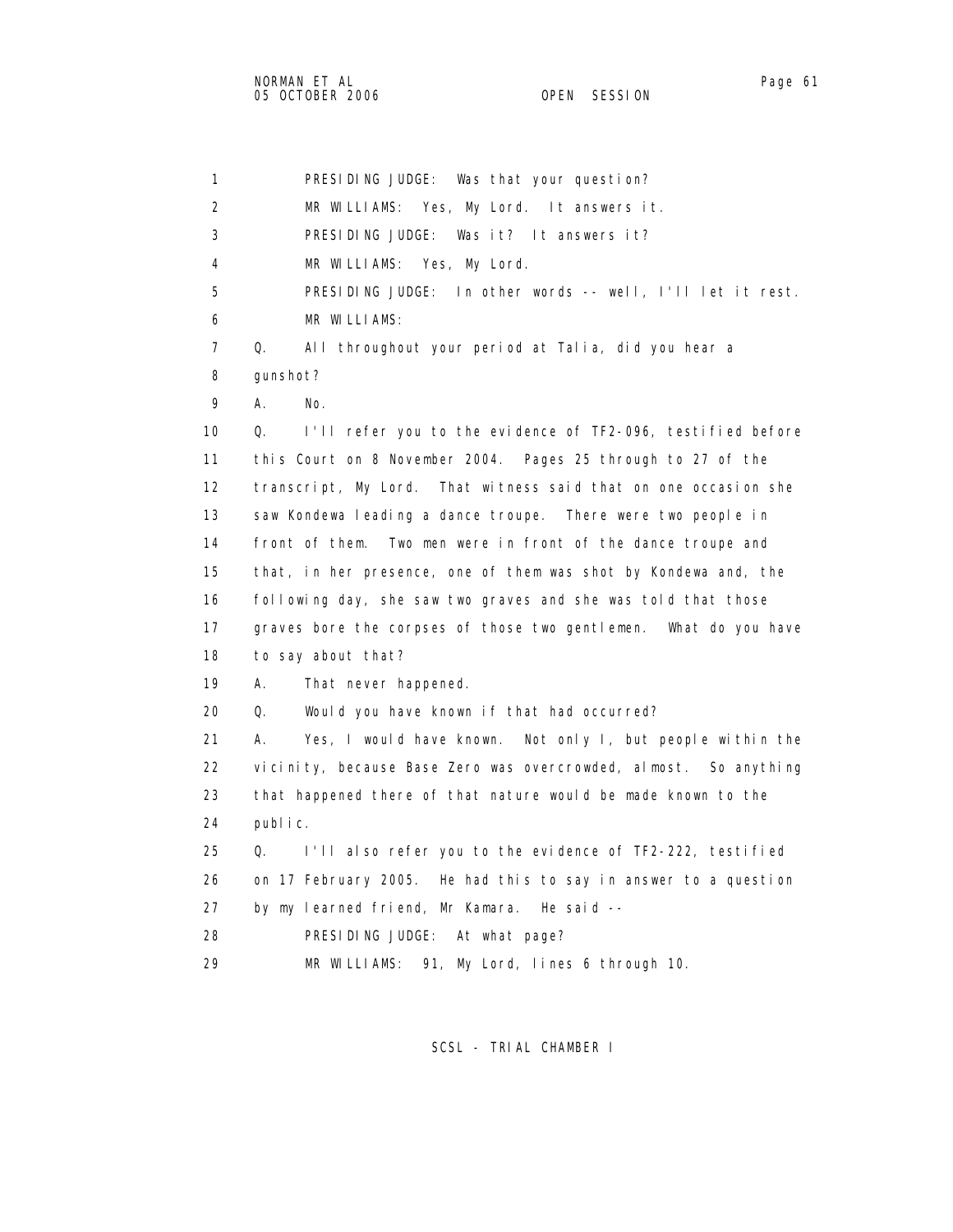PRESIDING JUDGE: Was that your question?

MR WILLIAMS: Yes, My Lord. It answers it.

PRESIDING JUDGE: Was it? It answers it?

MR WILLIAMS: Yes, My Lord.

PRESIDING JUDGE: In other words -- well, I'll let it rest.

MR WILLIAMS:

Q. All throughout your period at Talia, did you hear a gunshot?

A. No.

Q. I'll refer you to the evidence of TF2-096, testified before this Court on 8 November 2004. Pages 25 through to 27 of the transcript, My Lord. That witness said that on one occasion she saw Kondewa leading a dance troupe. There were two people in front of them. Two men were in front of the dance troupe and that, in her presence, one of them was shot by Kondewa and, the following day, she saw two graves and she was told that those graves bore the corpses of those two gentlemen. What do you have to say about that?

A. That never happened.

Q. Would you have known if that had occurred?

A. Yes, I would have known. Not only I, but people within the vicinity, because Base Zero was overcrowded, almost. So anything that happened there of that nature would be made known to the public.

Q. I'll also refer you to the evidence of TF2-222, testified on 17 February 2005. He had this to say in answer to a question by my learned friend, Mr Kamara. He said --

PRESIDING JUDGE: At what page?

MR WILLIAMS: 91, My Lord, lines 6 through 10.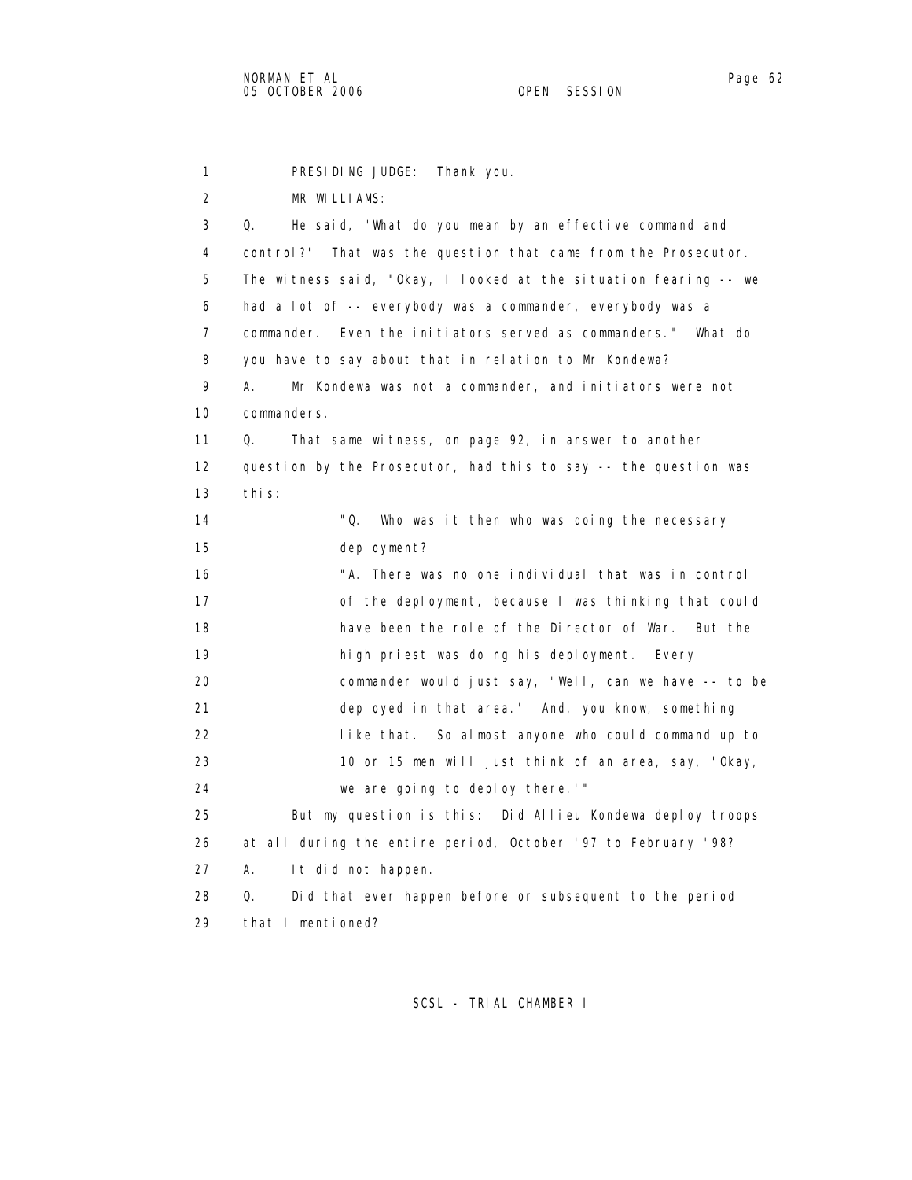PRESIDING JUDGE: Thank you.

MR WILLIAMS:

Q. He said, "What do you mean by an effective command and control?" That was the question that came from the Prosecutor. The witness said, "Okay, I looked at the situation fearing -- we had a lot of -- everybody was a commander, everybody was a commander. Even the initiators served as commanders." What do you have to say about that in relation to Mr Kondewa?

A. Mr Kondewa was not a commander, and initiators were not commanders.

Q. That same witness, on page 92, in answer to another question by the Prosecutor, had this to say -- the question was this:

> "Q. Who was it then who was doing the necessary deployment?
>
> "A. There was no one individual that was in control of the deployment, because I was thinking that could have been the role of the Director of War. But the high priest was doing his deployment. Every commander would just say, 'Well, can we have -- to be deployed in that area.' And, you know, something like that. So almost anyone who could command up to 10 or 15 men will just think of an area, say, 'Okay, we are going to deploy there.'"

But my question is this: Did Allieu Kondewa deploy troops at all during the entire period, October '97 to February '98?

A. It did not happen.

Q. Did that ever happen before or subsequent to the period that I mentioned?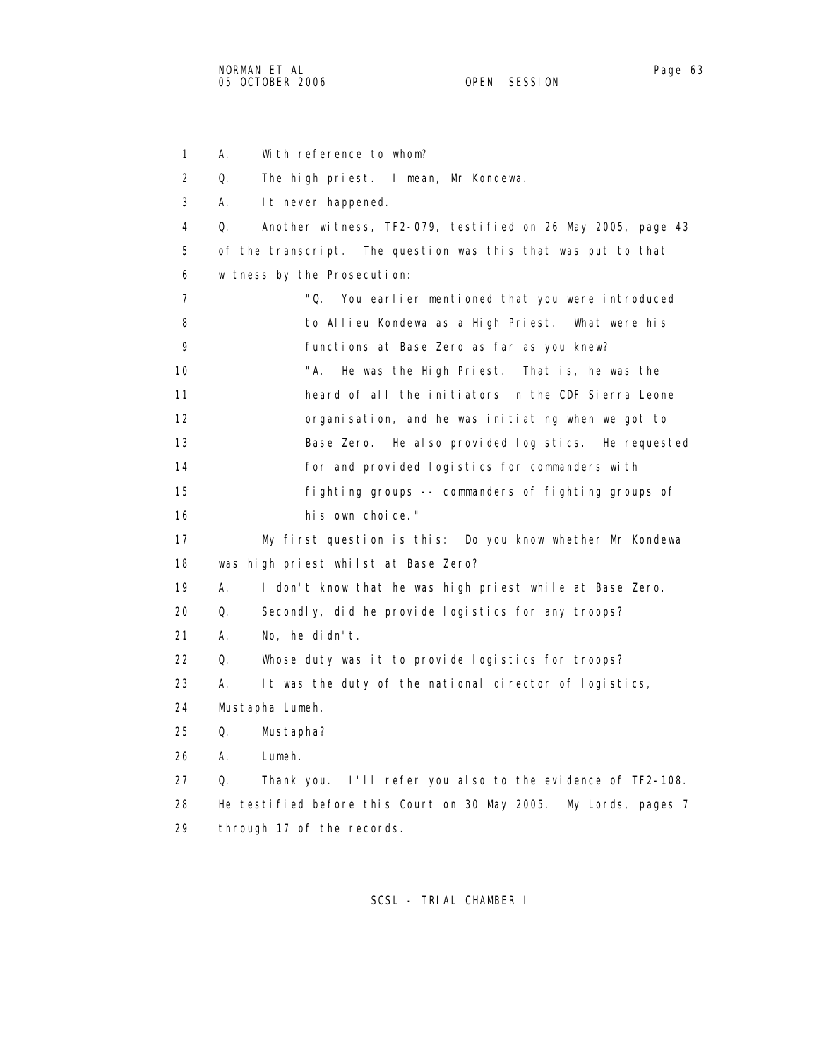A. With reference to whom?

Q. The high priest. I mean, Mr Kondewa.

A. It never happened.

Q. Another witness, TF2-079, testified on 26 May 2005, page 43 of the transcript. The question was this that was put to that witness by the Prosecution:

> "Q. You earlier mentioned that you were introduced to Allieu Kondewa as a High Priest. What were his functions at Base Zero as far as you knew?
>
> "A. He was the High Priest. That is, he was the heard of all the initiators in the CDF Sierra Leone organisation, and he was initiating when we got to Base Zero. He also provided logistics. He requested for and provided logistics for commanders with fighting groups -- commanders of fighting groups of his own choice."

My first question is this: Do you know whether Mr Kondewa was high priest whilst at Base Zero?

A. I don't know that he was high priest while at Base Zero.

Q. Secondly, did he provide logistics for any troops?

A. No, he didn't.

Q. Whose duty was it to provide logistics for troops?

A. It was the duty of the national director of logistics, Mustapha Lumeh.

Q. Mustapha?

A. Lumeh.

Q. Thank you. I'll refer you also to the evidence of TF2-108. He testified before this Court on 30 May 2005. My Lords, pages 7 through 17 of the records.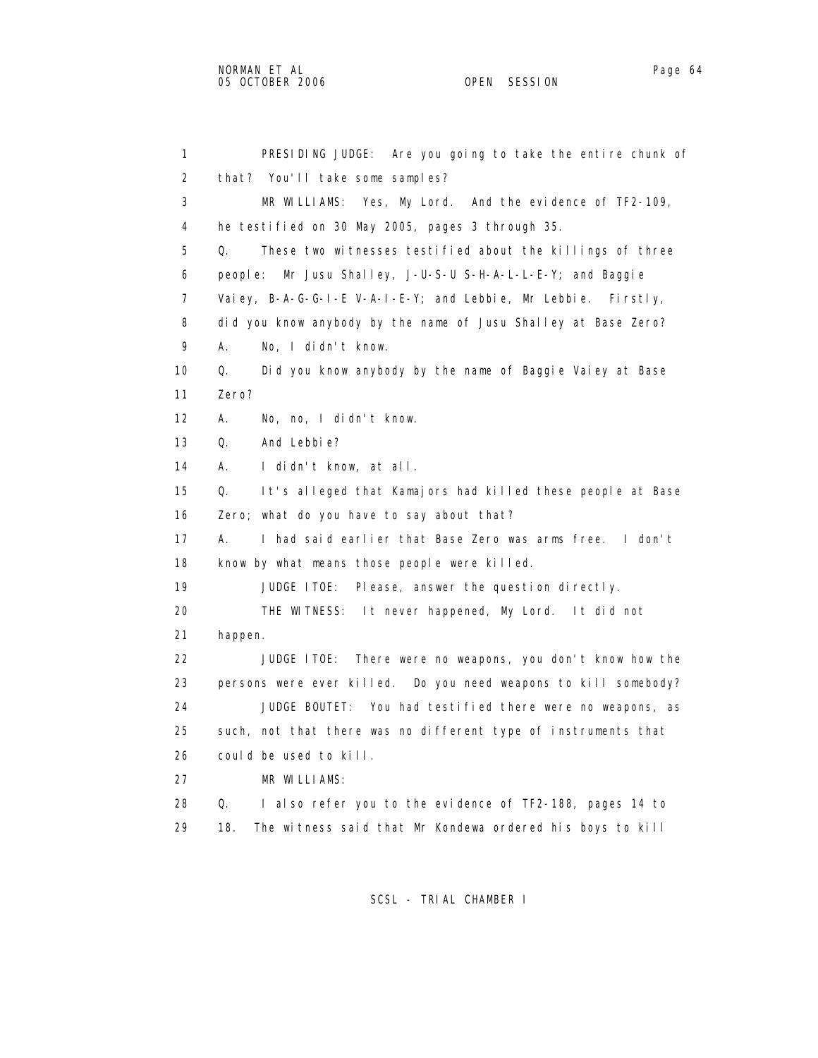1 PRESIDING JUDGE: Are you going to take the entire chunk of
2 that? You'll take some samples?
3 MR WILLIAMS: Yes, My Lord. And the evidence of TF2-109,
4 he testified on 30 May 2005, pages 3 through 35.
5 Q. These two witnesses testified about the killings of three
6 people: Mr Jusu Shalley, J-U-S-U S-H-A-L-L-E-Y; and Baggie
7 Vaiey, B-A-G-G-I-E V-A-I-E-Y; and Lebbie, Mr Lebbie. Firstly,
8 did you know anybody by the name of Jusu Shalley at Base Zero?
9 A. No, I didn't know.
10 Q. Did you know anybody by the name of Baggie Vaiey at Base
11 Zero?
12 A. No, no, I didn't know.
13 Q. And Lebbie?
14 A. I didn't know, at all.
15 Q. It's alleged that Kamajors had killed these people at Base
16 Zero; what do you have to say about that?
17 A. I had said earlier that Base Zero was arms free. I don't
18 know by what means those people were killed.
19 JUDGE ITOE: Please, answer the question directly.
20 THE WITNESS: It never happened, My Lord. It did not
21 happen.
22 JUDGE ITOE: There were no weapons, you don't know how the
23 persons were ever killed. Do you need weapons to kill somebody?
24 JUDGE BOUTET: You had testified there were no weapons, as
25 such, not that there was no different type of instruments that
26 could be used to kill.
27 MR WILLIAMS:
28 Q. I also refer you to the evidence of TF2-188, pages 14 to
29 18. The witness said that Mr Kondewa ordered his boys to kill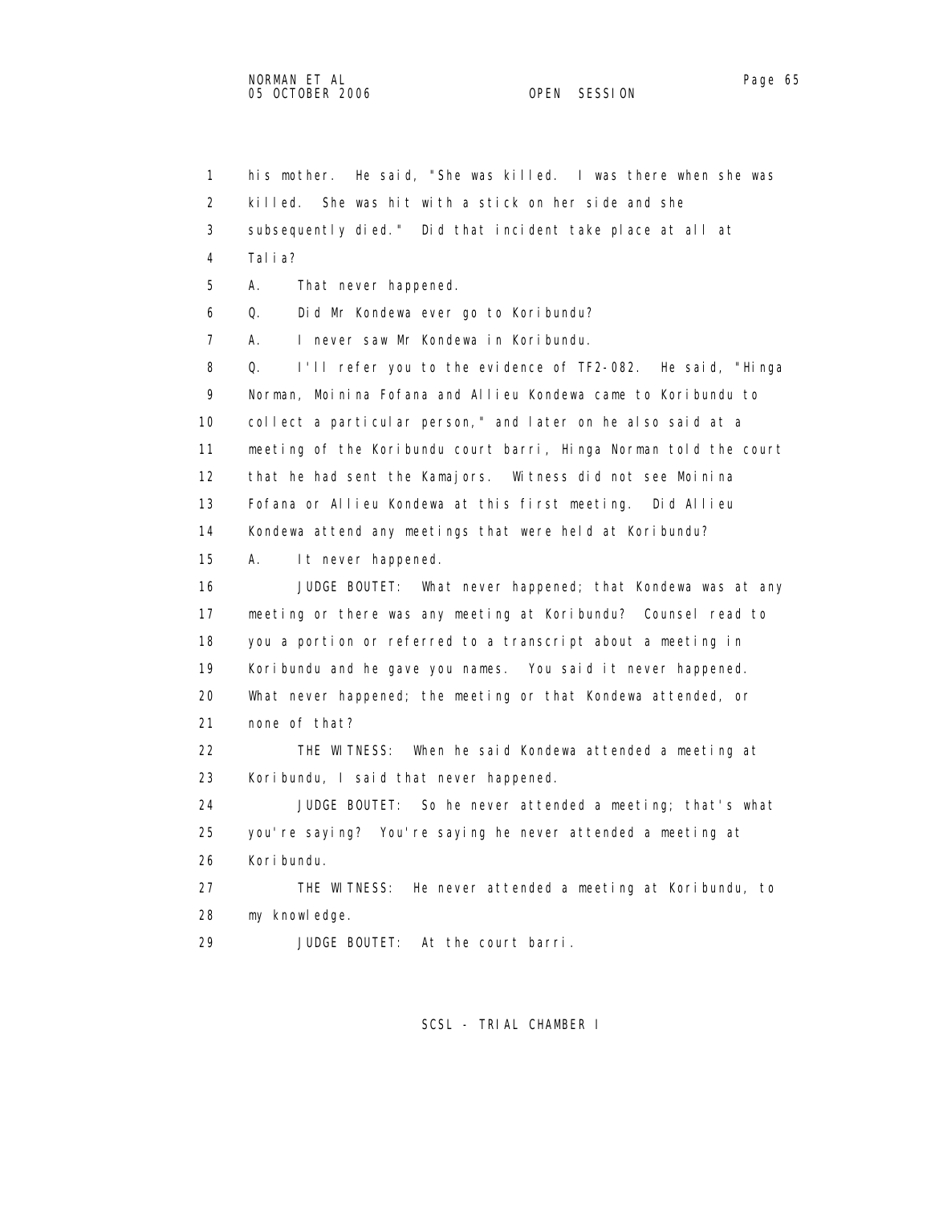1 his mother. He said, "She was killed. I was there when she was
2 killed. She was hit with a stick on her side and she
3 subsequently died." Did that incident take place at all at
4 Talia?

5 A. That never happened.

6 Q. Did Mr Kondewa ever go to Koribundu?

7 A. I never saw Mr Kondewa in Koribundu.

8 Q. I'll refer you to the evidence of TF2-082. He said, "Hinga
9 Norman, Moinina Fofana and Allieu Kondewa came to Koribundu to
10 collect a particular person," and later on he also said at a
11 meeting of the Koribundu court barri, Hinga Norman told the court
12 that he had sent the Kamajors. Witness did not see Moinina
13 Fofana or Allieu Kondewa at this first meeting. Did Allieu
14 Kondewa attend any meetings that were held at Koribundu?

15 A. It never happened.

16 JUDGE BOUTET: What never happened; that Kondewa was at any
17 meeting or there was any meeting at Koribundu? Counsel read to
18 you a portion or referred to a transcript about a meeting in
19 Koribundu and he gave you names. You said it never happened.
20 What never happened; the meeting or that Kondewa attended, or
21 none of that?

22 THE WITNESS: When he said Kondewa attended a meeting at
23 Koribundu, I said that never happened.

24 JUDGE BOUTET: So he never attended a meeting; that's what
25 you're saying? You're saying he never attended a meeting at
26 Koribundu.

27 THE WITNESS: He never attended a meeting at Koribundu, to
28 my knowledge.

29 JUDGE BOUTET: At the court barri.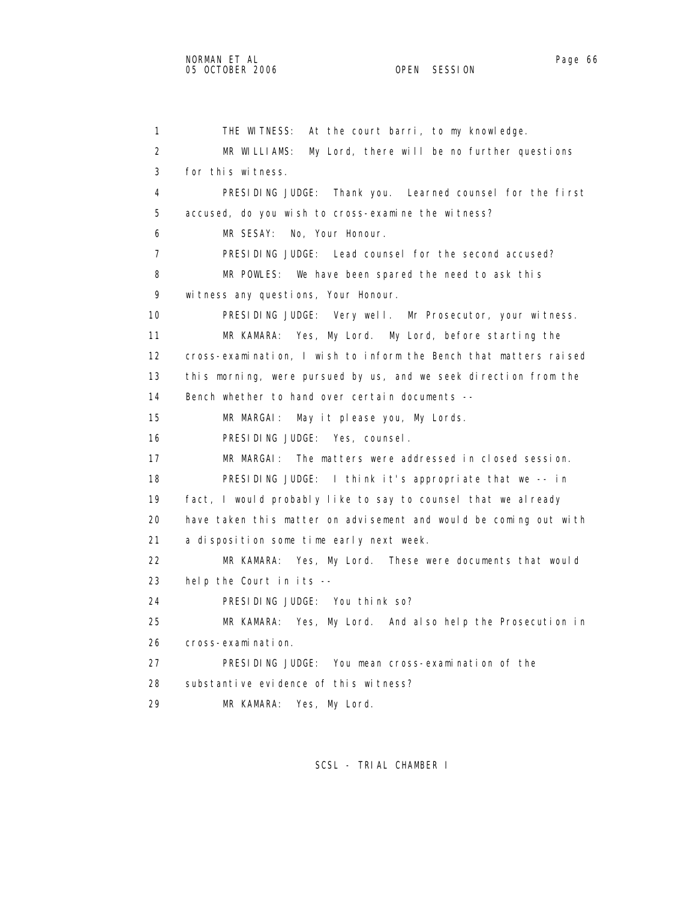1 THE WITNESS: At the court barri, to my knowledge.

2 MR WILLIAMS: My Lord, there will be no further questions

3 for this witness.

4 PRESIDING JUDGE: Thank you. Learned counsel for the first

5 accused, do you wish to cross-examine the witness?

6 MR SESAY: No, Your Honour.

7 PRESIDING JUDGE: Lead counsel for the second accused?

8 MR POWLES: We have been spared the need to ask this

9 witness any questions, Your Honour.

10 PRESIDING JUDGE: Very well. Mr Prosecutor, your witness.

11 MR KAMARA: Yes, My Lord. My Lord, before starting the

12 cross-examination, I wish to inform the Bench that matters raised

13 this morning, were pursued by us, and we seek direction from the

14 Bench whether to hand over certain documents --

15 MR MARGAI: May it please you, My Lords.

16 PRESIDING JUDGE: Yes, counsel.

17 MR MARGAI: The matters were addressed in closed session.

18 PRESIDING JUDGE: I think it's appropriate that we -- in

19 fact, I would probably like to say to counsel that we already

20 have taken this matter on advisement and would be coming out with

21 a disposition some time early next week.

22 MR KAMARA: Yes, My Lord. These were documents that would

23 help the Court in its --

24 PRESIDING JUDGE: You think so?

25 MR KAMARA: Yes, My Lord. And also help the Prosecution in

26 cross-examination.

27 PRESIDING JUDGE: You mean cross-examination of the

28 substantive evidence of this witness?

29 MR KAMARA: Yes, My Lord.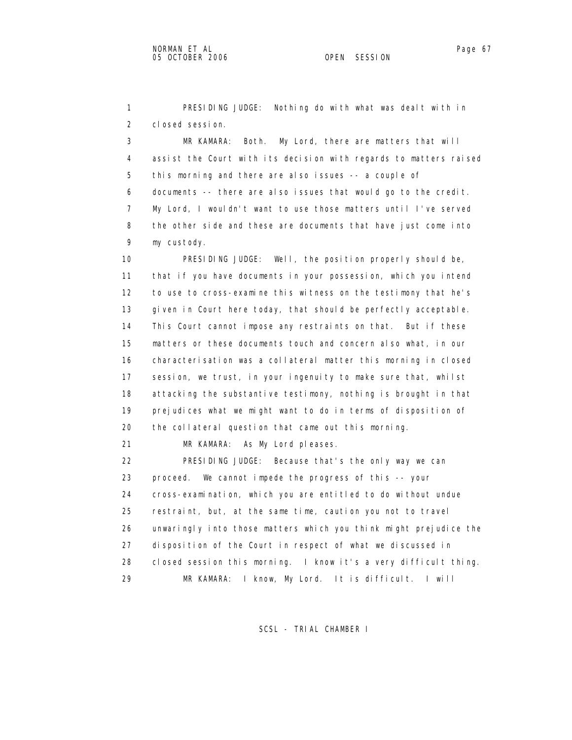PRESIDING JUDGE: Nothing do with what was dealt with in closed session.

MR KAMARA: Both. My Lord, there are matters that will assist the Court with its decision with regards to matters raised this morning and there are also issues -- a couple of documents -- there are also issues that would go to the credit. My Lord, I wouldn't want to use those matters until I've served the other side and these are documents that have just come into my custody.

PRESIDING JUDGE: Well, the position properly should be, that if you have documents in your possession, which you intend to use to cross-examine this witness on the testimony that he's given in Court here today, that should be perfectly acceptable. This Court cannot impose any restraints on that. But if these matters or these documents touch and concern also what, in our characterisation was a collateral matter this morning in closed session, we trust, in your ingenuity to make sure that, whilst attacking the substantive testimony, nothing is brought in that prejudices what we might want to do in terms of disposition of the collateral question that came out this morning.

MR KAMARA: As My Lord pleases.

PRESIDING JUDGE: Because that's the only way we can proceed. We cannot impede the progress of this -- your cross-examination, which you are entitled to do without undue restraint, but, at the same time, caution you not to travel unwaringly into those matters which you think might prejudice the disposition of the Court in respect of what we discussed in closed session this morning. I know it's a very difficult thing.

MR KAMARA: I know, My Lord. It is difficult. I will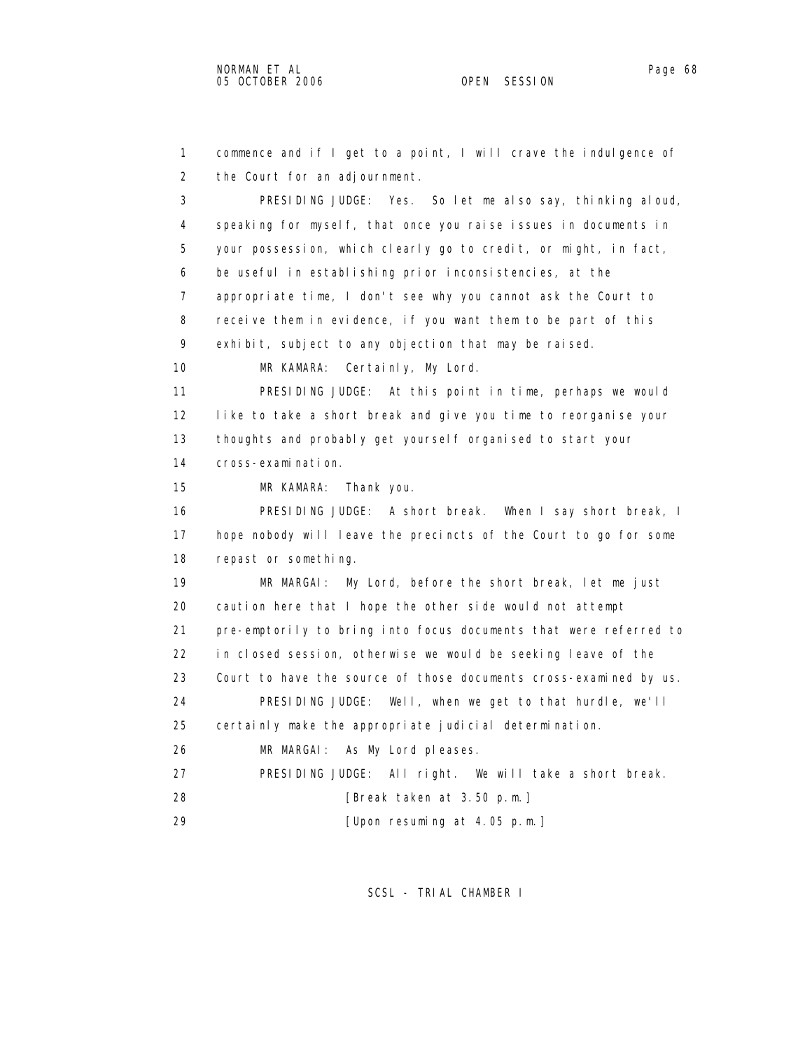1 commence and if I get to a point, I will crave the indulgence of
2 the Court for an adjournment.

3 PRESIDING JUDGE: Yes. So let me also say, thinking aloud,
4 speaking for myself, that once you raise issues in documents in
5 your possession, which clearly go to credit, or might, in fact,
6 be useful in establishing prior inconsistencies, at the
7 appropriate time, I don't see why you cannot ask the Court to
8 receive them in evidence, if you want them to be part of this
9 exhibit, subject to any objection that may be raised.

10 MR KAMARA: Certainly, My Lord.

11 PRESIDING JUDGE: At this point in time, perhaps we would
12 like to take a short break and give you time to reorganise your
13 thoughts and probably get yourself organised to start your
14 cross-examination.

15 MR KAMARA: Thank you.

16 PRESIDING JUDGE: A short break. When I say short break, I
17 hope nobody will leave the precincts of the Court to go for some
18 repast or something.

19 MR MARGAI: My Lord, before the short break, let me just
20 caution here that I hope the other side would not attempt
21 pre-emptorily to bring into focus documents that were referred to
22 in closed session, otherwise we would be seeking leave of the
23 Court to have the source of those documents cross-examined by us.

24 PRESIDING JUDGE: Well, when we get to that hurdle, we'll
25 certainly make the appropriate judicial determination.

26 MR MARGAI: As My Lord pleases.

27 PRESIDING JUDGE: All right. We will take a short break.

28 [Break taken at 3.50 p.m.]

29 [Upon resuming at 4.05 p.m.]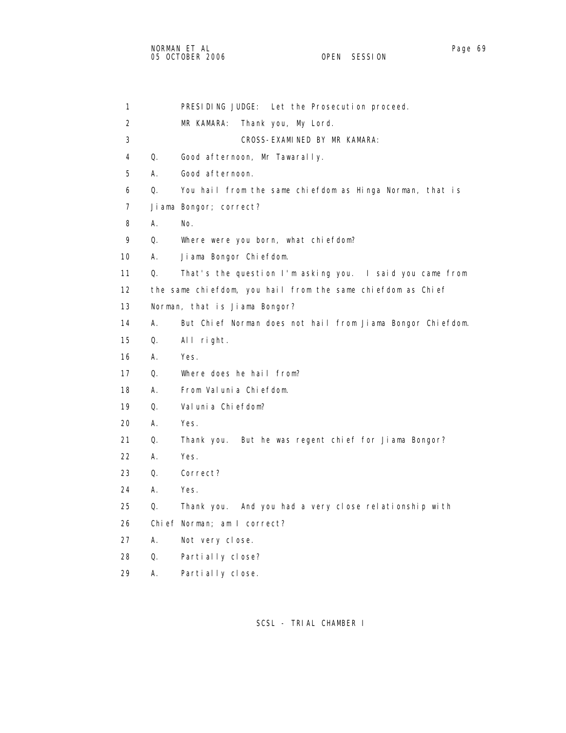PRESIDING JUDGE: Let the Prosecution proceed.

MR KAMARA: Thank you, My Lord.

CROSS-EXAMINED BY MR KAMARA:

Q. Good afternoon, Mr Tawarally.

A. Good afternoon.

Q. You hail from the same chiefdom as Hinga Norman, that is Jiama Bongor; correct?

A. No.

Q. Where were you born, what chiefdom?

A. Jiama Bongor Chiefdom.

Q. That's the question I'm asking you. I said you came from the same chiefdom, you hail from the same chiefdom as Chief Norman, that is Jiama Bongor?

A. But Chief Norman does not hail from Jiama Bongor Chiefdom.

Q. All right.

A. Yes.

Q. Where does he hail from?

A. From Valunia Chiefdom.

Q. Valunia Chiefdom?

A. Yes.

Q. Thank you. But he was regent chief for Jiama Bongor?

A. Yes.

Q. Correct?

A. Yes.

Q. Thank you. And you had a very close relationship with Chief Norman; am I correct?

A. Not very close.

Q. Partially close?

A. Partially close.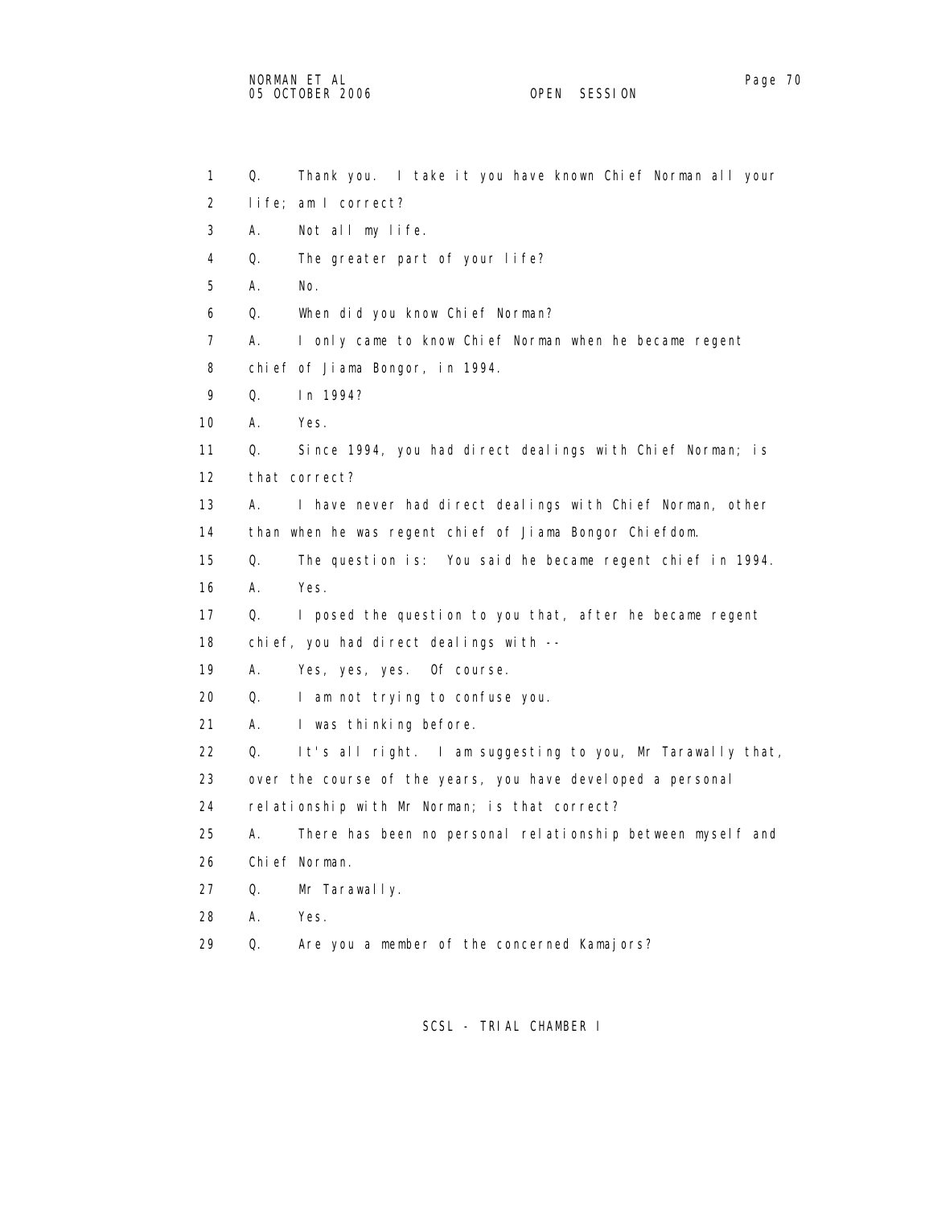1 Q. Thank you. I take it you have known Chief Norman all your
2 life; am I correct?
3 A. Not all my life.
4 Q. The greater part of your life?
5 A. No.
6 Q. When did you know Chief Norman?
7 A. I only came to know Chief Norman when he became regent
8 chief of Jiama Bongor, in 1994.
9 Q. In 1994?
10 A. Yes.
11 Q. Since 1994, you had direct dealings with Chief Norman; is
12 that correct?
13 A. I have never had direct dealings with Chief Norman, other
14 than when he was regent chief of Jiama Bongor Chiefdom.
15 Q. The question is: You said he became regent chief in 1994.
16 A. Yes.
17 Q. I posed the question to you that, after he became regent
18 chief, you had direct dealings with --
19 A. Yes, yes, yes. Of course.
20 Q. I am not trying to confuse you.
21 A. I was thinking before.
22 Q. It's all right. I am suggesting to you, Mr Tarawally that,
23 over the course of the years, you have developed a personal
24 relationship with Mr Norman; is that correct?
25 A. There has been no personal relationship between myself and
26 Chief Norman.
27 Q. Mr Tarawally.
28 A. Yes.
29 Q. Are you a member of the concerned Kamajors?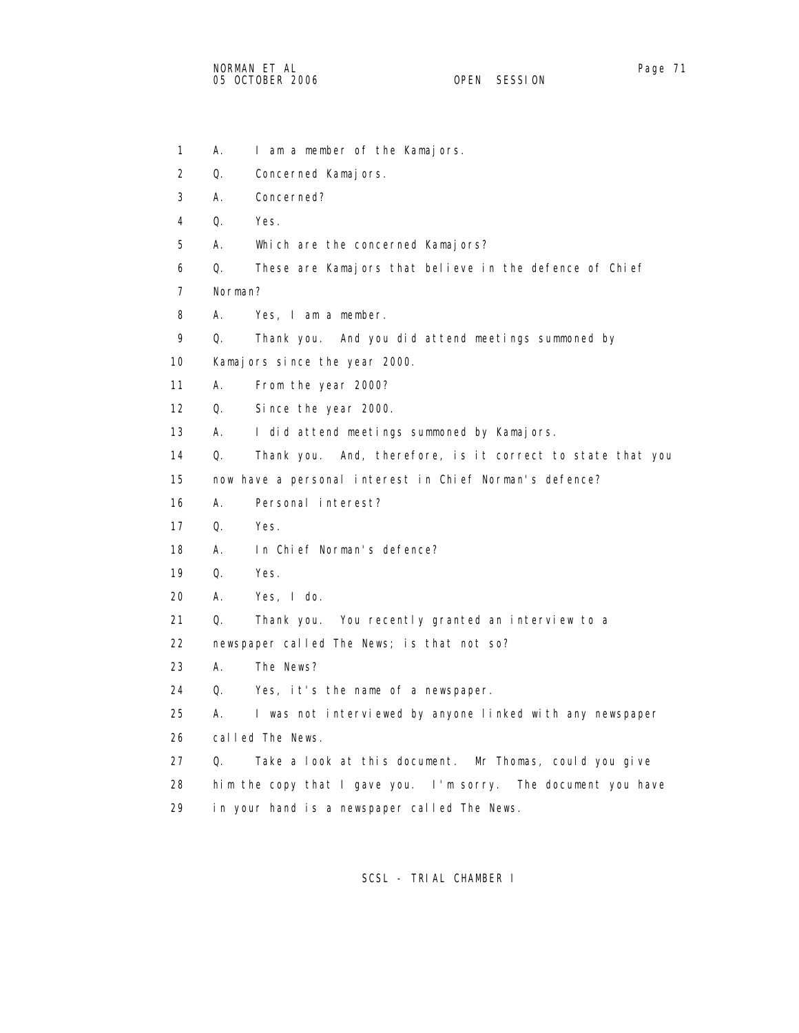1 A. I am a member of the Kamajors.

2 Q. Concerned Kamajors.

3 A. Concerned?

4 Q. Yes.

5 A. Which are the concerned Kamajors?

6 Q. These are Kamajors that believe in the defence of Chief

7 Norman?

8 A. Yes, I am a member.

9 Q. Thank you. And you did attend meetings summoned by

10 Kamajors since the year 2000.

11 A. From the year 2000?

12 Q. Since the year 2000.

13 A. I did attend meetings summoned by Kamajors.

14 Q. Thank you. And, therefore, is it correct to state that you

15 now have a personal interest in Chief Norman's defence?

16 A. Personal interest?

17 Q. Yes.

18 A. In Chief Norman's defence?

19 Q. Yes.

20 A. Yes, I do.

21 Q. Thank you. You recently granted an interview to a

22 newspaper called The News; is that not so?

23 A. The News?

24 Q. Yes, it's the name of a newspaper.

25 A. I was not interviewed by anyone linked with any newspaper

26 called The News.

27 Q. Take a look at this document. Mr Thomas, could you give

28 him the copy that I gave you. I'm sorry. The document you have

29 in your hand is a newspaper called The News.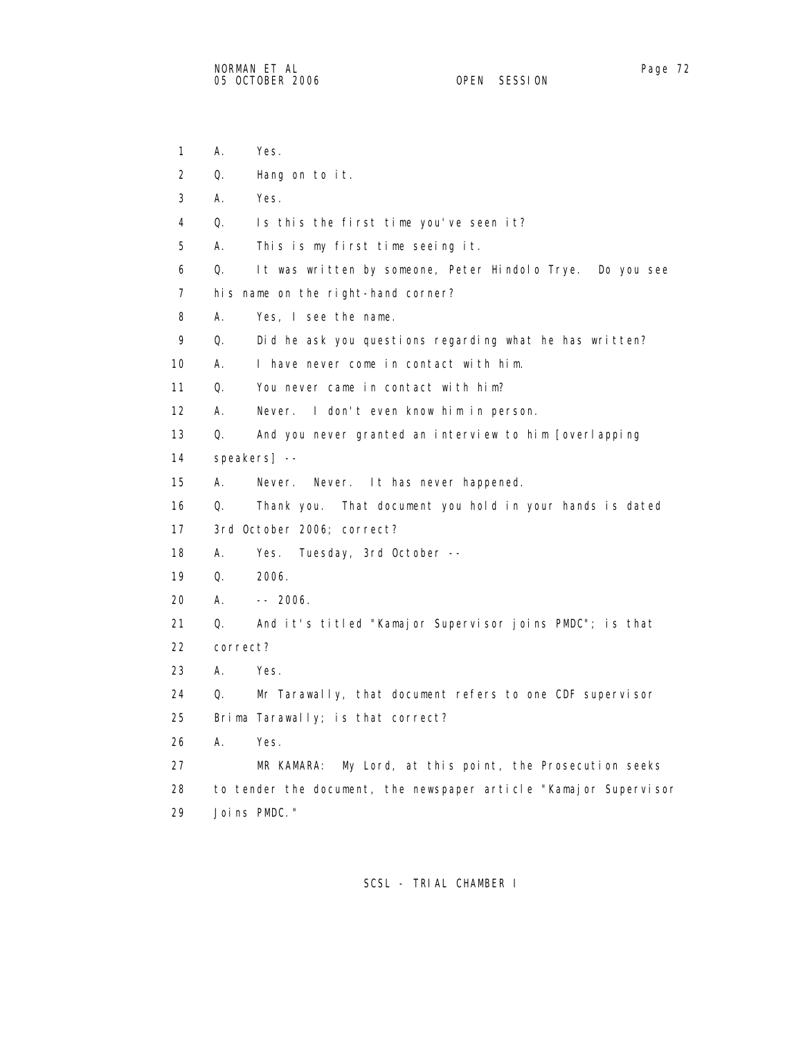1 A. Yes.

2 Q. Hang on to it.

3 A. Yes.

4 Q. Is this the first time you've seen it?

5 A. This is my first time seeing it.

6 Q. It was written by someone, Peter Hindolo Trye. Do you see

7 his name on the right-hand corner?

8 A. Yes, I see the name.

9 Q. Did he ask you questions regarding what he has written?

10 A. I have never come in contact with him.

11 Q. You never came in contact with him?

12 A. Never. I don't even know him in person.

13 Q. And you never granted an interview to him [overlapping

14 speakers] --

15 A. Never. Never. It has never happened.

16 Q. Thank you. That document you hold in your hands is dated

17 3rd October 2006; correct?

18 A. Yes. Tuesday, 3rd October --

19 Q. 2006.

20 A. -- 2006.

21 Q. And it's titled "Kamajor Supervisor joins PMDC"; is that

22 correct?

23 A. Yes.

24 Q. Mr Tarawally, that document refers to one CDF supervisor

25 Brima Tarawally; is that correct?

26 A. Yes.

27 MR KAMARA: My Lord, at this point, the Prosecution seeks

28 to tender the document, the newspaper article "Kamajor Supervisor

29 Joins PMDC."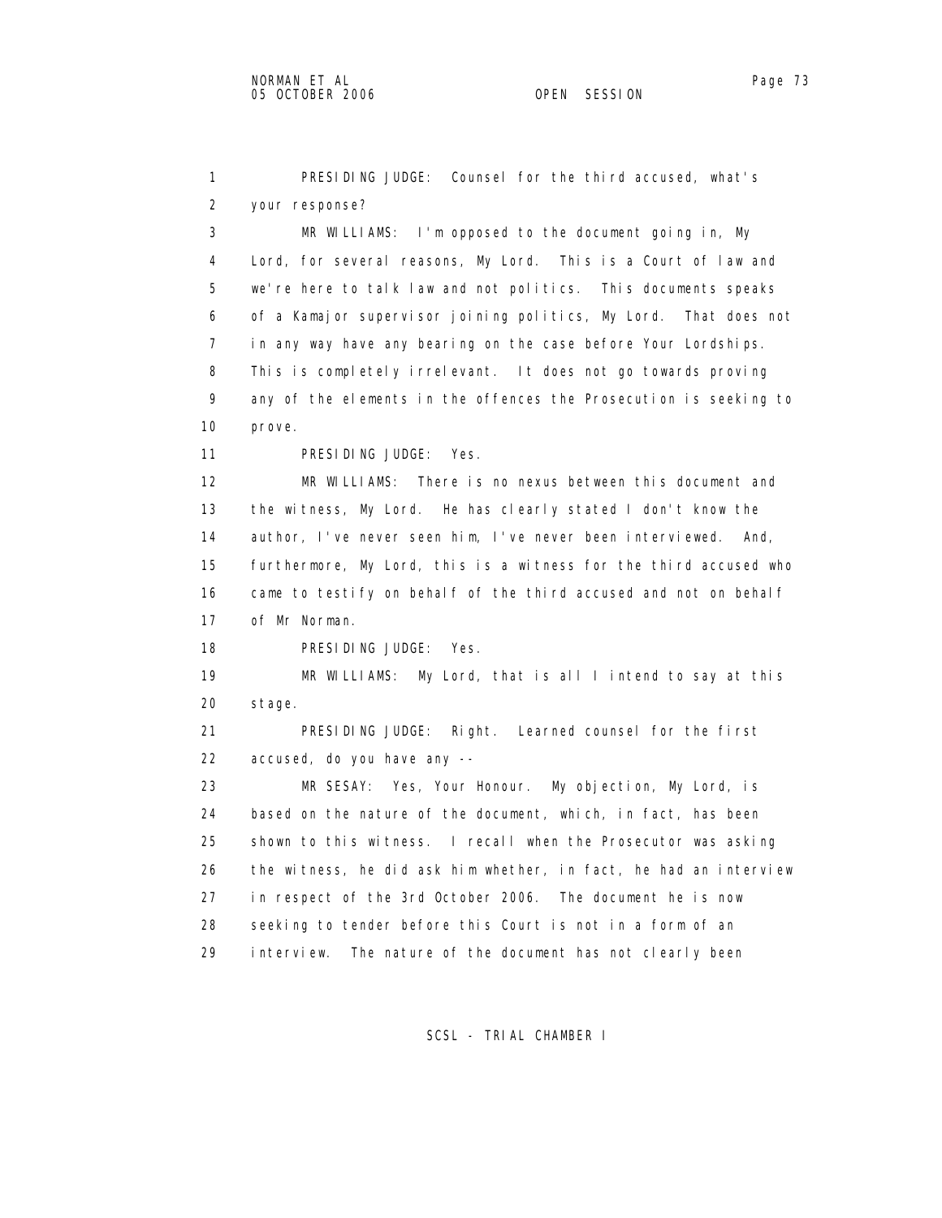PRESIDING JUDGE: Counsel for the third accused, what's your response?

MR WILLIAMS: I'm opposed to the document going in, My Lord, for several reasons, My Lord. This is a Court of law and we're here to talk law and not politics. This documents speaks of a Kamajor supervisor joining politics, My Lord. That does not in any way have any bearing on the case before Your Lordships. This is completely irrelevant. It does not go towards proving any of the elements in the offences the Prosecution is seeking to prove.

PRESIDING JUDGE: Yes.

MR WILLIAMS: There is no nexus between this document and the witness, My Lord. He has clearly stated I don't know the author, I've never seen him, I've never been interviewed. And, furthermore, My Lord, this is a witness for the third accused who came to testify on behalf of the third accused and not on behalf of Mr Norman.

PRESIDING JUDGE: Yes.

MR WILLIAMS: My Lord, that is all I intend to say at this stage.

PRESIDING JUDGE: Right. Learned counsel for the first accused, do you have any --

MR SESAY: Yes, Your Honour. My objection, My Lord, is based on the nature of the document, which, in fact, has been shown to this witness. I recall when the Prosecutor was asking the witness, he did ask him whether, in fact, he had an interview in respect of the 3rd October 2006. The document he is now seeking to tender before this Court is not in a form of an interview. The nature of the document has not clearly been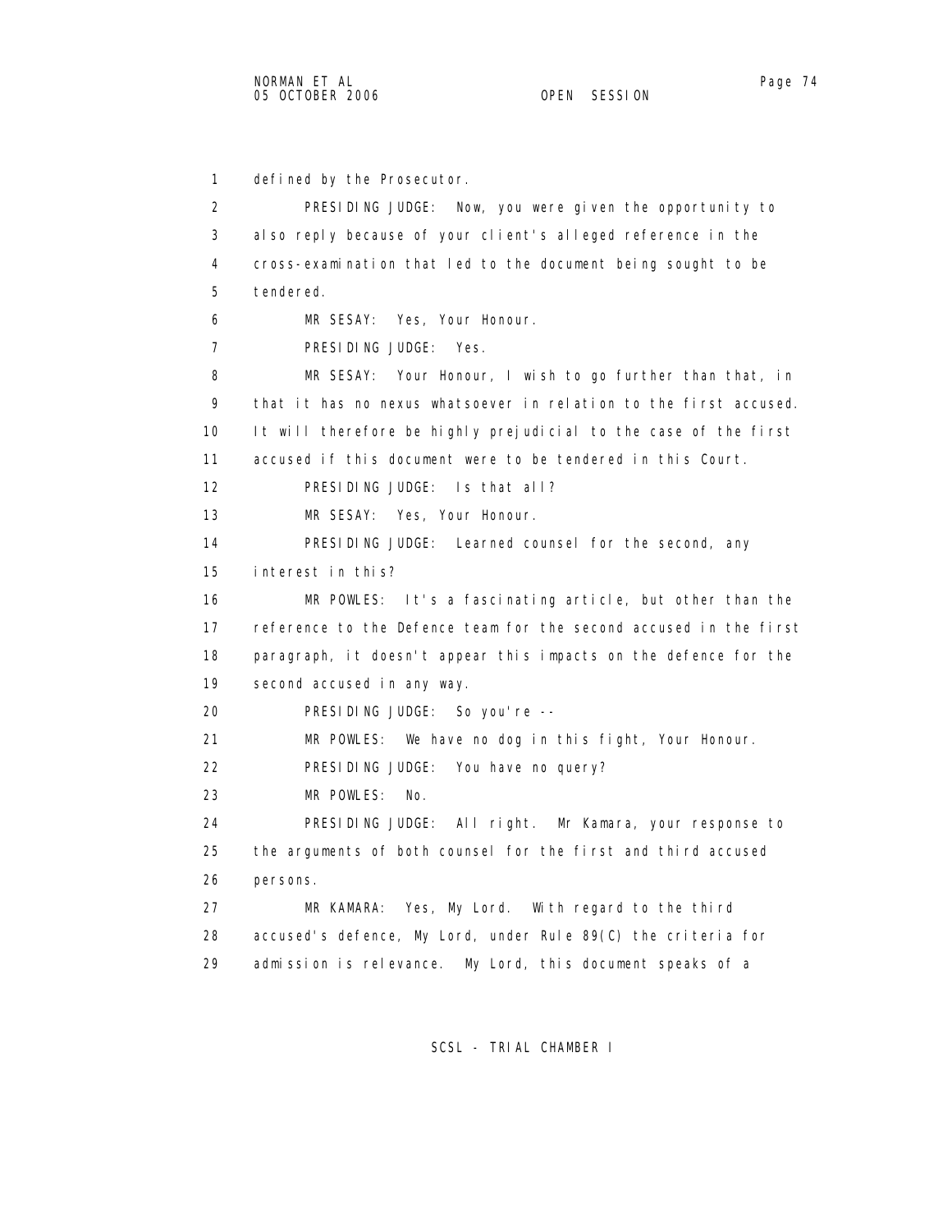defined by the Prosecutor.

PRESIDING JUDGE: Now, you were given the opportunity to also reply because of your client's alleged reference in the cross-examination that led to the document being sought to be tendered.

MR SESAY: Yes, Your Honour.

PRESIDING JUDGE: Yes.

MR SESAY: Your Honour, I wish to go further than that, in that it has no nexus whatsoever in relation to the first accused. It will therefore be highly prejudicial to the case of the first accused if this document were to be tendered in this Court.

PRESIDING JUDGE: Is that all?

MR SESAY: Yes, Your Honour.

PRESIDING JUDGE: Learned counsel for the second, any interest in this?

MR POWLES: It's a fascinating article, but other than the reference to the Defence team for the second accused in the first paragraph, it doesn't appear this impacts on the defence for the second accused in any way.

PRESIDING JUDGE: So you're --

MR POWLES: We have no dog in this fight, Your Honour.

PRESIDING JUDGE: You have no query?

MR POWLES: No.

PRESIDING JUDGE: All right. Mr Kamara, your response to the arguments of both counsel for the first and third accused persons.

MR KAMARA: Yes, My Lord. With regard to the third accused's defence, My Lord, under Rule 89(C) the criteria for admission is relevance. My Lord, this document speaks of a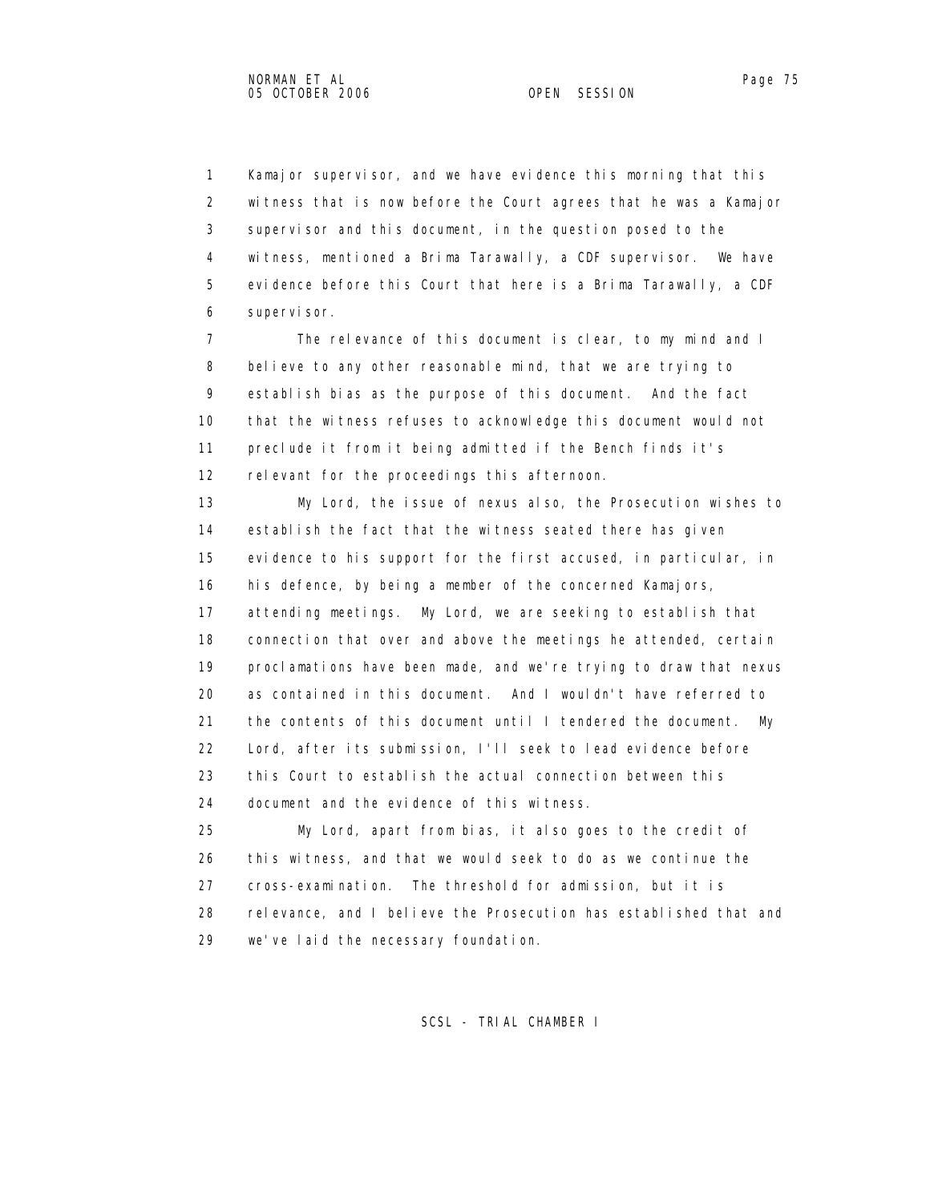Kamajor supervisor, and we have evidence this morning that this witness that is now before the Court agrees that he was a Kamajor supervisor and this document, in the question posed to the witness, mentioned a Brima Tarawally, a CDF supervisor. We have evidence before this Court that here is a Brima Tarawally, a CDF supervisor.

The relevance of this document is clear, to my mind and I believe to any other reasonable mind, that we are trying to establish bias as the purpose of this document. And the fact that the witness refuses to acknowledge this document would not preclude it from it being admitted if the Bench finds it's relevant for the proceedings this afternoon.

My Lord, the issue of nexus also, the Prosecution wishes to establish the fact that the witness seated there has given evidence to his support for the first accused, in particular, in his defence, by being a member of the concerned Kamajors, attending meetings. My Lord, we are seeking to establish that connection that over and above the meetings he attended, certain proclamations have been made, and we're trying to draw that nexus as contained in this document. And I wouldn't have referred to the contents of this document until I tendered the document. My Lord, after its submission, I'll seek to lead evidence before this Court to establish the actual connection between this document and the evidence of this witness.

My Lord, apart from bias, it also goes to the credit of this witness, and that we would seek to do as we continue the cross-examination. The threshold for admission, but it is relevance, and I believe the Prosecution has established that and we've laid the necessary foundation.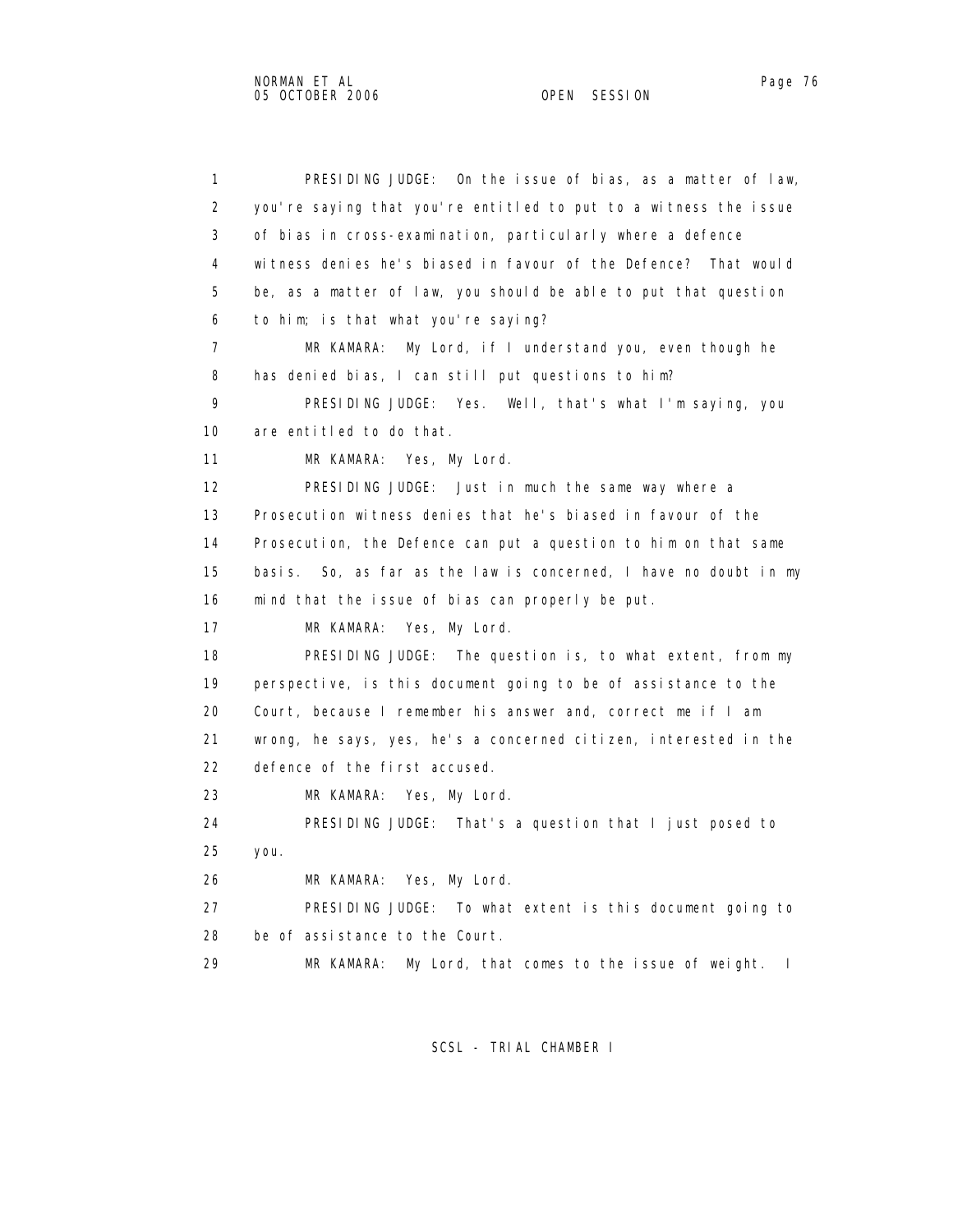1 PRESIDING JUDGE: On the issue of bias, as a matter of law,
2 you're saying that you're entitled to put to a witness the issue
3 of bias in cross-examination, particularly where a defence
4 witness denies he's biased in favour of the Defence? That would
5 be, as a matter of law, you should be able to put that question
6 to him; is that what you're saying?
7 MR KAMARA: My Lord, if I understand you, even though he
8 has denied bias, I can still put questions to him?
9 PRESIDING JUDGE: Yes. Well, that's what I'm saying, you
10 are entitled to do that.
11 MR KAMARA: Yes, My Lord.
12 PRESIDING JUDGE: Just in much the same way where a
13 Prosecution witness denies that he's biased in favour of the
14 Prosecution, the Defence can put a question to him on that same
15 basis. So, as far as the law is concerned, I have no doubt in my
16 mind that the issue of bias can properly be put.
17 MR KAMARA: Yes, My Lord.
18 PRESIDING JUDGE: The question is, to what extent, from my
19 perspective, is this document going to be of assistance to the
20 Court, because I remember his answer and, correct me if I am
21 wrong, he says, yes, he's a concerned citizen, interested in the
22 defence of the first accused.
23 MR KAMARA: Yes, My Lord.
24 PRESIDING JUDGE: That's a question that I just posed to
25 you.
26 MR KAMARA: Yes, My Lord.
27 PRESIDING JUDGE: To what extent is this document going to
28 be of assistance to the Court.
29 MR KAMARA: My Lord, that comes to the issue of weight. I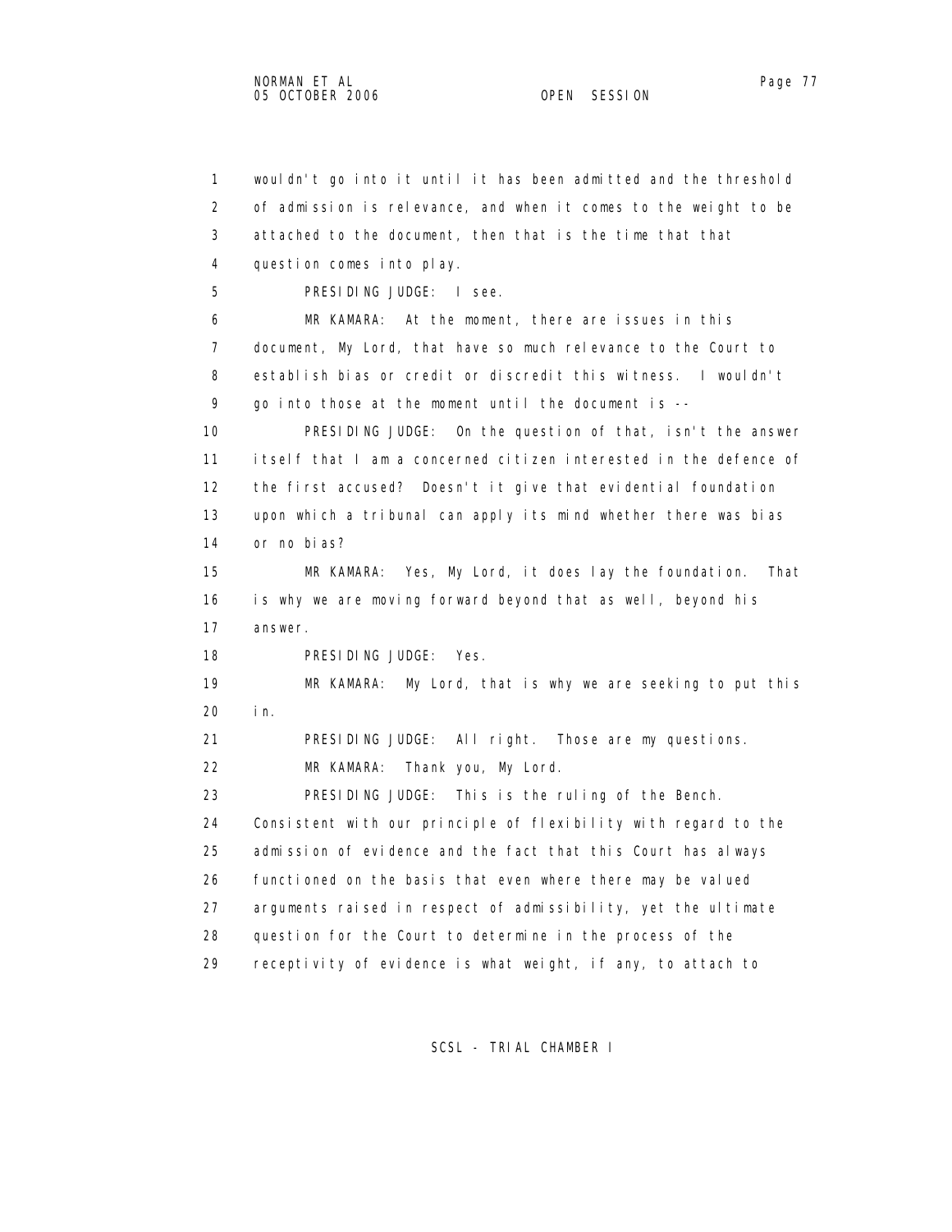1 wouldn't go into it until it has been admitted and the threshold
2 of admission is relevance, and when it comes to the weight to be
3 attached to the document, then that is the time that that
4 question comes into play.

5 PRESIDING JUDGE: I see.

6 MR KAMARA: At the moment, there are issues in this
7 document, My Lord, that have so much relevance to the Court to
8 establish bias or credit or discredit this witness. I wouldn't
9 go into those at the moment until the document is --

10 PRESIDING JUDGE: On the question of that, isn't the answer
11 itself that I am a concerned citizen interested in the defence of
12 the first accused? Doesn't it give that evidential foundation
13 upon which a tribunal can apply its mind whether there was bias
14 or no bias?

15 MR KAMARA: Yes, My Lord, it does lay the foundation. That
16 is why we are moving forward beyond that as well, beyond his
17 answer.

18 PRESIDING JUDGE: Yes.

19 MR KAMARA: My Lord, that is why we are seeking to put this
20 in.

21 PRESIDING JUDGE: All right. Those are my questions.

22 MR KAMARA: Thank you, My Lord.

23 PRESIDING JUDGE: This is the ruling of the Bench.
24 Consistent with our principle of flexibility with regard to the
25 admission of evidence and the fact that this Court has always
26 functioned on the basis that even where there may be valued
27 arguments raised in respect of admissibility, yet the ultimate
28 question for the Court to determine in the process of the
29 receptivity of evidence is what weight, if any, to attach to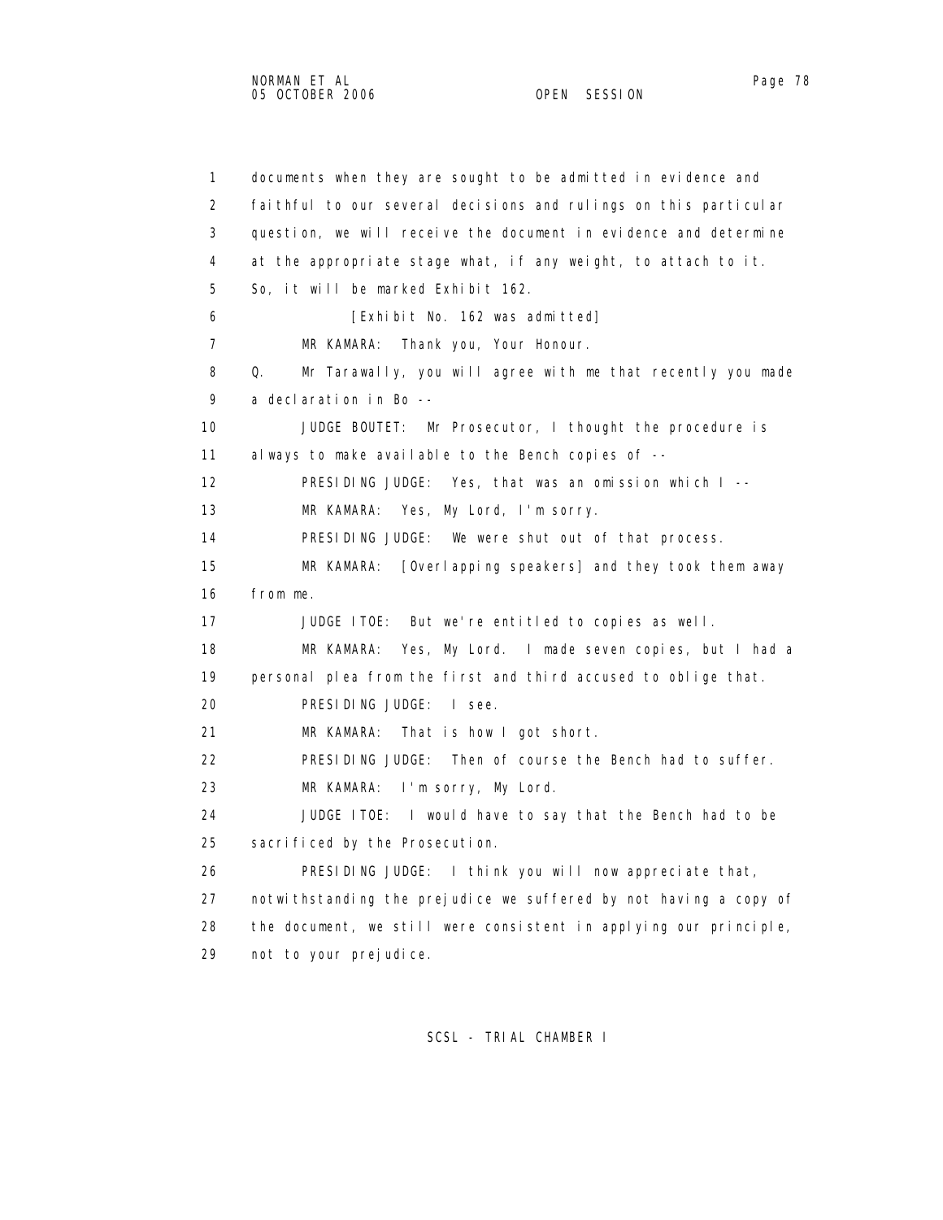1 documents when they are sought to be admitted in evidence and
2 faithful to our several decisions and rulings on this particular
3 question, we will receive the document in evidence and determine
4 at the appropriate stage what, if any weight, to attach to it.
5 So, it will be marked Exhibit 162.
6 [Exhibit No. 162 was admitted]
7 MR KAMARA: Thank you, Your Honour.
8 Q. Mr Tarawally, you will agree with me that recently you made
9 a declaration in Bo --
10 JUDGE BOUTET: Mr Prosecutor, I thought the procedure is
11 always to make available to the Bench copies of --
12 PRESIDING JUDGE: Yes, that was an omission which I --
13 MR KAMARA: Yes, My Lord, I'm sorry.
14 PRESIDING JUDGE: We were shut out of that process.
15 MR KAMARA: [Overlapping speakers] and they took them away
16 from me.
17 JUDGE ITOE: But we're entitled to copies as well.
18 MR KAMARA: Yes, My Lord. I made seven copies, but I had a
19 personal plea from the first and third accused to oblige that.
20 PRESIDING JUDGE: I see.
21 MR KAMARA: That is how I got short.
22 PRESIDING JUDGE: Then of course the Bench had to suffer.
23 MR KAMARA: I'm sorry, My Lord.
24 JUDGE ITOE: I would have to say that the Bench had to be
25 sacrificed by the Prosecution.
26 PRESIDING JUDGE: I think you will now appreciate that,
27 notwithstanding the prejudice we suffered by not having a copy of
28 the document, we still were consistent in applying our principle,
29 not to your prejudice.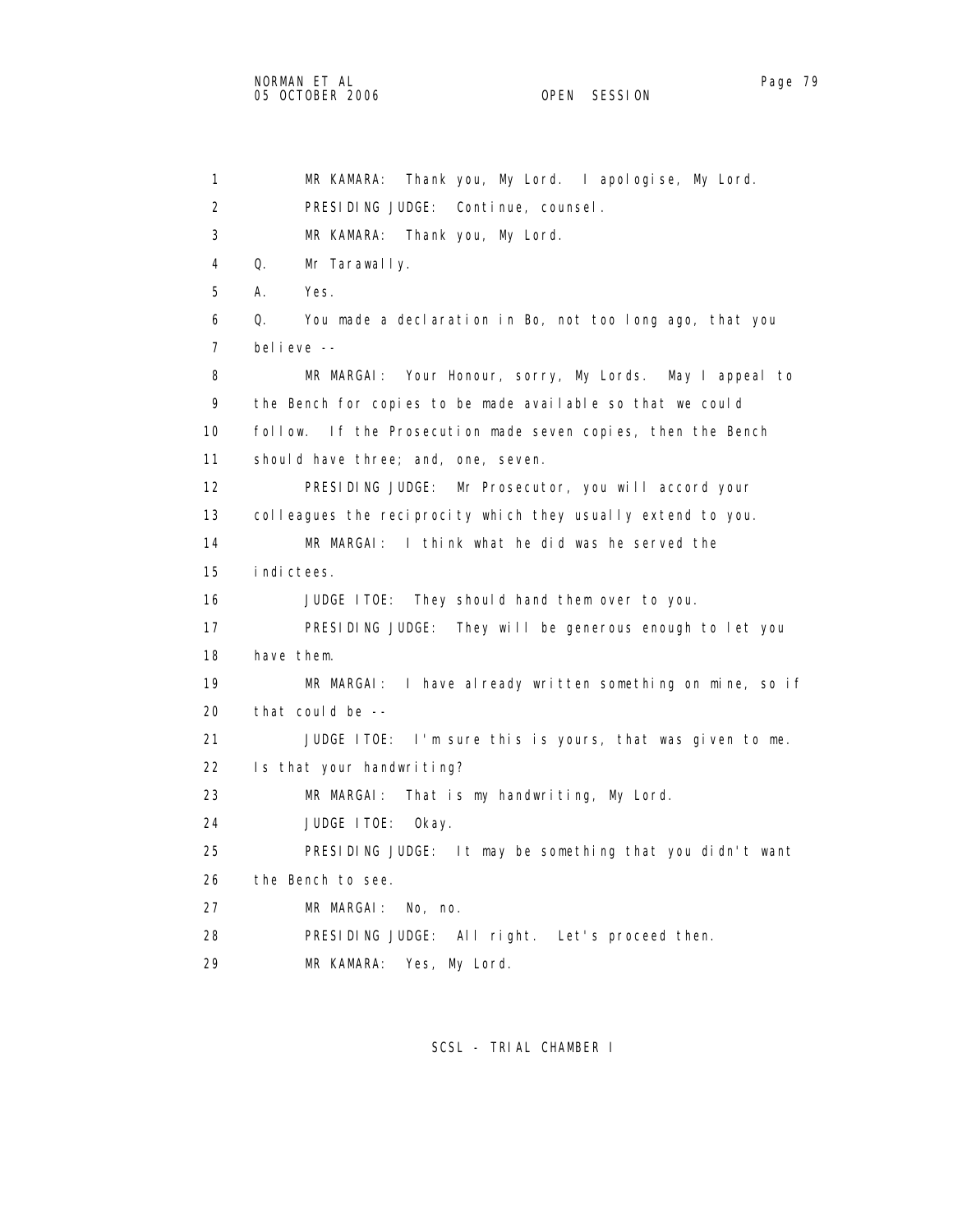1 MR KAMARA: Thank you, My Lord. I apologise, My Lord.
2 PRESIDING JUDGE: Continue, counsel.
3 MR KAMARA: Thank you, My Lord.
4 Q. Mr Tarawally.
5 A. Yes.
6 Q. You made a declaration in Bo, not too long ago, that you
7 believe --
8 MR MARGAI: Your Honour, sorry, My Lords. May I appeal to
9 the Bench for copies to be made available so that we could
10 follow. If the Prosecution made seven copies, then the Bench
11 should have three; and, one, seven.
12 PRESIDING JUDGE: Mr Prosecutor, you will accord your
13 colleagues the reciprocity which they usually extend to you.
14 MR MARGAI: I think what he did was he served the
15 indictees.
16 JUDGE ITOE: They should hand them over to you.
17 PRESIDING JUDGE: They will be generous enough to let you
18 have them.
19 MR MARGAI: I have already written something on mine, so if
20 that could be --
21 JUDGE ITOE: I'm sure this is yours, that was given to me.
22 Is that your handwriting?
23 MR MARGAI: That is my handwriting, My Lord.
24 JUDGE ITOE: Okay.
25 PRESIDING JUDGE: It may be something that you didn't want
26 the Bench to see.
27 MR MARGAI: No, no.
28 PRESIDING JUDGE: All right. Let's proceed then.
29 MR KAMARA: Yes, My Lord.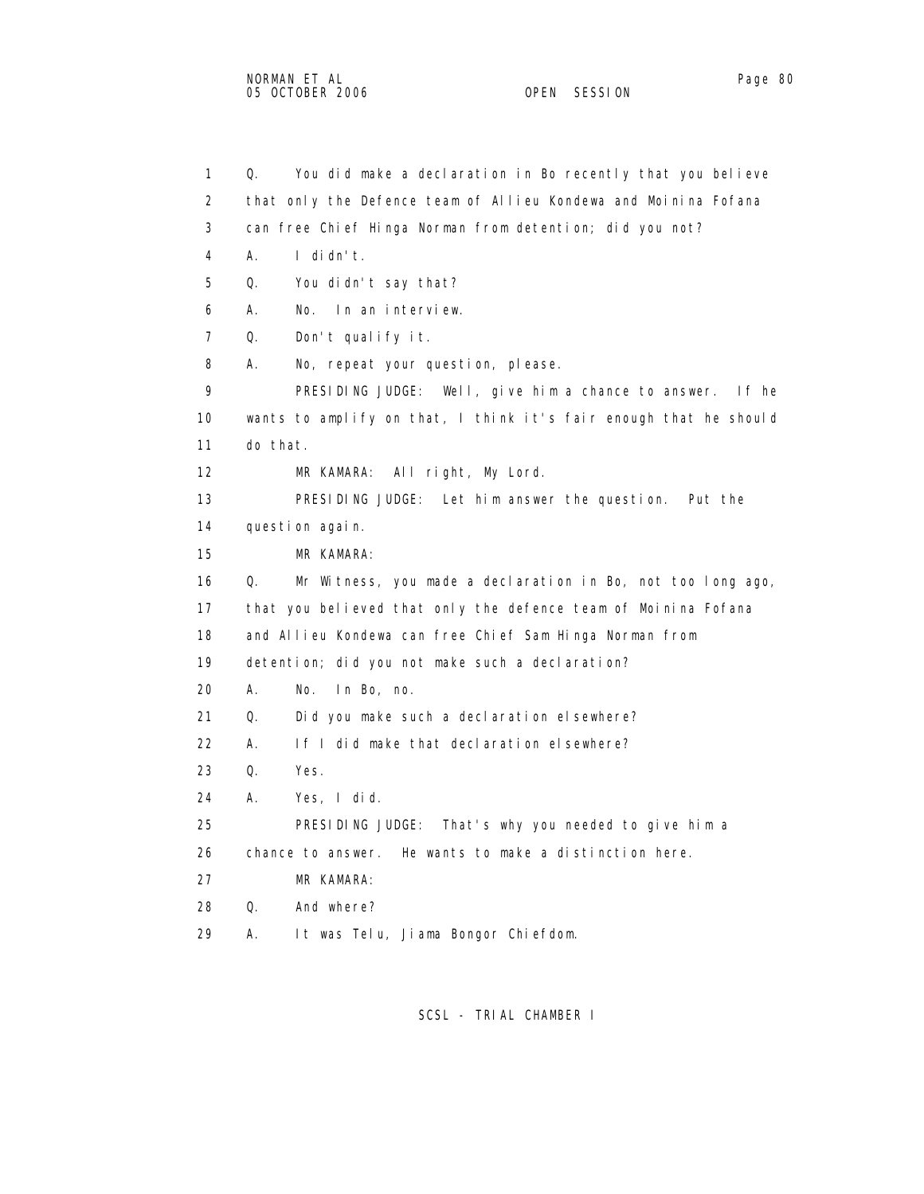1 Q. You did make a declaration in Bo recently that you believe
2 that only the Defence team of Allieu Kondewa and Moinina Fofana
3 can free Chief Hinga Norman from detention; did you not?
4 A. I didn't.
5 Q. You didn't say that?
6 A. No. In an interview.
7 Q. Don't qualify it.
8 A. No, repeat your question, please.
9 PRESIDING JUDGE: Well, give him a chance to answer. If he
10 wants to amplify on that, I think it's fair enough that he should
11 do that.
12 MR KAMARA: All right, My Lord.
13 PRESIDING JUDGE: Let him answer the question. Put the
14 question again.
15 MR KAMARA:
16 Q. Mr Witness, you made a declaration in Bo, not too long ago,
17 that you believed that only the defence team of Moinina Fofana
18 and Allieu Kondewa can free Chief Sam Hinga Norman from
19 detention; did you not make such a declaration?
20 A. No. In Bo, no.
21 Q. Did you make such a declaration elsewhere?
22 A. If I did make that declaration elsewhere?
23 Q. Yes.
24 A. Yes, I did.
25 PRESIDING JUDGE: That's why you needed to give him a
26 chance to answer. He wants to make a distinction here.
27 MR KAMARA:
28 Q. And where?
29 A. It was Telu, Jiama Bongor Chiefdom.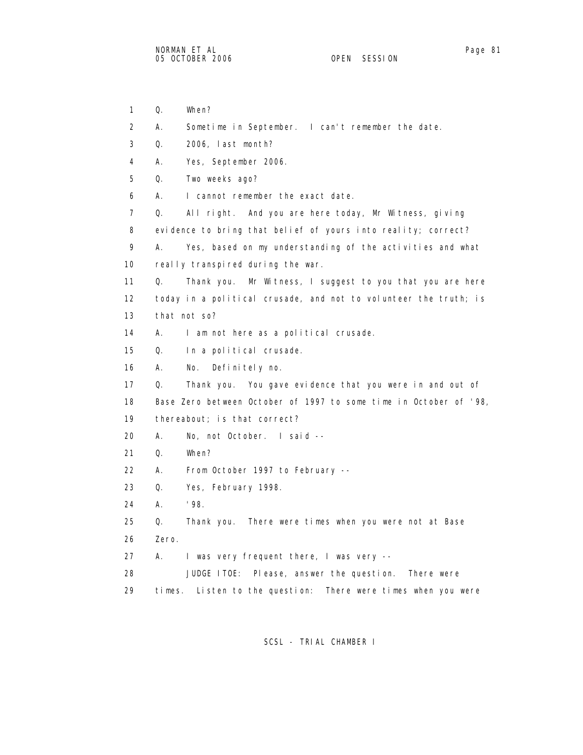1 Q. When?

2 A. Sometime in September. I can't remember the date.

3 Q. 2006, last month?

4 A. Yes, September 2006.

5 Q. Two weeks ago?

6 A. I cannot remember the exact date.

7 Q. All right. And you are here today, Mr Witness, giving

8 evidence to bring that belief of yours into reality; correct?

9 A. Yes, based on my understanding of the activities and what

10 really transpired during the war.

11 Q. Thank you. Mr Witness, I suggest to you that you are here

12 today in a political crusade, and not to volunteer the truth; is

13 that not so?

14 A. I am not here as a political crusade.

15 Q. In a political crusade.

16 A. No. Definitely no.

17 Q. Thank you. You gave evidence that you were in and out of

18 Base Zero between October of 1997 to some time in October of '98,

19 thereabout; is that correct?

20 A. No, not October. I said --

21 Q. When?

22 A. From October 1997 to February --

23 Q. Yes, February 1998.

24 A. '98.

25 Q. Thank you. There were times when you were not at Base

26 Zero.

27 A. I was very frequent there, I was very --

28 JUDGE ITOE: Please, answer the question. There were

29 times. Listen to the question: There were times when you were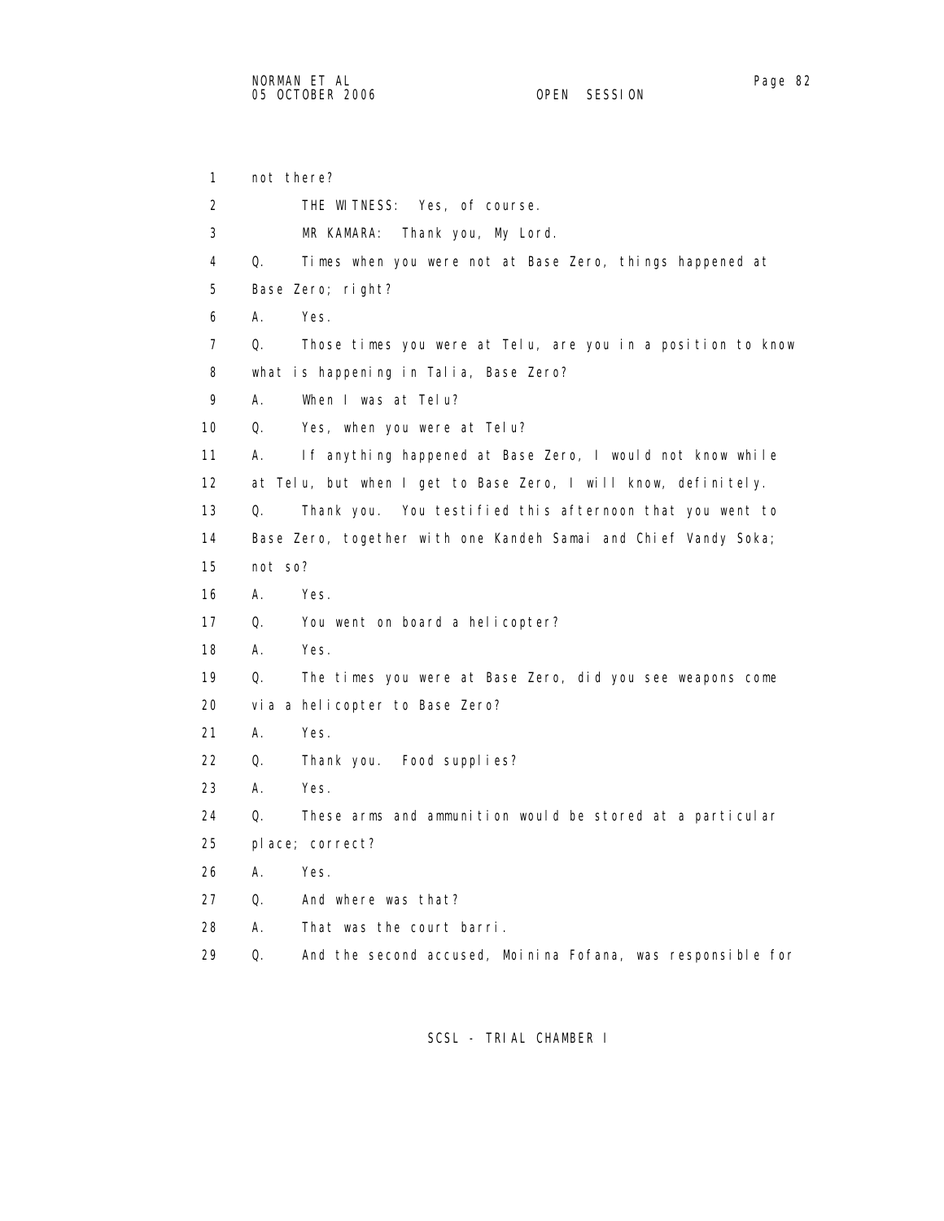1 not there?

2 THE WITNESS: Yes, of course.

3 MR KAMARA: Thank you, My Lord.

4 Q. Times when you were not at Base Zero, things happened at

5 Base Zero; right?

6 A. Yes.

7 Q. Those times you were at Telu, are you in a position to know

8 what is happening in Talia, Base Zero?

9 A. When I was at Telu?

10 Q. Yes, when you were at Telu?

11 A. If anything happened at Base Zero, I would not know while

12 at Telu, but when I get to Base Zero, I will know, definitely.

13 Q. Thank you. You testified this afternoon that you went to

14 Base Zero, together with one Kandeh Samai and Chief Vandy Soka;

15 not so?

16 A. Yes.

17 Q. You went on board a helicopter?

18 A. Yes.

19 Q. The times you were at Base Zero, did you see weapons come

20 via a helicopter to Base Zero?

21 A. Yes.

22 Q. Thank you. Food supplies?

23 A. Yes.

24 Q. These arms and ammunition would be stored at a particular

25 place; correct?

26 A. Yes.

27 Q. And where was that?

28 A. That was the court barri.

29 Q. And the second accused, Moinina Fofana, was responsible for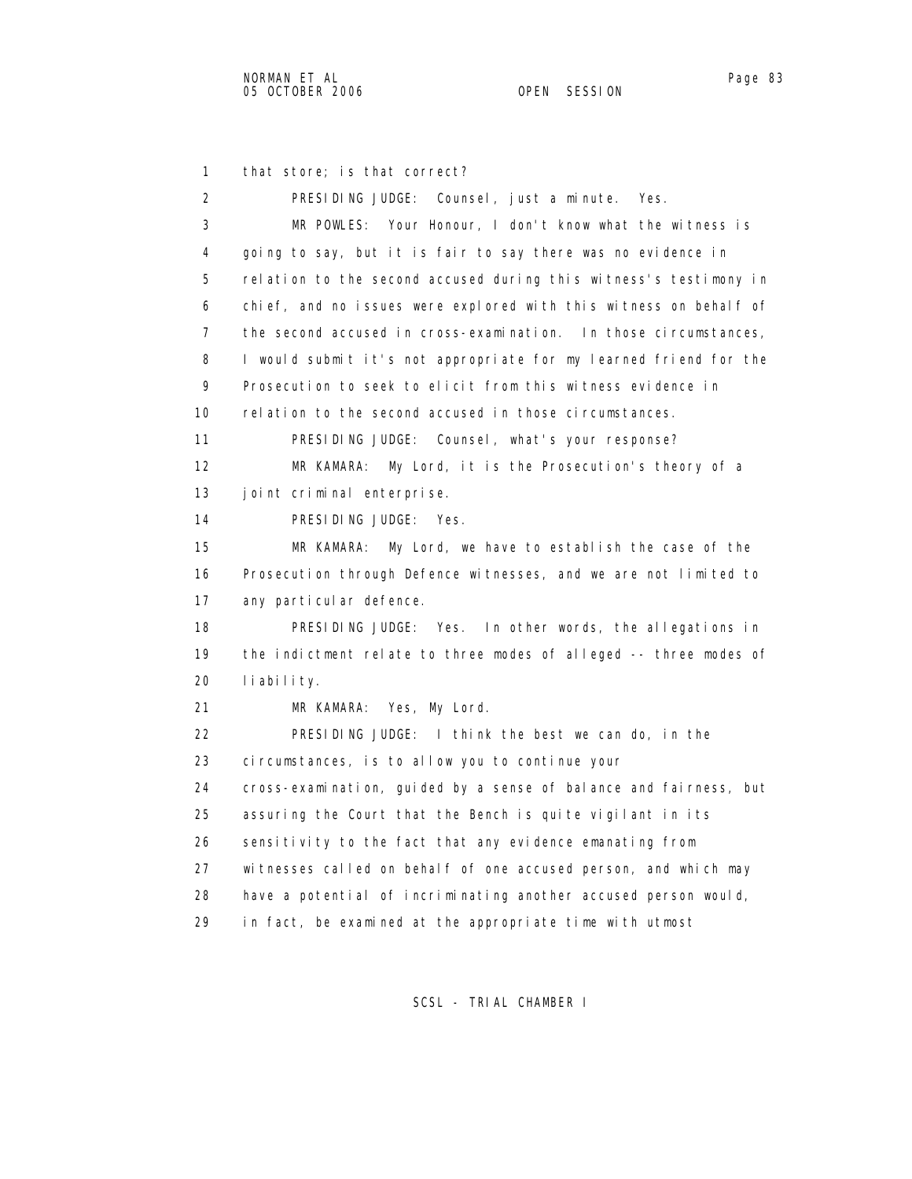1 that store; is that correct?

2 PRESIDING JUDGE: Counsel, just a minute. Yes.

3 MR POWLES: Your Honour, I don't know what the witness is
4 going to say, but it is fair to say there was no evidence in
5 relation to the second accused during this witness's testimony in
6 chief, and no issues were explored with this witness on behalf of
7 the second accused in cross-examination. In those circumstances,
8 I would submit it's not appropriate for my learned friend for the
9 Prosecution to seek to elicit from this witness evidence in
10 relation to the second accused in those circumstances.

11 PRESIDING JUDGE: Counsel, what's your response?

12 MR KAMARA: My Lord, it is the Prosecution's theory of a
13 joint criminal enterprise.

14 PRESIDING JUDGE: Yes.

15 MR KAMARA: My Lord, we have to establish the case of the
16 Prosecution through Defence witnesses, and we are not limited to
17 any particular defence.

18 PRESIDING JUDGE: Yes. In other words, the allegations in
19 the indictment relate to three modes of alleged -- three modes of
20 liability.

21 MR KAMARA: Yes, My Lord.

22 PRESIDING JUDGE: I think the best we can do, in the
23 circumstances, is to allow you to continue your
24 cross-examination, guided by a sense of balance and fairness, but
25 assuring the Court that the Bench is quite vigilant in its
26 sensitivity to the fact that any evidence emanating from
27 witnesses called on behalf of one accused person, and which may
28 have a potential of incriminating another accused person would,
29 in fact, be examined at the appropriate time with utmost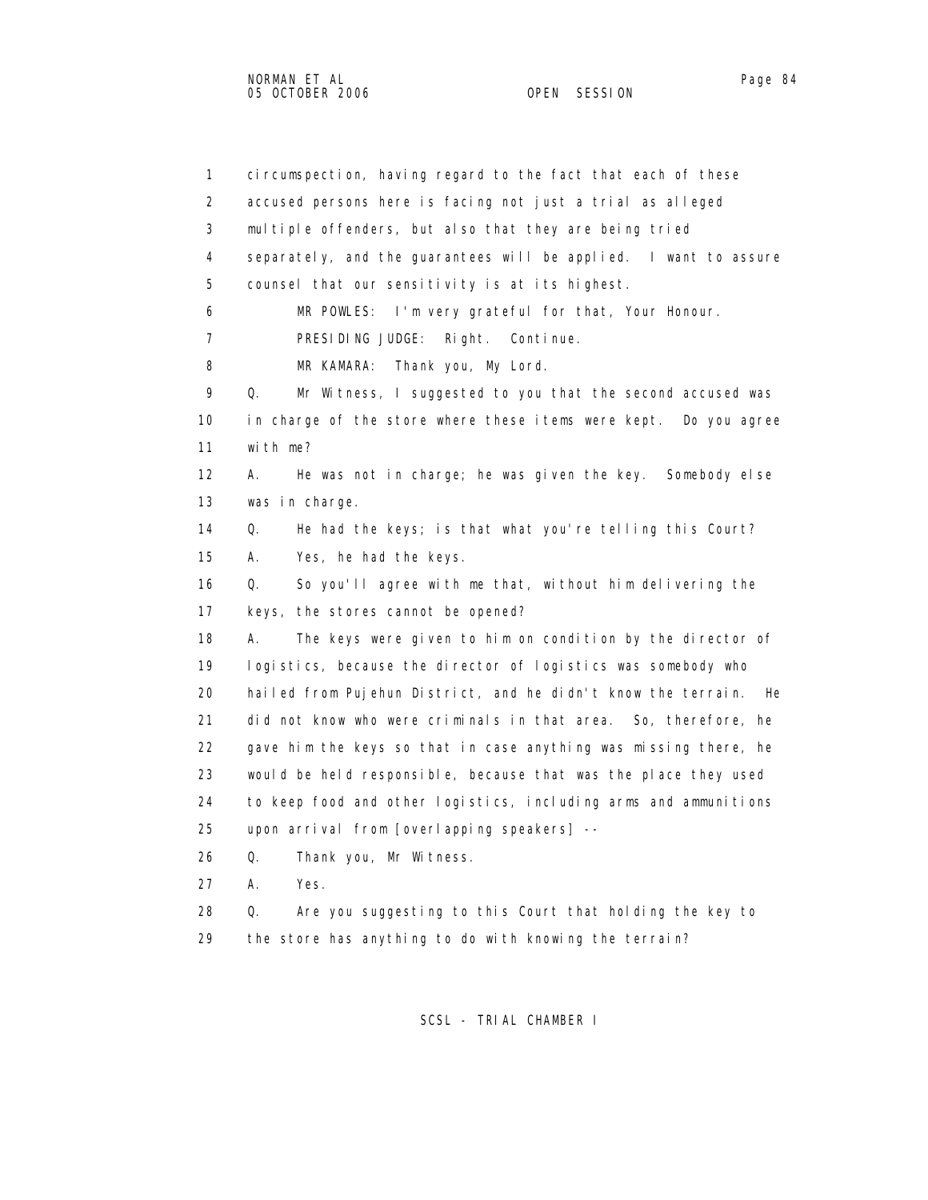1 circumspection, having regard to the fact that each of these
2 accused persons here is facing not just a trial as alleged
3 multiple offenders, but also that they are being tried
4 separately, and the guarantees will be applied. I want to assure
5 counsel that our sensitivity is at its highest.

6 MR POWLES: I'm very grateful for that, Your Honour.

7 PRESIDING JUDGE: Right. Continue.

8 MR KAMARA: Thank you, My Lord.

9 Q. Mr Witness, I suggested to you that the second accused was
10 in charge of the store where these items were kept. Do you agree
11 with me?

12 A. He was not in charge; he was given the key. Somebody else
13 was in charge.

14 Q. He had the keys; is that what you're telling this Court?

15 A. Yes, he had the keys.

16 Q. So you'll agree with me that, without him delivering the
17 keys, the stores cannot be opened?

18 A. The keys were given to him on condition by the director of
19 logistics, because the director of logistics was somebody who
20 hailed from Pujehun District, and he didn't know the terrain. He
21 did not know who were criminals in that area. So, therefore, he
22 gave him the keys so that in case anything was missing there, he
23 would be held responsible, because that was the place they used
24 to keep food and other logistics, including arms and ammunitions
25 upon arrival from [overlapping speakers] --

26 Q. Thank you, Mr Witness.

27 A. Yes.

28 Q. Are you suggesting to this Court that holding the key to
29 the store has anything to do with knowing the terrain?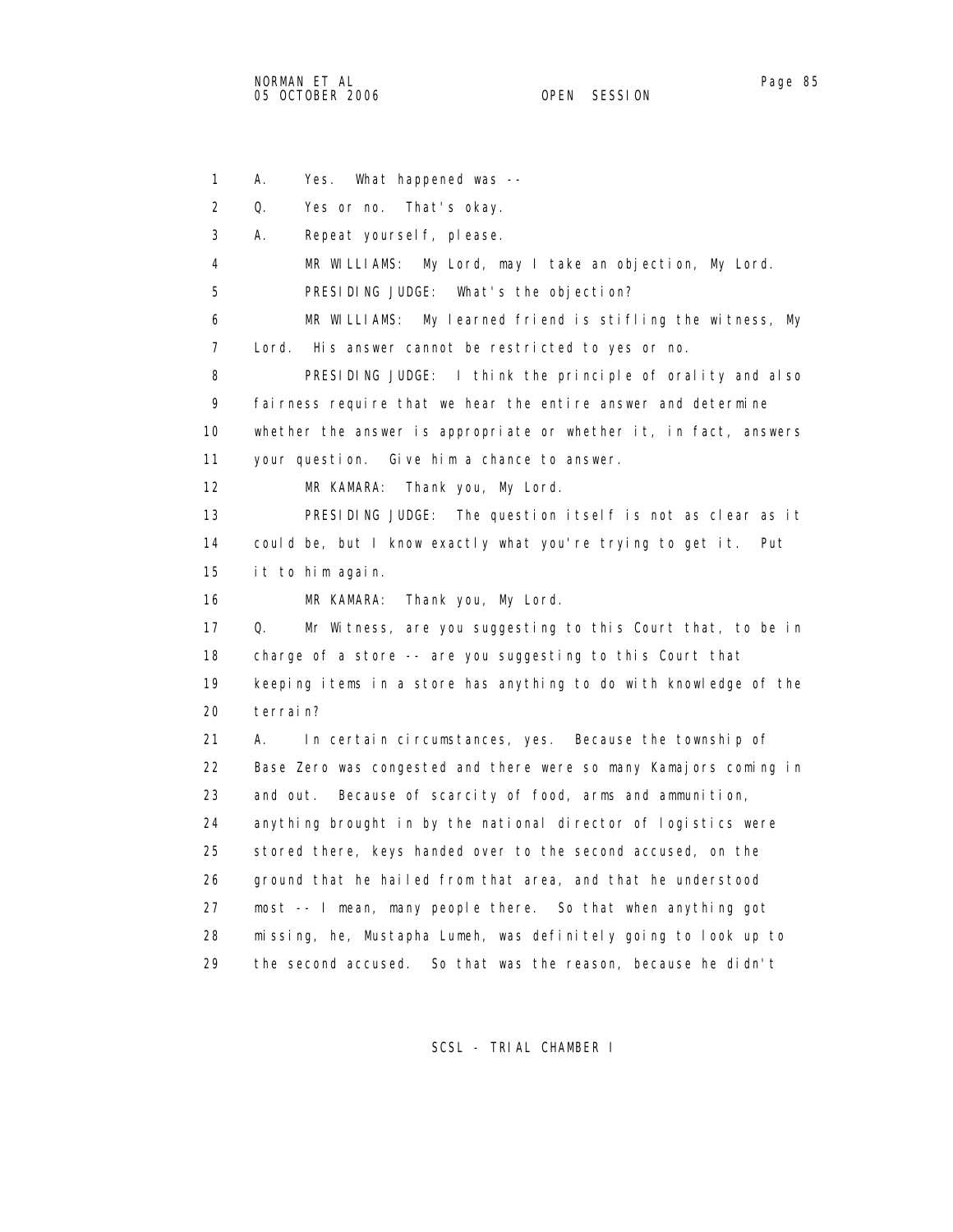1 A. Yes. What happened was --

2 Q. Yes or no. That's okay.

3 A. Repeat yourself, please.

4 MR WILLIAMS: My Lord, may I take an objection, My Lord.

5 PRESIDING JUDGE: What's the objection?

6 MR WILLIAMS: My learned friend is stifling the witness, My

7 Lord. His answer cannot be restricted to yes or no.

8 PRESIDING JUDGE: I think the principle of orality and also

9 fairness require that we hear the entire answer and determine

10 whether the answer is appropriate or whether it, in fact, answers

11 your question. Give him a chance to answer.

12 MR KAMARA: Thank you, My Lord.

13 PRESIDING JUDGE: The question itself is not as clear as it

14 could be, but I know exactly what you're trying to get it. Put

15 it to him again.

16 MR KAMARA: Thank you, My Lord.

17 Q. Mr Witness, are you suggesting to this Court that, to be in

18 charge of a store -- are you suggesting to this Court that

19 keeping items in a store has anything to do with knowledge of the

20 terrain?

21 A. In certain circumstances, yes. Because the township of

22 Base Zero was congested and there were so many Kamajors coming in

23 and out. Because of scarcity of food, arms and ammunition,

24 anything brought in by the national director of logistics were

25 stored there, keys handed over to the second accused, on the

26 ground that he hailed from that area, and that he understood

27 most -- I mean, many people there. So that when anything got

28 missing, he, Mustapha Lumeh, was definitely going to look up to

29 the second accused. So that was the reason, because he didn't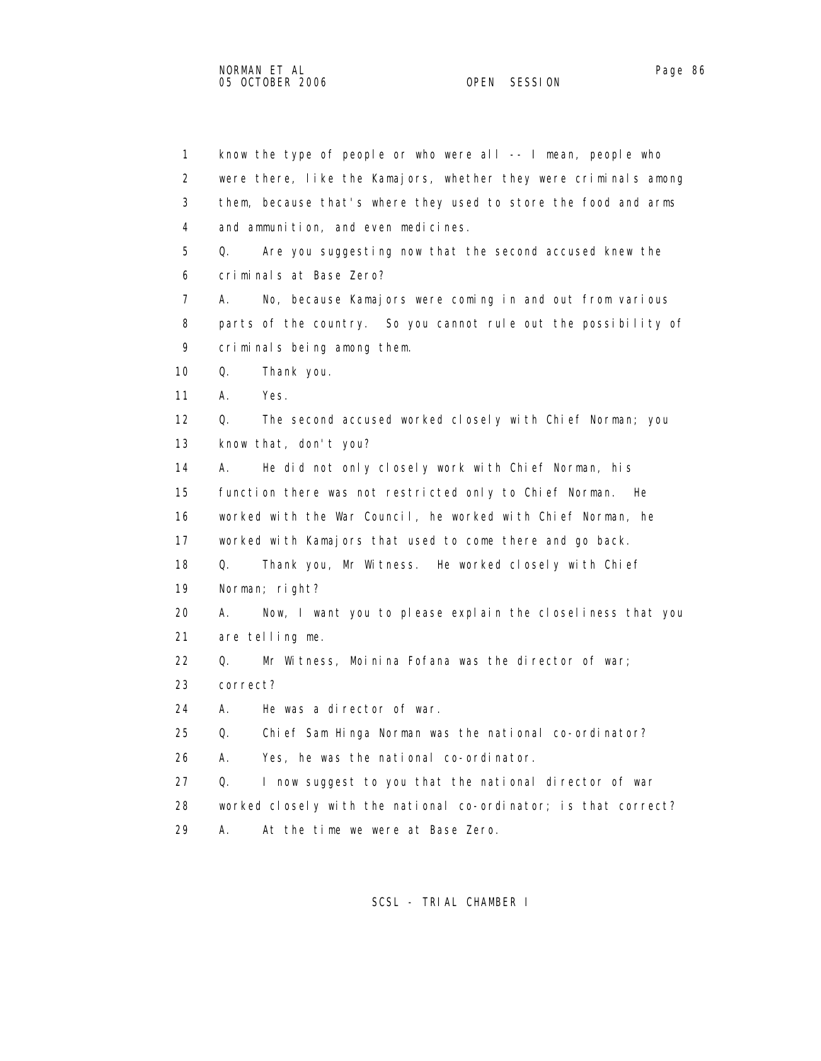1 know the type of people or who were all -- I mean, people who
2 were there, like the Kamajors, whether they were criminals among
3 them, because that's where they used to store the food and arms
4 and ammunition, and even medicines.
5 Q. Are you suggesting now that the second accused knew the
6 criminals at Base Zero?
7 A. No, because Kamajors were coming in and out from various
8 parts of the country. So you cannot rule out the possibility of
9 criminals being among them.
10 Q. Thank you.
11 A. Yes.
12 Q. The second accused worked closely with Chief Norman; you
13 know that, don't you?
14 A. He did not only closely work with Chief Norman, his
15 function there was not restricted only to Chief Norman. He
16 worked with the War Council, he worked with Chief Norman, he
17 worked with Kamajors that used to come there and go back.
18 Q. Thank you, Mr Witness. He worked closely with Chief
19 Norman; right?
20 A. Now, I want you to please explain the closeliness that you
21 are telling me.
22 Q. Mr Witness, Moinina Fofana was the director of war;
23 correct?
24 A. He was a director of war.
25 Q. Chief Sam Hinga Norman was the national co-ordinator?
26 A. Yes, he was the national co-ordinator.
27 Q. I now suggest to you that the national director of war
28 worked closely with the national co-ordinator; is that correct?
29 A. At the time we were at Base Zero.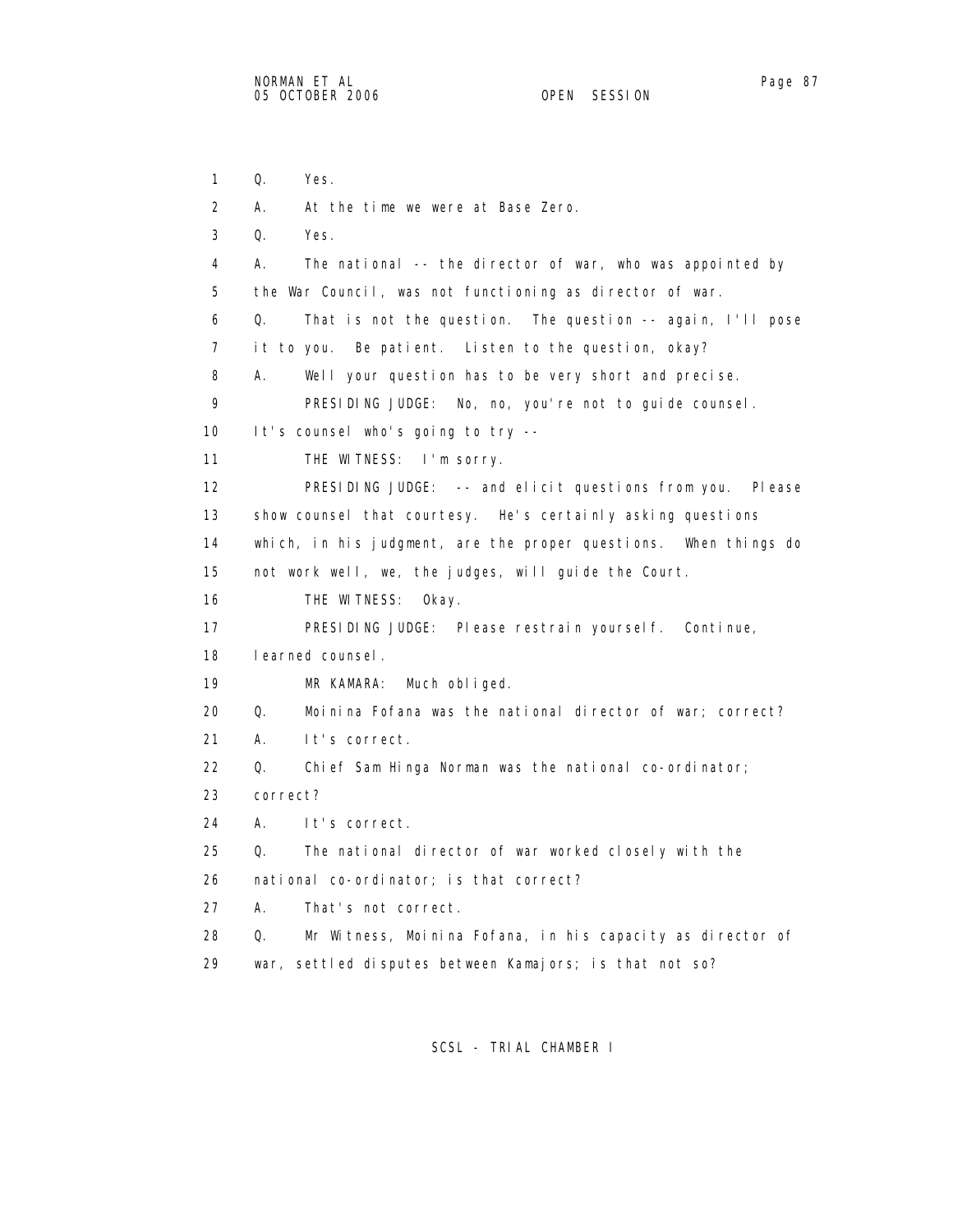1 Q. Yes.

2 A. At the time we were at Base Zero.

3 Q. Yes.

4 A. The national -- the director of war, who was appointed by

5 the War Council, was not functioning as director of war.

6 Q. That is not the question. The question -- again, I'll pose

7 it to you. Be patient. Listen to the question, okay?

8 A. Well your question has to be very short and precise.

9 PRESIDING JUDGE: No, no, you're not to guide counsel.

10 It's counsel who's going to try --

11 THE WITNESS: I'm sorry.

12 PRESIDING JUDGE: -- and elicit questions from you. Please

13 show counsel that courtesy. He's certainly asking questions

14 which, in his judgment, are the proper questions. When things do

15 not work well, we, the judges, will guide the Court.

16 THE WITNESS: Okay.

17 PRESIDING JUDGE: Please restrain yourself. Continue,

18 learned counsel.

19 MR KAMARA: Much obliged.

20 Q. Moinina Fofana was the national director of war; correct?

21 A. It's correct.

22 Q. Chief Sam Hinga Norman was the national co-ordinator;

23 correct?

24 A. It's correct.

25 Q. The national director of war worked closely with the

26 national co-ordinator; is that correct?

27 A. That's not correct.

28 Q. Mr Witness, Moinina Fofana, in his capacity as director of

29 war, settled disputes between Kamajors; is that not so?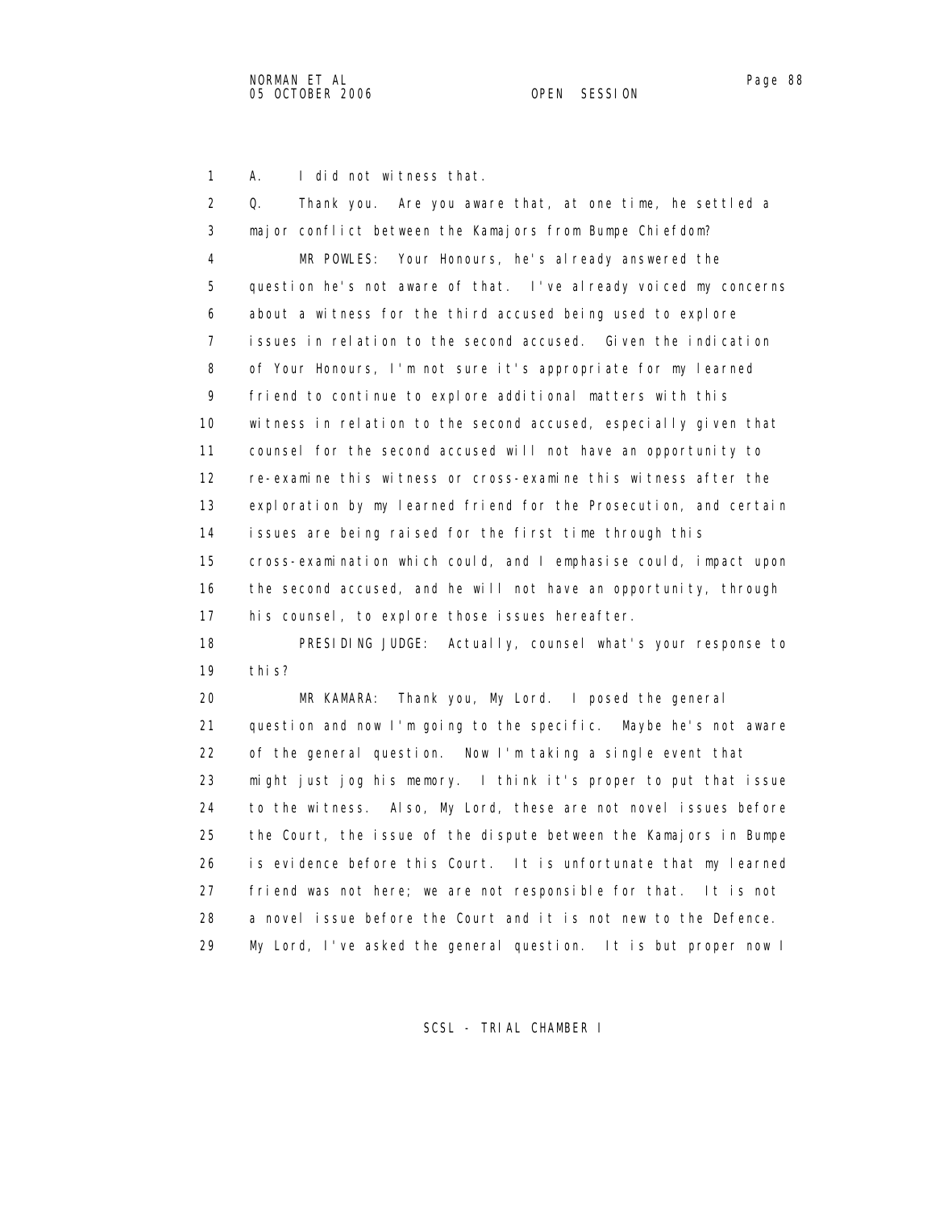1 A. I did not witness that.

2 Q. Thank you. Are you aware that, at one time, he settled a
3 major conflict between the Kamajors from Bumpe Chiefdom?

4 MR POWLES: Your Honours, he's already answered the
5 question he's not aware of that. I've already voiced my concerns
6 about a witness for the third accused being used to explore
7 issues in relation to the second accused. Given the indication
8 of Your Honours, I'm not sure it's appropriate for my learned
9 friend to continue to explore additional matters with this
10 witness in relation to the second accused, especially given that
11 counsel for the second accused will not have an opportunity to
12 re-examine this witness or cross-examine this witness after the
13 exploration by my learned friend for the Prosecution, and certain
14 issues are being raised for the first time through this
15 cross-examination which could, and I emphasise could, impact upon
16 the second accused, and he will not have an opportunity, through
17 his counsel, to explore those issues hereafter.

18 PRESIDING JUDGE: Actually, counsel what's your response to
19 this?

20 MR KAMARA: Thank you, My Lord. I posed the general
21 question and now I'm going to the specific. Maybe he's not aware
22 of the general question. Now I'm taking a single event that
23 might just jog his memory. I think it's proper to put that issue
24 to the witness. Also, My Lord, these are not novel issues before
25 the Court, the issue of the dispute between the Kamajors in Bumpe
26 is evidence before this Court. It is unfortunate that my learned
27 friend was not here; we are not responsible for that. It is not
28 a novel issue before the Court and it is not new to the Defence.
29 My Lord, I've asked the general question. It is but proper now I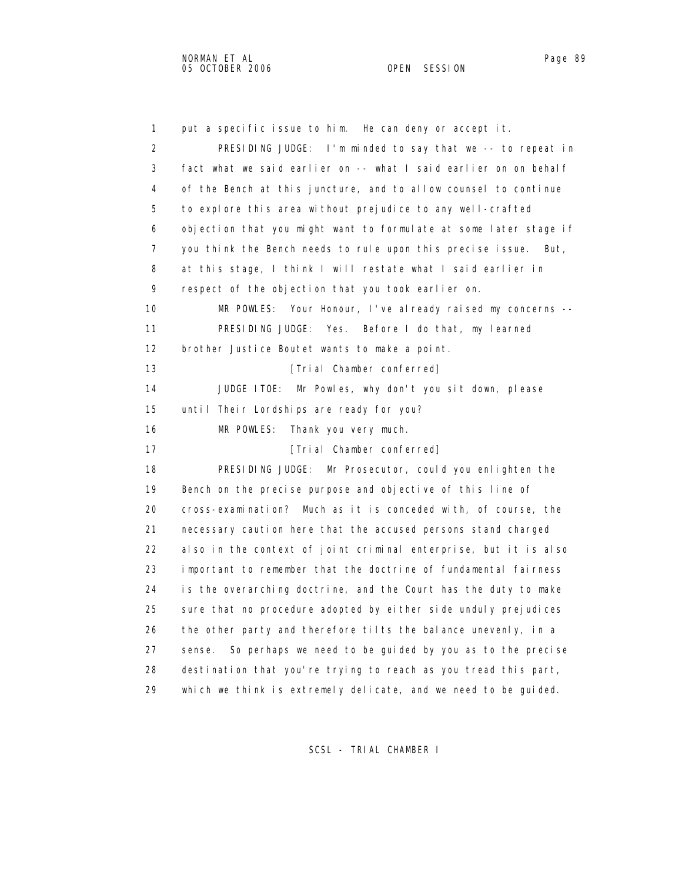put a specific issue to him. He can deny or accept it.

PRESIDING JUDGE: I'm minded to say that we -- to repeat in fact what we said earlier on -- what I said earlier on on behalf of the Bench at this juncture, and to allow counsel to continue to explore this area without prejudice to any well-crafted objection that you might want to formulate at some later stage if you think the Bench needs to rule upon this precise issue. But, at this stage, I think I will restate what I said earlier in respect of the objection that you took earlier on.

MR POWLES: Your Honour, I've already raised my concerns --

PRESIDING JUDGE: Yes. Before I do that, my learned brother Justice Boutet wants to make a point.

[Trial Chamber conferred]

JUDGE ITOE: Mr Powles, why don't you sit down, please until Their Lordships are ready for you?

MR POWLES: Thank you very much.

[Trial Chamber conferred]

PRESIDING JUDGE: Mr Prosecutor, could you enlighten the Bench on the precise purpose and objective of this line of cross-examination? Much as it is conceded with, of course, the necessary caution here that the accused persons stand charged also in the context of joint criminal enterprise, but it is also important to remember that the doctrine of fundamental fairness is the overarching doctrine, and the Court has the duty to make sure that no procedure adopted by either side unduly prejudices the other party and therefore tilts the balance unevenly, in a sense. So perhaps we need to be guided by you as to the precise destination that you're trying to reach as you tread this part, which we think is extremely delicate, and we need to be guided.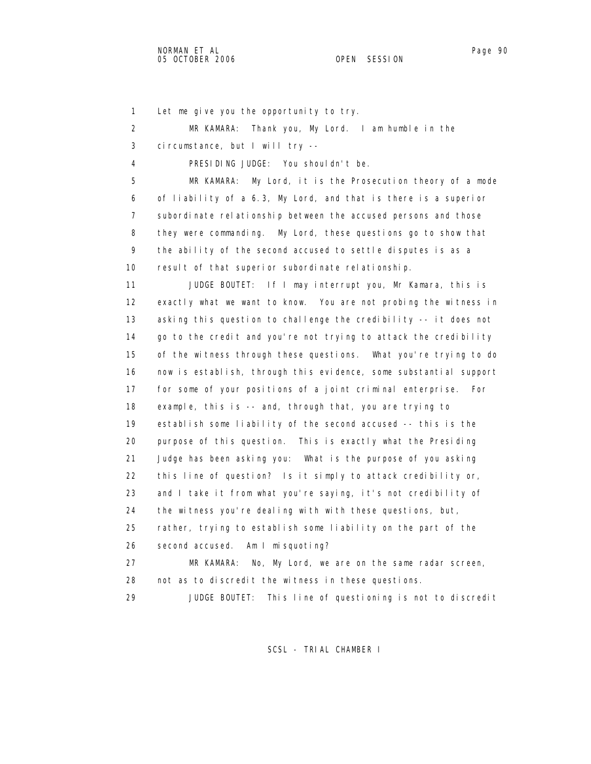1 Let me give you the opportunity to try.

2 MR KAMARA: Thank you, My Lord. I am humble in the

3 circumstance, but I will try --

4 PRESIDING JUDGE: You shouldn't be.

5 MR KAMARA: My Lord, it is the Prosecution theory of a mode

6 of liability of a 6.3, My Lord, and that is there is a superior

7 subordinate relationship between the accused persons and those

8 they were commanding. My Lord, these questions go to show that

9 the ability of the second accused to settle disputes is as a

10 result of that superior subordinate relationship.

11 JUDGE BOUTET: If I may interrupt you, Mr Kamara, this is

12 exactly what we want to know. You are not probing the witness in

13 asking this question to challenge the credibility -- it does not

14 go to the credit and you're not trying to attack the credibility

15 of the witness through these questions. What you're trying to do

16 now is establish, through this evidence, some substantial support

17 for some of your positions of a joint criminal enterprise. For

18 example, this is -- and, through that, you are trying to

19 establish some liability of the second accused -- this is the

20 purpose of this question. This is exactly what the Presiding

21 Judge has been asking you: What is the purpose of you asking

22 this line of question? Is it simply to attack credibility or,

23 and I take it from what you're saying, it's not credibility of

24 the witness you're dealing with with these questions, but,

25 rather, trying to establish some liability on the part of the

26 second accused. Am I misquoting?

27 MR KAMARA: No, My Lord, we are on the same radar screen,

28 not as to discredit the witness in these questions.

29 JUDGE BOUTET: This line of questioning is not to discredit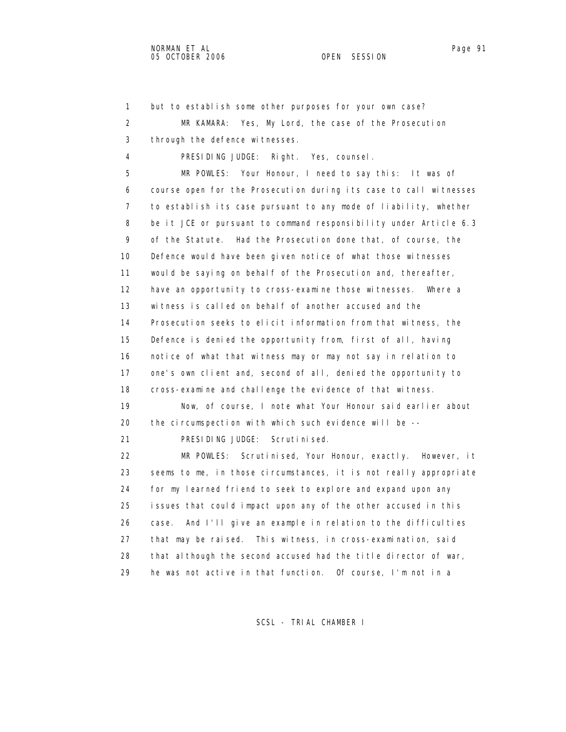1 but to establish some other purposes for your own case?

2 MR KAMARA: Yes, My Lord, the case of the Prosecution

3 through the defence witnesses.

4 PRESIDING JUDGE: Right. Yes, counsel.

5 MR POWLES: Your Honour, I need to say this: It was of

6 course open for the Prosecution during its case to call witnesses

7 to establish its case pursuant to any mode of liability, whether

8 be it JCE or pursuant to command responsibility under Article 6.3

9 of the Statute. Had the Prosecution done that, of course, the

10 Defence would have been given notice of what those witnesses

11 would be saying on behalf of the Prosecution and, thereafter,

12 have an opportunity to cross-examine those witnesses. Where a

13 witness is called on behalf of another accused and the

14 Prosecution seeks to elicit information from that witness, the

15 Defence is denied the opportunity from, first of all, having

16 notice of what that witness may or may not say in relation to

17 one's own client and, second of all, denied the opportunity to

18 cross-examine and challenge the evidence of that witness.

19 Now, of course, I note what Your Honour said earlier about

20 the circumspection with which such evidence will be --

21 PRESIDING JUDGE: Scrutinised.

22 MR POWLES: Scrutinised, Your Honour, exactly. However, it

23 seems to me, in those circumstances, it is not really appropriate

24 for my learned friend to seek to explore and expand upon any

25 issues that could impact upon any of the other accused in this

26 case. And I'll give an example in relation to the difficulties

27 that may be raised. This witness, in cross-examination, said

28 that although the second accused had the title director of war,

29 he was not active in that function. Of course, I'm not in a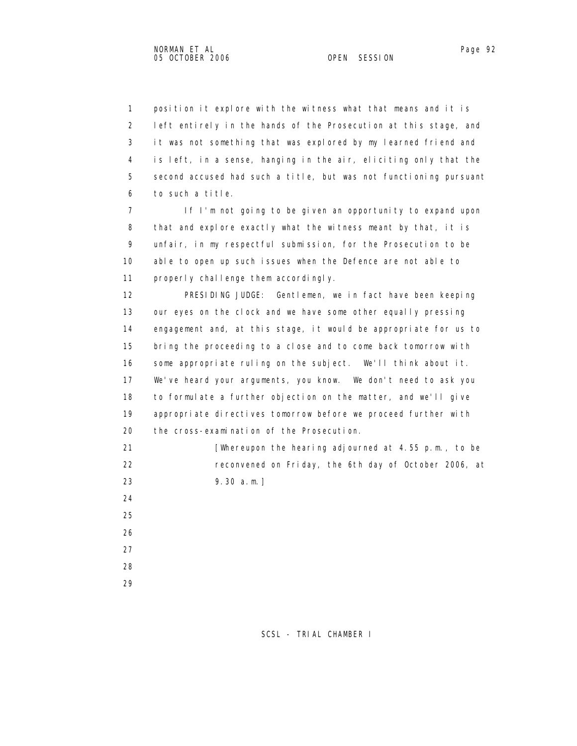position it explore with the witness what that means and it is left entirely in the hands of the Prosecution at this stage, and it was not something that was explored by my learned friend and is left, in a sense, hanging in the air, eliciting only that the second accused had such a title, but was not functioning pursuant to such a title.

If I'm not going to be given an opportunity to expand upon that and explore exactly what the witness meant by that, it is unfair, in my respectful submission, for the Prosecution to be able to open up such issues when the Defence are not able to properly challenge them accordingly.

PRESIDING JUDGE: Gentlemen, we in fact have been keeping our eyes on the clock and we have some other equally pressing engagement and, at this stage, it would be appropriate for us to bring the proceeding to a close and to come back tomorrow with some appropriate ruling on the subject. We'll think about it. We've heard your arguments, you know. We don't need to ask you to formulate a further objection on the matter, and we'll give appropriate directives tomorrow before we proceed further with the cross-examination of the Prosecution.

[Whereupon the hearing adjourned at 4.55 p.m., to be reconvened on Friday, the 6th day of October 2006, at 9.30 a.m.]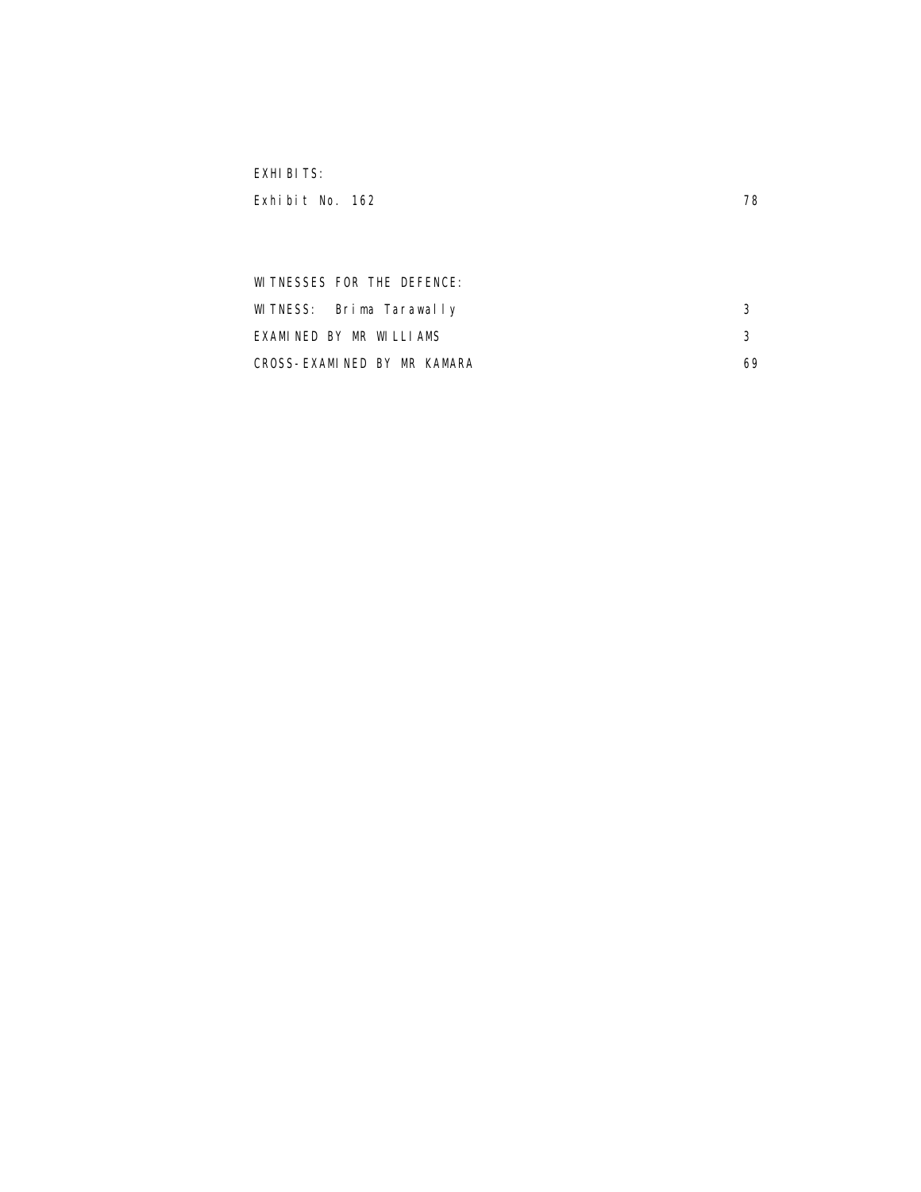EXHIBITS:

| | |
|---|---|
| Exhibit No. 162 | 78 |

WITNESSES FOR THE DEFENCE:

| | |
|---|---|
| WITNESS: Brima Tarawally | 3 |
| EXAMINED BY MR WILLIAMS | 3 |
| CROSS-EXAMINED BY MR KAMARA | 69 |